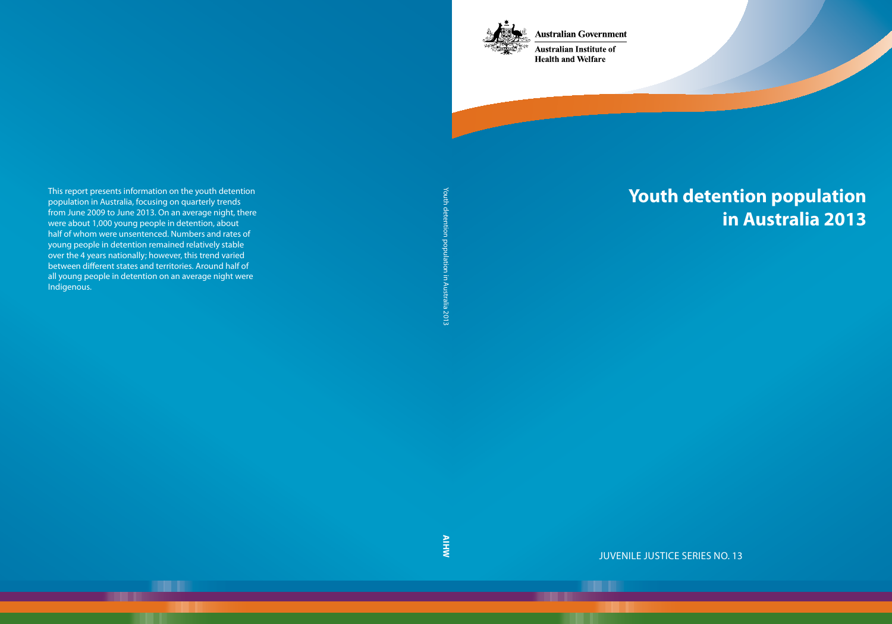Australian Government

Australian Institute of Health and Welfare

# Youth detention population in Australia 2013

JUVENILE JUSTICE SERIES NO. 13

This report presents information on the youth detention population in Australia, focusing on quarterly trends from June 2009 to June 2013. On an average night, there were about 1,000 young people in detention, about half of whom were unsentenced. Numbers and rates of young people in detention remained relatively stable over the 4 years nationally; however, this trend varied between different states and territories. Around half of all young people in detention on an average night were Indigenous.

Youth detention population in Australia 2013

AIHW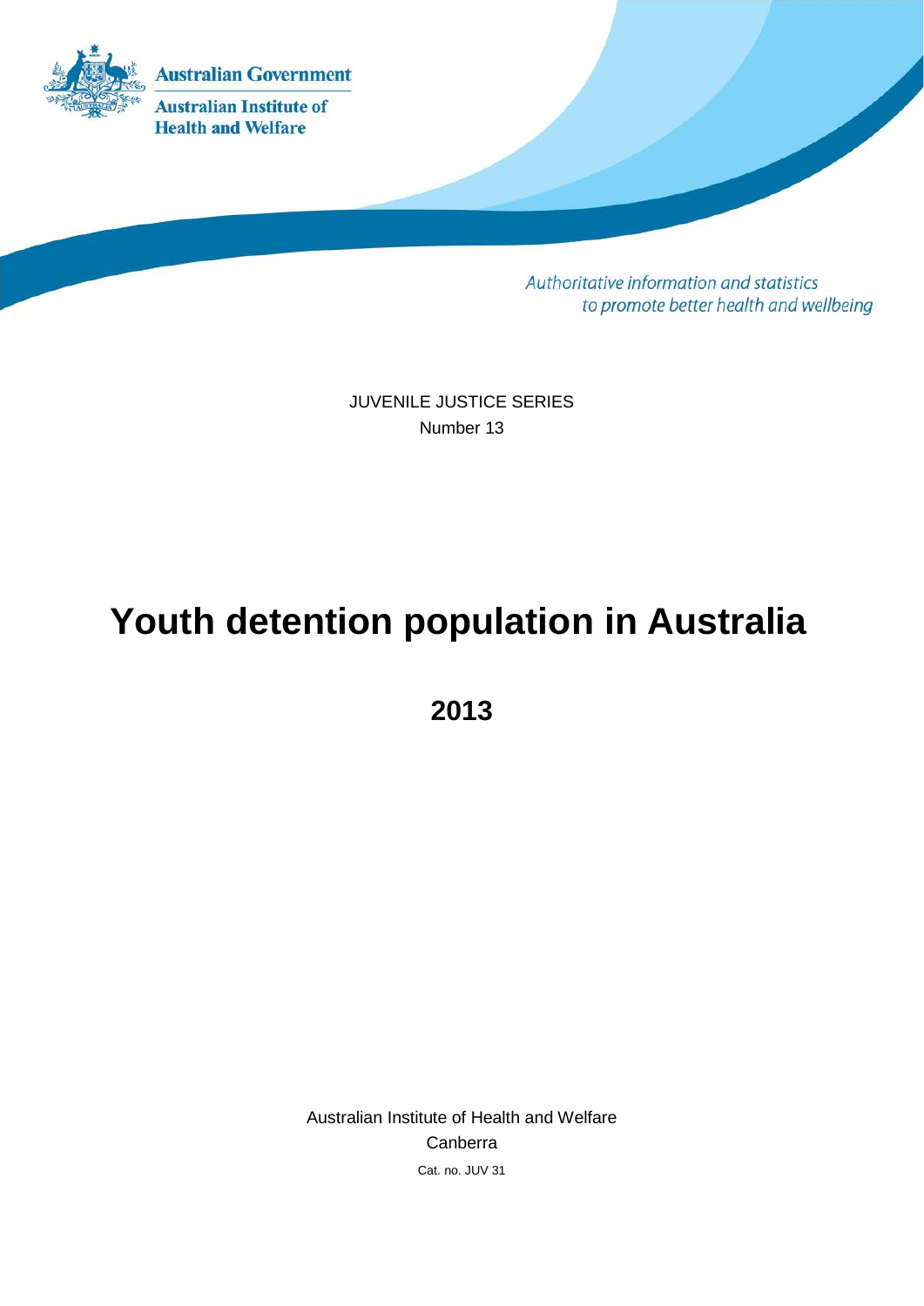Australian Government

Australian Institute of Health and Welfare

*Authoritative information and statistics to promote better health and wellbeing*

JUVENILE JUSTICE SERIES

Number 13

# Youth detention population in Australia

## 2013

Australian Institute of Health and Welfare

Canberra

Cat. no. JUV 31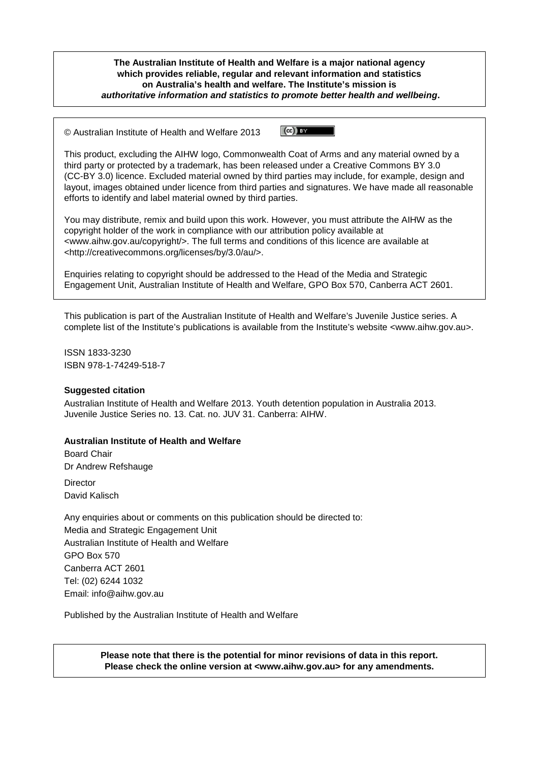**The Australian Institute of Health and Welfare is a major national agency which provides reliable, regular and relevant information and statistics on Australia's health and welfare. The Institute's mission is *authoritative information and statistics to promote better health and wellbeing*.**

© Australian Institute of Health and Welfare 2013

This product, excluding the AIHW logo, Commonwealth Coat of Arms and any material owned by a third party or protected by a trademark, has been released under a Creative Commons BY 3.0 (CC-BY 3.0) licence. Excluded material owned by third parties may include, for example, design and layout, images obtained under licence from third parties and signatures. We have made all reasonable efforts to identify and label material owned by third parties.

You may distribute, remix and build upon this work. However, you must attribute the AIHW as the copyright holder of the work in compliance with our attribution policy available at <www.aihw.gov.au/copyright/>. The full terms and conditions of this licence are available at <http://creativecommons.org/licenses/by/3.0/au/>.

Enquiries relating to copyright should be addressed to the Head of the Media and Strategic Engagement Unit, Australian Institute of Health and Welfare, GPO Box 570, Canberra ACT 2601.

This publication is part of the Australian Institute of Health and Welfare's Juvenile Justice series. A complete list of the Institute's publications is available from the Institute's website <www.aihw.gov.au>.

ISSN 1833-3230
ISBN 978-1-74249-518-7

**Suggested citation**

Australian Institute of Health and Welfare 2013. Youth detention population in Australia 2013. Juvenile Justice Series no. 13. Cat. no. JUV 31. Canberra: AIHW.

**Australian Institute of Health and Welfare**

Board Chair
Dr Andrew Refshauge

Director
David Kalisch

Any enquiries about or comments on this publication should be directed to:
Media and Strategic Engagement Unit
Australian Institute of Health and Welfare
GPO Box 570
Canberra ACT 2601
Tel: (02) 6244 1032
Email: info@aihw.gov.au

Published by the Australian Institute of Health and Welfare

**Please note that there is the potential for minor revisions of data in this report. Please check the online version at <www.aihw.gov.au> for any amendments.**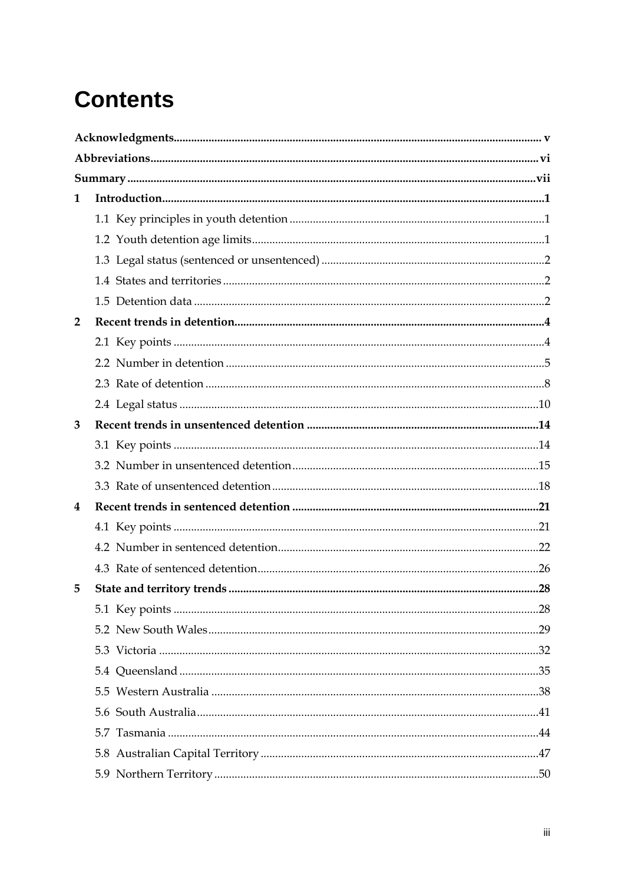# Contents

**Acknowledgments** ..... v

**Abbreviations** ..... vi

**Summary** ..... vii

**1 Introduction** ..... 1

- 1.1 Key principles in youth detention ..... 1
- 1.2 Youth detention age limits ..... 1
- 1.3 Legal status (sentenced or unsentenced) ..... 2
- 1.4 States and territories ..... 2
- 1.5 Detention data ..... 2

**2 Recent trends in detention** ..... 4

- 2.1 Key points ..... 4
- 2.2 Number in detention ..... 5
- 2.3 Rate of detention ..... 8
- 2.4 Legal status ..... 10

**3 Recent trends in unsentenced detention** ..... 14

- 3.1 Key points ..... 14
- 3.2 Number in unsentenced detention ..... 15
- 3.3 Rate of unsentenced detention ..... 18

**4 Recent trends in sentenced detention** ..... 21

- 4.1 Key points ..... 21
- 4.2 Number in sentenced detention ..... 22
- 4.3 Rate of sentenced detention ..... 26

**5 State and territory trends** ..... 28

- 5.1 Key points ..... 28
- 5.2 New South Wales ..... 29
- 5.3 Victoria ..... 32
- 5.4 Queensland ..... 35
- 5.5 Western Australia ..... 38
- 5.6 South Australia ..... 41
- 5.7 Tasmania ..... 44
- 5.8 Australian Capital Territory ..... 47
- 5.9 Northern Territory ..... 50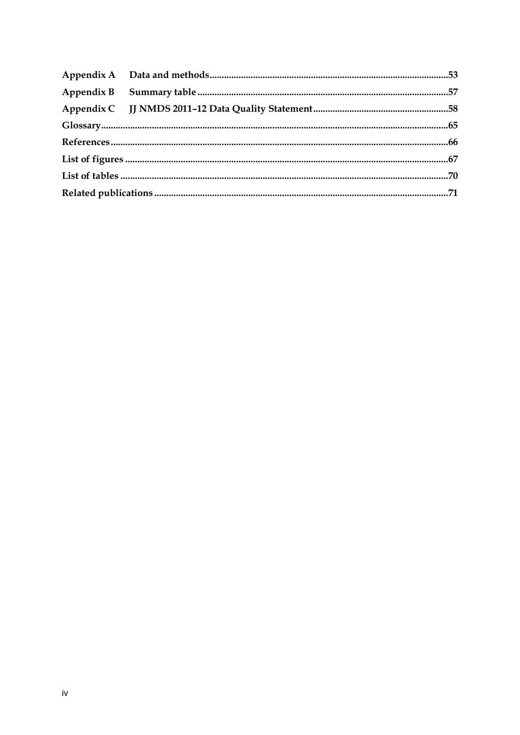**Appendix A Data and methods**..................................................53

**Appendix B Summary table**..................................................57

**Appendix C JJ NMDS 2011–12 Data Quality Statement**..................................................58

**Glossary**..................................................65

**References**..................................................66

**List of figures**..................................................67

**List of tables**..................................................70

**Related publications**..................................................71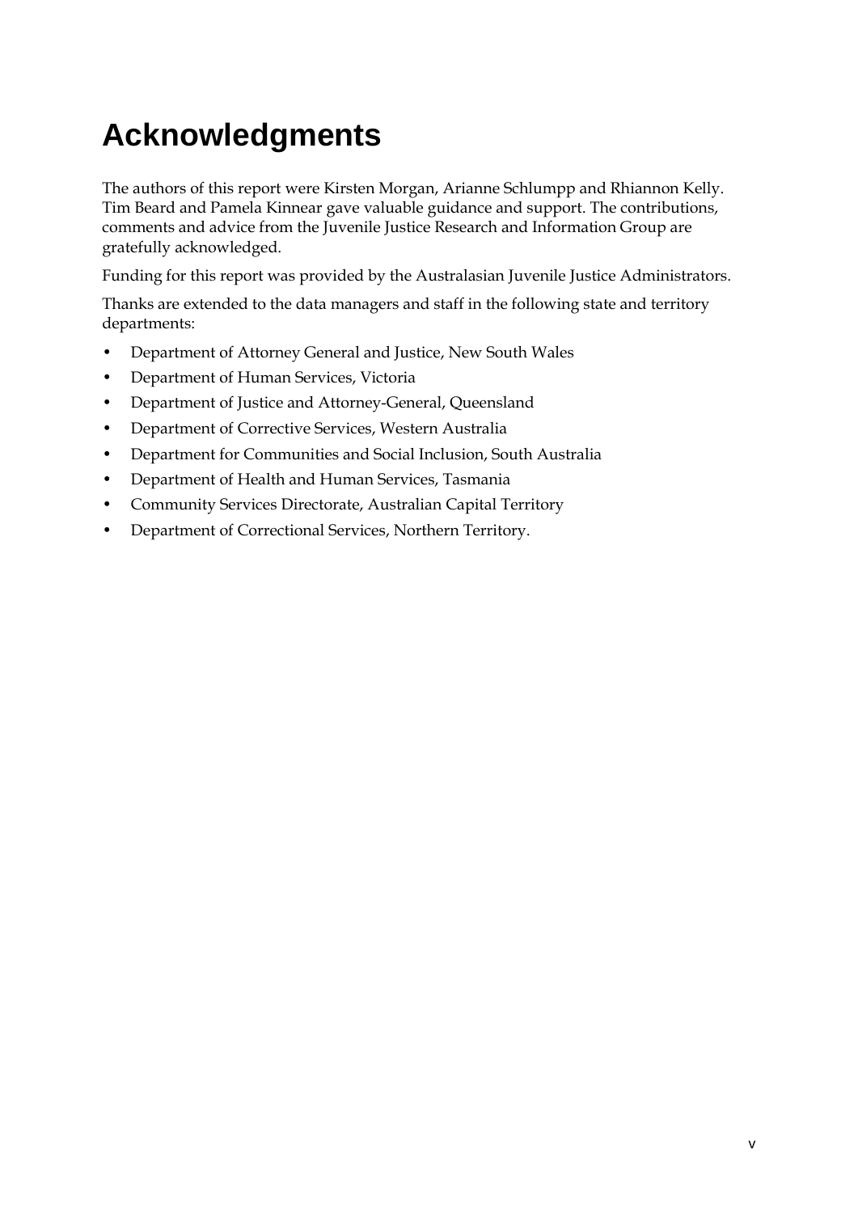# Acknowledgments

The authors of this report were Kirsten Morgan, Arianne Schlumpp and Rhiannon Kelly. Tim Beard and Pamela Kinnear gave valuable guidance and support. The contributions, comments and advice from the Juvenile Justice Research and Information Group are gratefully acknowledged.

Funding for this report was provided by the Australasian Juvenile Justice Administrators.

Thanks are extended to the data managers and staff in the following state and territory departments:

- Department of Attorney General and Justice, New South Wales
- Department of Human Services, Victoria
- Department of Justice and Attorney-General, Queensland
- Department of Corrective Services, Western Australia
- Department for Communities and Social Inclusion, South Australia
- Department of Health and Human Services, Tasmania
- Community Services Directorate, Australian Capital Territory
- Department of Correctional Services, Northern Territory.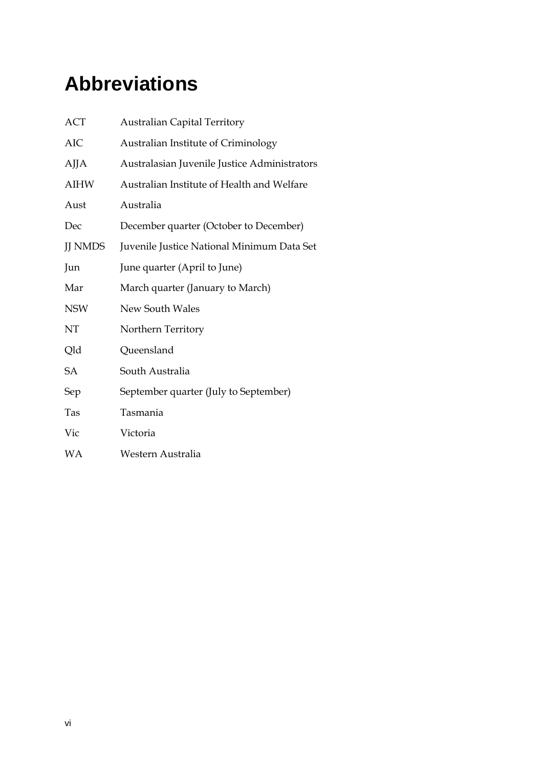# Abbreviations

| | |
|---|---|
| ACT | Australian Capital Territory |
| AIC | Australian Institute of Criminology |
| AJJA | Australasian Juvenile Justice Administrators |
| AIHW | Australian Institute of Health and Welfare |
| Aust | Australia |
| Dec | December quarter (October to December) |
| JJ NMDS | Juvenile Justice National Minimum Data Set |
| Jun | June quarter (April to June) |
| Mar | March quarter (January to March) |
| NSW | New South Wales |
| NT | Northern Territory |
| Qld | Queensland |
| SA | South Australia |
| Sep | September quarter (July to September) |
| Tas | Tasmania |
| Vic | Victoria |
| WA | Western Australia |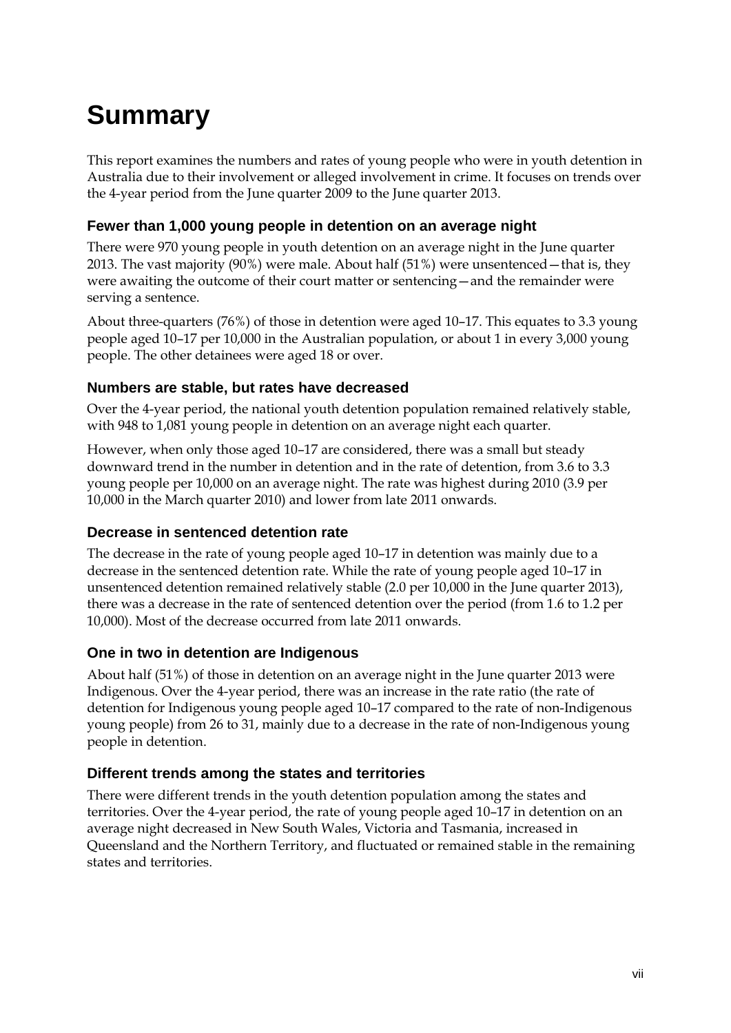# Summary

This report examines the numbers and rates of young people who were in youth detention in Australia due to their involvement or alleged involvement in crime. It focuses on trends over the 4-year period from the June quarter 2009 to the June quarter 2013.

### Fewer than 1,000 young people in detention on an average night

There were 970 young people in youth detention on an average night in the June quarter 2013. The vast majority (90%) were male. About half (51%) were unsentenced—that is, they were awaiting the outcome of their court matter or sentencing—and the remainder were serving a sentence.

About three-quarters (76%) of those in detention were aged 10–17. This equates to 3.3 young people aged 10–17 per 10,000 in the Australian population, or about 1 in every 3,000 young people. The other detainees were aged 18 or over.

### Numbers are stable, but rates have decreased

Over the 4-year period, the national youth detention population remained relatively stable, with 948 to 1,081 young people in detention on an average night each quarter.

However, when only those aged 10–17 are considered, there was a small but steady downward trend in the number in detention and in the rate of detention, from 3.6 to 3.3 young people per 10,000 on an average night. The rate was highest during 2010 (3.9 per 10,000 in the March quarter 2010) and lower from late 2011 onwards.

### Decrease in sentenced detention rate

The decrease in the rate of young people aged 10–17 in detention was mainly due to a decrease in the sentenced detention rate. While the rate of young people aged 10–17 in unsentenced detention remained relatively stable (2.0 per 10,000 in the June quarter 2013), there was a decrease in the rate of sentenced detention over the period (from 1.6 to 1.2 per 10,000). Most of the decrease occurred from late 2011 onwards.

### One in two in detention are Indigenous

About half (51%) of those in detention on an average night in the June quarter 2013 were Indigenous. Over the 4-year period, there was an increase in the rate ratio (the rate of detention for Indigenous young people aged 10–17 compared to the rate of non-Indigenous young people) from 26 to 31, mainly due to a decrease in the rate of non-Indigenous young people in detention.

### Different trends among the states and territories

There were different trends in the youth detention population among the states and territories. Over the 4-year period, the rate of young people aged 10–17 in detention on an average night decreased in New South Wales, Victoria and Tasmania, increased in Queensland and the Northern Territory, and fluctuated or remained stable in the remaining states and territories.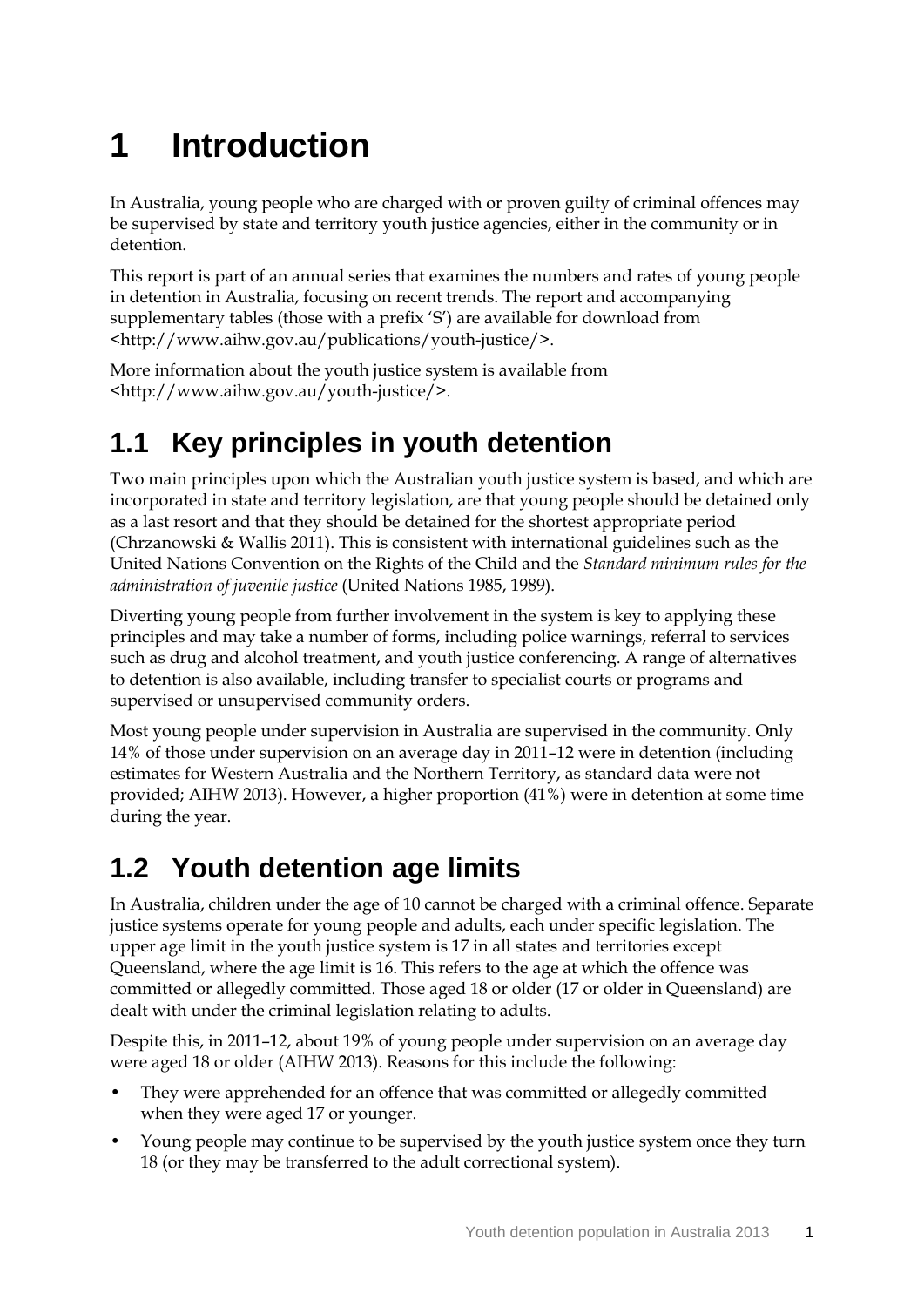# 1 Introduction

In Australia, young people who are charged with or proven guilty of criminal offences may be supervised by state and territory youth justice agencies, either in the community or in detention.

This report is part of an annual series that examines the numbers and rates of young people in detention in Australia, focusing on recent trends. The report and accompanying supplementary tables (those with a prefix 'S') are available for download from <http://www.aihw.gov.au/publications/youth-justice/>.

More information about the youth justice system is available from <http://www.aihw.gov.au/youth-justice/>.

## 1.1 Key principles in youth detention

Two main principles upon which the Australian youth justice system is based, and which are incorporated in state and territory legislation, are that young people should be detained only as a last resort and that they should be detained for the shortest appropriate period (Chrzanowski & Wallis 2011). This is consistent with international guidelines such as the United Nations Convention on the Rights of the Child and the *Standard minimum rules for the administration of juvenile justice* (United Nations 1985, 1989).

Diverting young people from further involvement in the system is key to applying these principles and may take a number of forms, including police warnings, referral to services such as drug and alcohol treatment, and youth justice conferencing. A range of alternatives to detention is also available, including transfer to specialist courts or programs and supervised or unsupervised community orders.

Most young people under supervision in Australia are supervised in the community. Only 14% of those under supervision on an average day in 2011–12 were in detention (including estimates for Western Australia and the Northern Territory, as standard data were not provided; AIHW 2013). However, a higher proportion (41%) were in detention at some time during the year.

## 1.2 Youth detention age limits

In Australia, children under the age of 10 cannot be charged with a criminal offence. Separate justice systems operate for young people and adults, each under specific legislation. The upper age limit in the youth justice system is 17 in all states and territories except Queensland, where the age limit is 16. This refers to the age at which the offence was committed or allegedly committed. Those aged 18 or older (17 or older in Queensland) are dealt with under the criminal legislation relating to adults.

Despite this, in 2011–12, about 19% of young people under supervision on an average day were aged 18 or older (AIHW 2013). Reasons for this include the following:

- They were apprehended for an offence that was committed or allegedly committed when they were aged 17 or younger.
- Young people may continue to be supervised by the youth justice system once they turn 18 (or they may be transferred to the adult correctional system).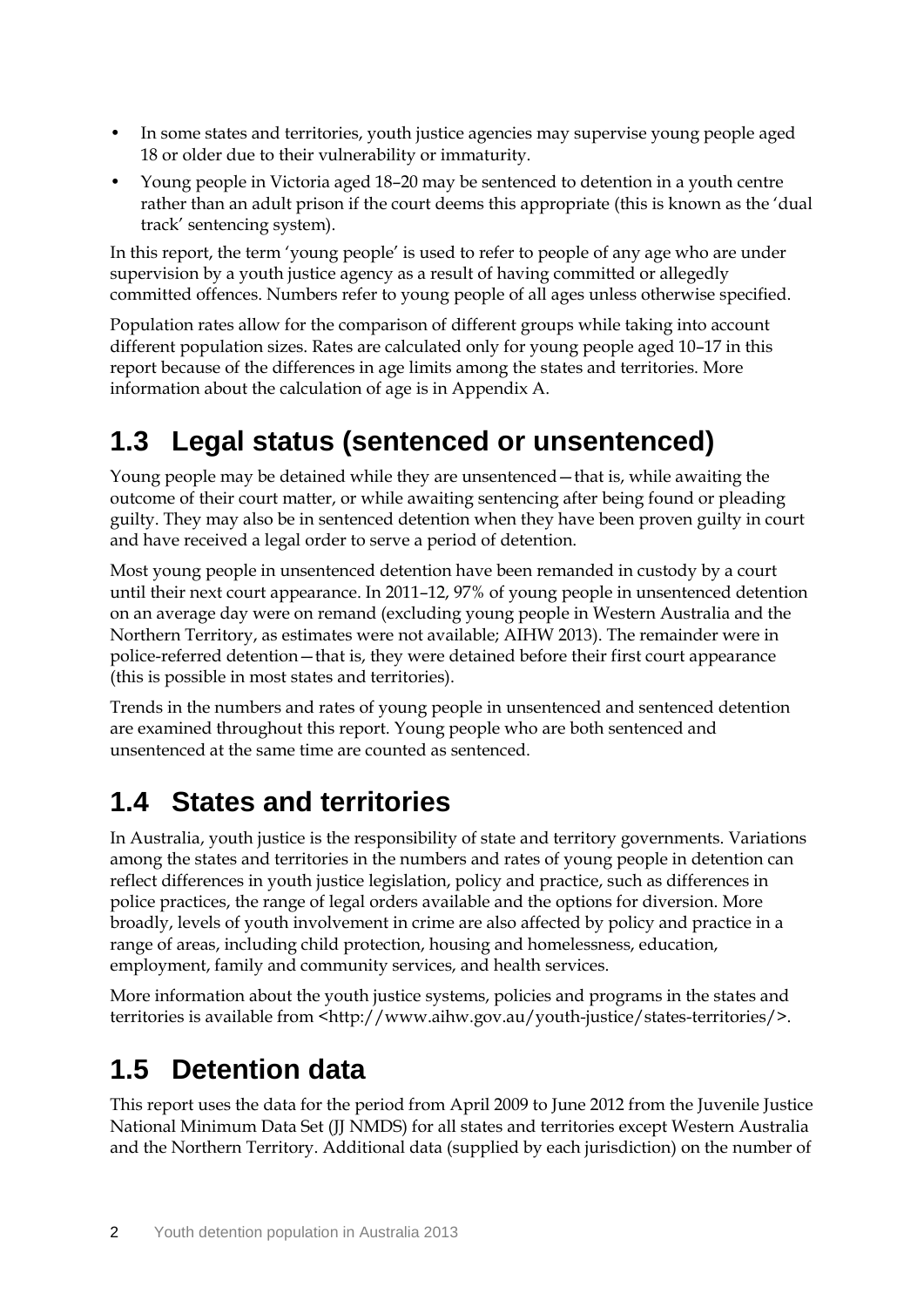- In some states and territories, youth justice agencies may supervise young people aged 18 or older due to their vulnerability or immaturity.
- Young people in Victoria aged 18–20 may be sentenced to detention in a youth centre rather than an adult prison if the court deems this appropriate (this is known as the 'dual track' sentencing system).

In this report, the term 'young people' is used to refer to people of any age who are under supervision by a youth justice agency as a result of having committed or allegedly committed offences. Numbers refer to young people of all ages unless otherwise specified.

Population rates allow for the comparison of different groups while taking into account different population sizes. Rates are calculated only for young people aged 10–17 in this report because of the differences in age limits among the states and territories. More information about the calculation of age is in Appendix A.

## 1.3 Legal status (sentenced or unsentenced)

Young people may be detained while they are unsentenced—that is, while awaiting the outcome of their court matter, or while awaiting sentencing after being found or pleading guilty. They may also be in sentenced detention when they have been proven guilty in court and have received a legal order to serve a period of detention.

Most young people in unsentenced detention have been remanded in custody by a court until their next court appearance. In 2011–12, 97% of young people in unsentenced detention on an average day were on remand (excluding young people in Western Australia and the Northern Territory, as estimates were not available; AIHW 2013). The remainder were in police-referred detention—that is, they were detained before their first court appearance (this is possible in most states and territories).

Trends in the numbers and rates of young people in unsentenced and sentenced detention are examined throughout this report. Young people who are both sentenced and unsentenced at the same time are counted as sentenced.

## 1.4 States and territories

In Australia, youth justice is the responsibility of state and territory governments. Variations among the states and territories in the numbers and rates of young people in detention can reflect differences in youth justice legislation, policy and practice, such as differences in police practices, the range of legal orders available and the options for diversion. More broadly, levels of youth involvement in crime are also affected by policy and practice in a range of areas, including child protection, housing and homelessness, education, employment, family and community services, and health services.

More information about the youth justice systems, policies and programs in the states and territories is available from <http://www.aihw.gov.au/youth-justice/states-territories/>.

## 1.5 Detention data

This report uses the data for the period from April 2009 to June 2012 from the Juvenile Justice National Minimum Data Set (JJ NMDS) for all states and territories except Western Australia and the Northern Territory. Additional data (supplied by each jurisdiction) on the number of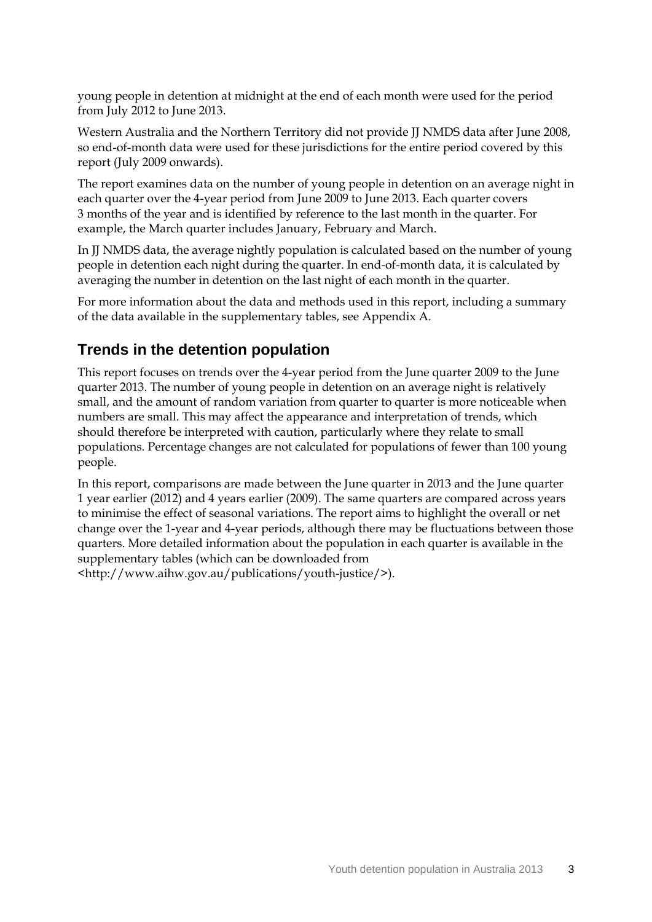young people in detention at midnight at the end of each month were used for the period from July 2012 to June 2013.

Western Australia and the Northern Territory did not provide JJ NMDS data after June 2008, so end-of-month data were used for these jurisdictions for the entire period covered by this report (July 2009 onwards).

The report examines data on the number of young people in detention on an average night in each quarter over the 4-year period from June 2009 to June 2013. Each quarter covers 3 months of the year and is identified by reference to the last month in the quarter. For example, the March quarter includes January, February and March.

In JJ NMDS data, the average nightly population is calculated based on the number of young people in detention each night during the quarter. In end-of-month data, it is calculated by averaging the number in detention on the last night of each month in the quarter.

For more information about the data and methods used in this report, including a summary of the data available in the supplementary tables, see Appendix A.

## Trends in the detention population

This report focuses on trends over the 4-year period from the June quarter 2009 to the June quarter 2013. The number of young people in detention on an average night is relatively small, and the amount of random variation from quarter to quarter is more noticeable when numbers are small. This may affect the appearance and interpretation of trends, which should therefore be interpreted with caution, particularly where they relate to small populations. Percentage changes are not calculated for populations of fewer than 100 young people.

In this report, comparisons are made between the June quarter in 2013 and the June quarter 1 year earlier (2012) and 4 years earlier (2009). The same quarters are compared across years to minimise the effect of seasonal variations. The report aims to highlight the overall or net change over the 1-year and 4-year periods, although there may be fluctuations between those quarters. More detailed information about the population in each quarter is available in the supplementary tables (which can be downloaded from <http://www.aihw.gov.au/publications/youth-justice/>).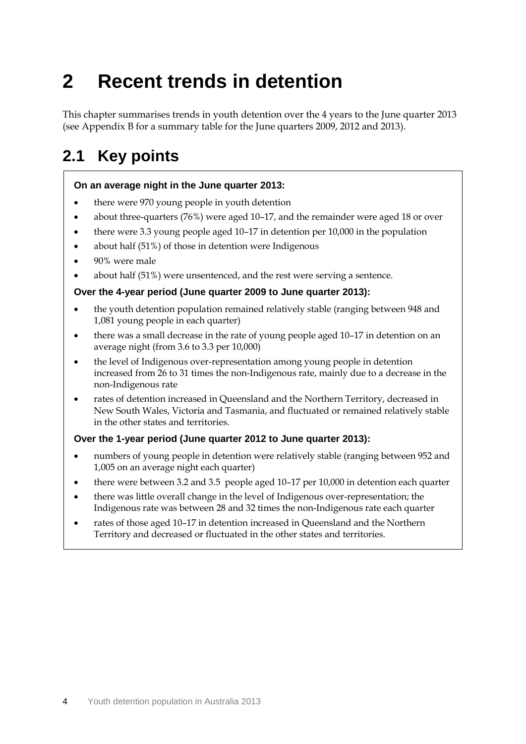# 2 Recent trends in detention

This chapter summarises trends in youth detention over the 4 years to the June quarter 2013 (see Appendix B for a summary table for the June quarters 2009, 2012 and 2013).

## 2.1 Key points

**On an average night in the June quarter 2013:**

- there were 970 young people in youth detention
- about three-quarters (76%) were aged 10–17, and the remainder were aged 18 or over
- there were 3.3 young people aged 10–17 in detention per 10,000 in the population
- about half (51%) of those in detention were Indigenous
- 90% were male
- about half (51%) were unsentenced, and the rest were serving a sentence.

**Over the 4-year period (June quarter 2009 to June quarter 2013):**

- the youth detention population remained relatively stable (ranging between 948 and 1,081 young people in each quarter)
- there was a small decrease in the rate of young people aged 10–17 in detention on an average night (from 3.6 to 3.3 per 10,000)
- the level of Indigenous over-representation among young people in detention increased from 26 to 31 times the non-Indigenous rate, mainly due to a decrease in the non-Indigenous rate
- rates of detention increased in Queensland and the Northern Territory, decreased in New South Wales, Victoria and Tasmania, and fluctuated or remained relatively stable in the other states and territories.

**Over the 1-year period (June quarter 2012 to June quarter 2013):**

- numbers of young people in detention were relatively stable (ranging between 952 and 1,005 on an average night each quarter)
- there were between 3.2 and 3.5 people aged 10–17 per 10,000 in detention each quarter
- there was little overall change in the level of Indigenous over-representation; the Indigenous rate was between 28 and 32 times the non-Indigenous rate each quarter
- rates of those aged 10–17 in detention increased in Queensland and the Northern Territory and decreased or fluctuated in the other states and territories.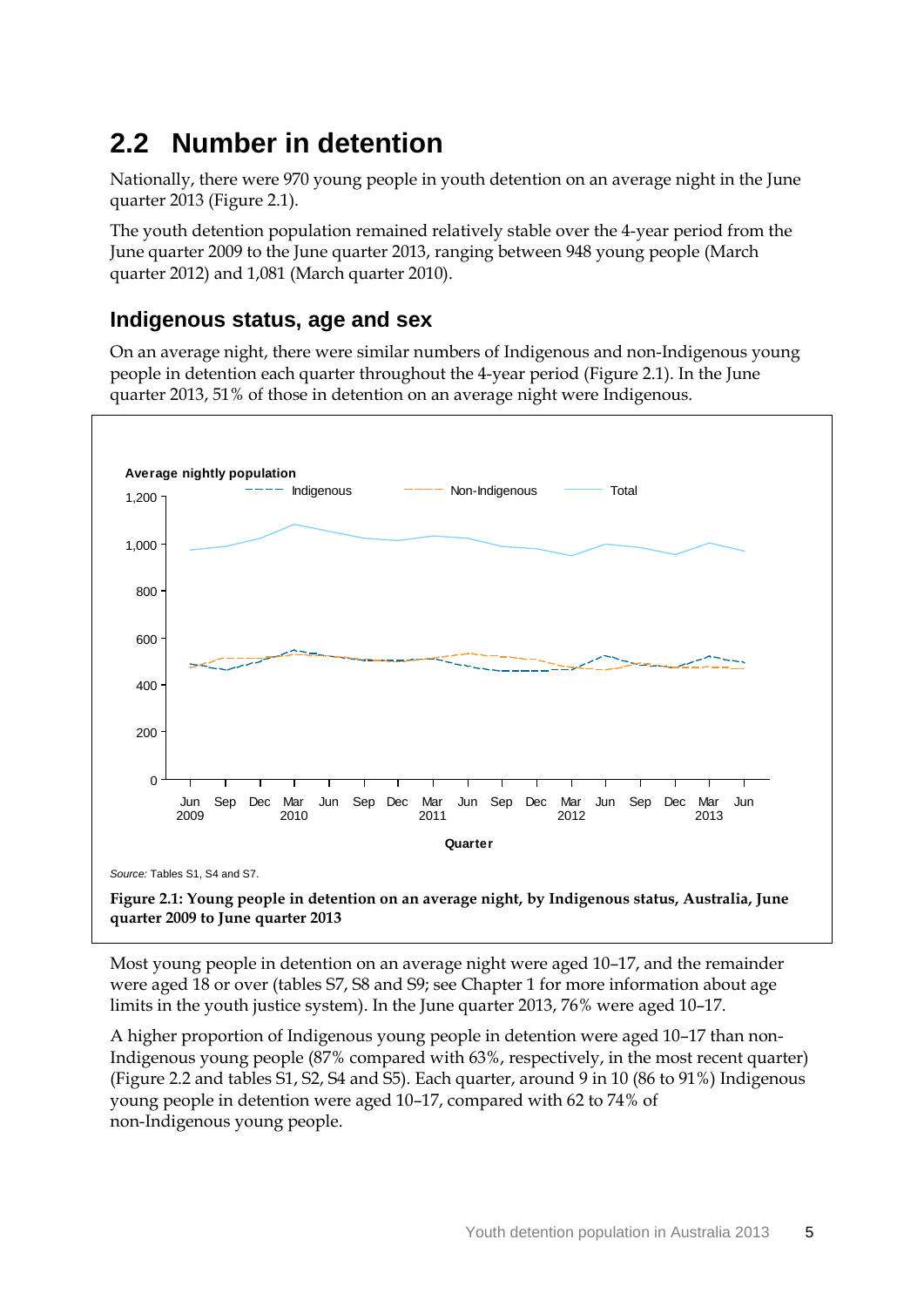## 2.2 Number in detention

Nationally, there were 970 young people in youth detention on an average night in the June quarter 2013 (Figure 2.1).

The youth detention population remained relatively stable over the 4-year period from the June quarter 2009 to the June quarter 2013, ranging between 948 young people (March quarter 2012) and 1,081 (March quarter 2010).

### Indigenous status, age and sex

On an average night, there were similar numbers of Indigenous and non-Indigenous young people in detention each quarter throughout the 4-year period (Figure 2.1). In the June quarter 2013, 51% of those in detention on an average night were Indigenous.

*Source:* Tables S1, S4 and S7.

**Figure 2.1: Young people in detention on an average night, by Indigenous status, Australia, June quarter 2009 to June quarter 2013**

Most young people in detention on an average night were aged 10–17, and the remainder were aged 18 or over (tables S7, S8 and S9; see Chapter 1 for more information about age limits in the youth justice system). In the June quarter 2013, 76% were aged 10–17.

A higher proportion of Indigenous young people in detention were aged 10–17 than non-Indigenous young people (87% compared with 63%, respectively, in the most recent quarter) (Figure 2.2 and tables S1, S2, S4 and S5). Each quarter, around 9 in 10 (86 to 91%) Indigenous young people in detention were aged 10–17, compared with 62 to 74% of non-Indigenous young people.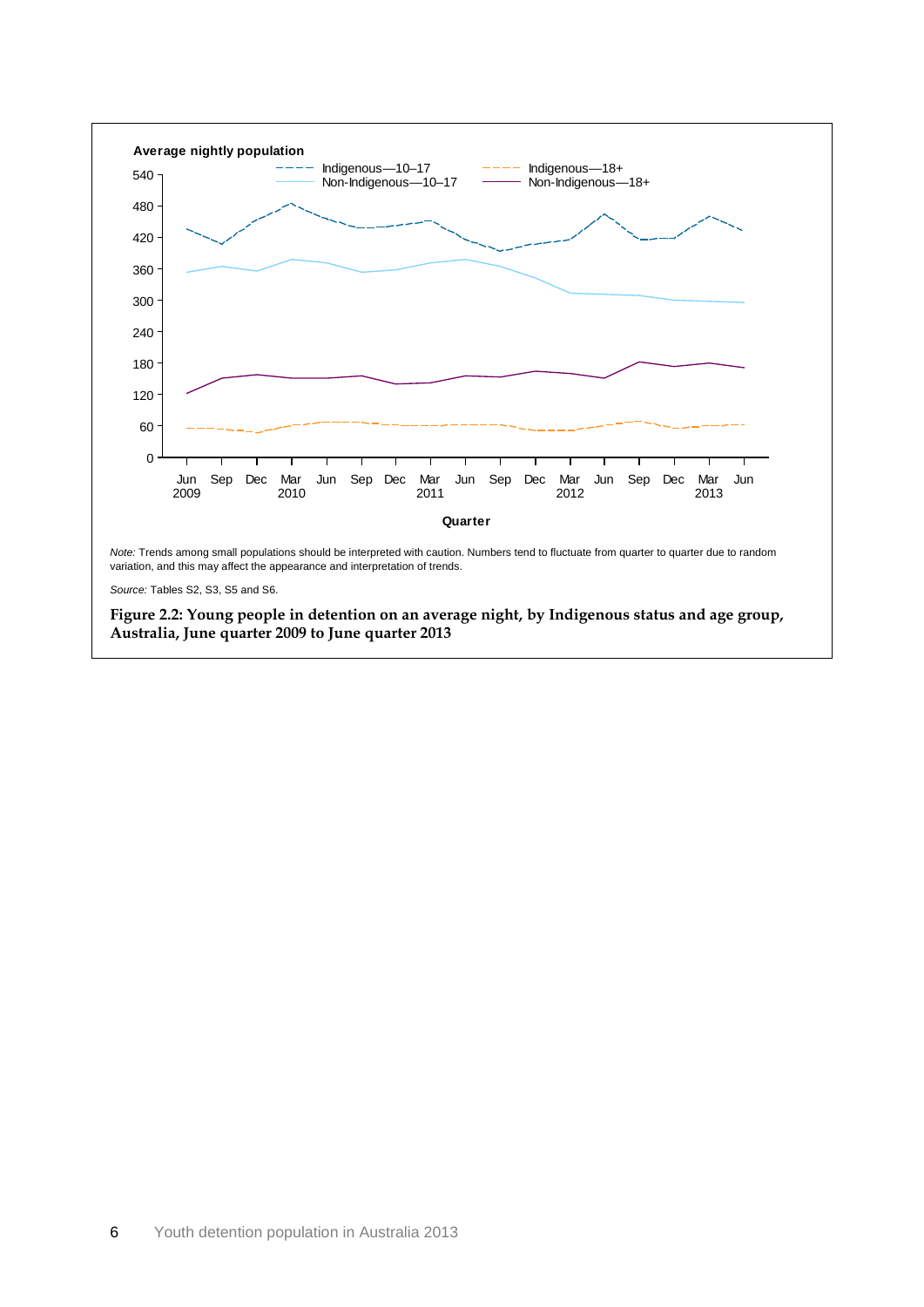*Note:* Trends among small populations should be interpreted with caution. Numbers tend to fluctuate from quarter to quarter due to random variation, and this may affect the appearance and interpretation of trends.

*Source:* Tables S2, S3, S5 and S6.

**Figure 2.2: Young people in detention on an average night, by Indigenous status and age group, Australia, June quarter 2009 to June quarter 2013**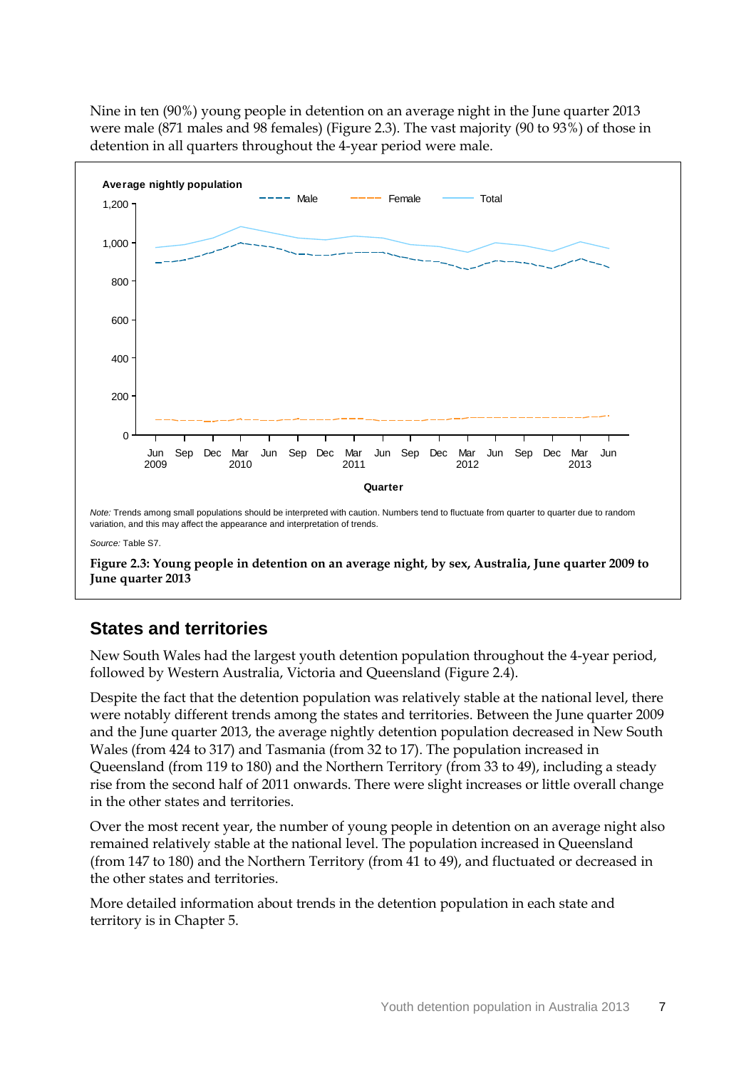Nine in ten (90%) young people in detention on an average night in the June quarter 2013 were male (871 males and 98 females) (Figure 2.3). The vast majority (90 to 93%) of those in detention in all quarters throughout the 4-year period were male.

*Note:* Trends among small populations should be interpreted with caution. Numbers tend to fluctuate from quarter to quarter due to random variation, and this may affect the appearance and interpretation of trends.

*Source:* Table S7.

**Figure 2.3: Young people in detention on an average night, by sex, Australia, June quarter 2009 to June quarter 2013**

## States and territories

New South Wales had the largest youth detention population throughout the 4-year period, followed by Western Australia, Victoria and Queensland (Figure 2.4).

Despite the fact that the detention population was relatively stable at the national level, there were notably different trends among the states and territories. Between the June quarter 2009 and the June quarter 2013, the average nightly detention population decreased in New South Wales (from 424 to 317) and Tasmania (from 32 to 17). The population increased in Queensland (from 119 to 180) and the Northern Territory (from 33 to 49), including a steady rise from the second half of 2011 onwards. There were slight increases or little overall change in the other states and territories.

Over the most recent year, the number of young people in detention on an average night also remained relatively stable at the national level. The population increased in Queensland (from 147 to 180) and the Northern Territory (from 41 to 49), and fluctuated or decreased in the other states and territories.

More detailed information about trends in the detention population in each state and territory is in Chapter 5.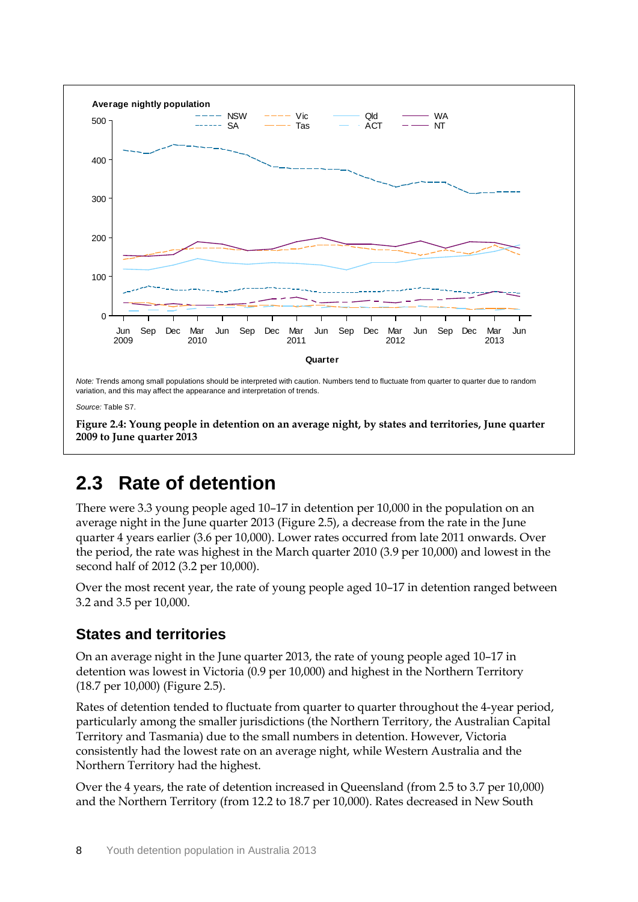*Note:* Trends among small populations should be interpreted with caution. Numbers tend to fluctuate from quarter to quarter due to random variation, and this may affect the appearance and interpretation of trends.

*Source:* Table S7.

**Figure 2.4: Young people in detention on an average night, by states and territories, June quarter 2009 to June quarter 2013**

## 2.3 Rate of detention

There were 3.3 young people aged 10–17 in detention per 10,000 in the population on an average night in the June quarter 2013 (Figure 2.5), a decrease from the rate in the June quarter 4 years earlier (3.6 per 10,000). Lower rates occurred from late 2011 onwards. Over the period, the rate was highest in the March quarter 2010 (3.9 per 10,000) and lowest in the second half of 2012 (3.2 per 10,000).

Over the most recent year, the rate of young people aged 10–17 in detention ranged between 3.2 and 3.5 per 10,000.

### States and territories

On an average night in the June quarter 2013, the rate of young people aged 10–17 in detention was lowest in Victoria (0.9 per 10,000) and highest in the Northern Territory (18.7 per 10,000) (Figure 2.5).

Rates of detention tended to fluctuate from quarter to quarter throughout the 4-year period, particularly among the smaller jurisdictions (the Northern Territory, the Australian Capital Territory and Tasmania) due to the small numbers in detention. However, Victoria consistently had the lowest rate on an average night, while Western Australia and the Northern Territory had the highest.

Over the 4 years, the rate of detention increased in Queensland (from 2.5 to 3.7 per 10,000) and the Northern Territory (from 12.2 to 18.7 per 10,000). Rates decreased in New South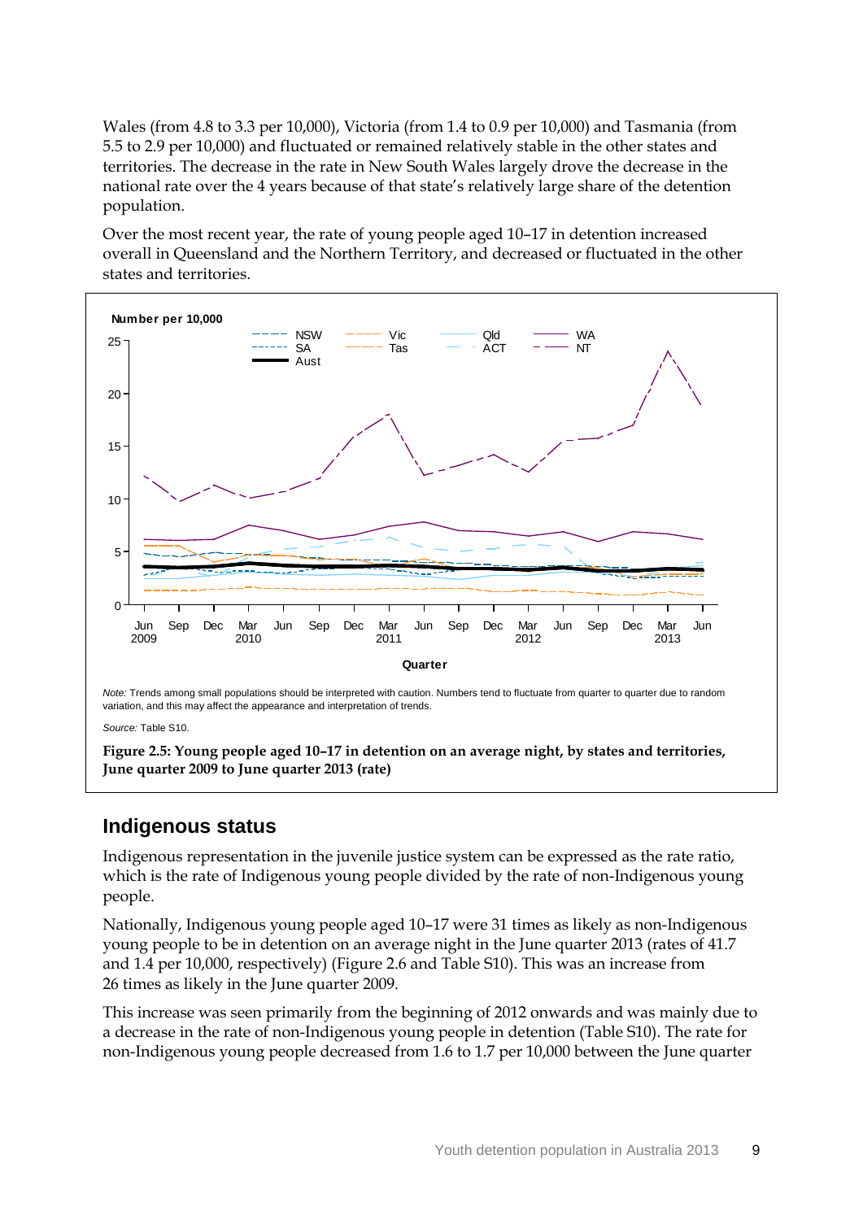Wales (from 4.8 to 3.3 per 10,000), Victoria (from 1.4 to 0.9 per 10,000) and Tasmania (from 5.5 to 2.9 per 10,000) and fluctuated or remained relatively stable in the other states and territories. The decrease in the rate in New South Wales largely drove the decrease in the national rate over the 4 years because of that state's relatively large share of the detention population.

Over the most recent year, the rate of young people aged 10–17 in detention increased overall in Queensland and the Northern Territory, and decreased or fluctuated in the other states and territories.

*Note:* Trends among small populations should be interpreted with caution. Numbers tend to fluctuate from quarter to quarter due to random variation, and this may affect the appearance and interpretation of trends.

*Source:* Table S10.

**Figure 2.5: Young people aged 10–17 in detention on an average night, by states and territories, June quarter 2009 to June quarter 2013 (rate)**

## Indigenous status

Indigenous representation in the juvenile justice system can be expressed as the rate ratio, which is the rate of Indigenous young people divided by the rate of non-Indigenous young people.

Nationally, Indigenous young people aged 10–17 were 31 times as likely as non-Indigenous young people to be in detention on an average night in the June quarter 2013 (rates of 41.7 and 1.4 per 10,000, respectively) (Figure 2.6 and Table S10). This was an increase from 26 times as likely in the June quarter 2009.

This increase was seen primarily from the beginning of 2012 onwards and was mainly due to a decrease in the rate of non-Indigenous young people in detention (Table S10). The rate for non-Indigenous young people decreased from 1.6 to 1.7 per 10,000 between the June quarter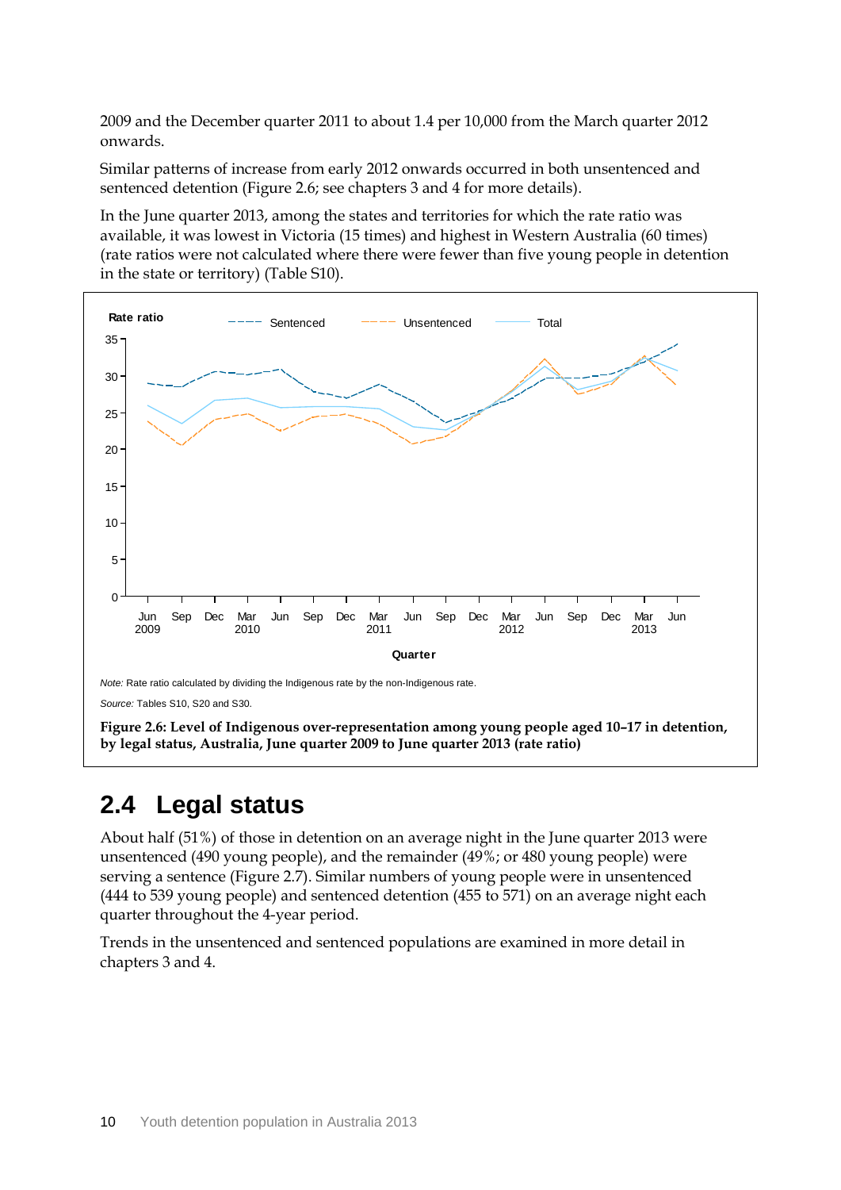2009 and the December quarter 2011 to about 1.4 per 10,000 from the March quarter 2012 onwards.

Similar patterns of increase from early 2012 onwards occurred in both unsentenced and sentenced detention (Figure 2.6; see chapters 3 and 4 for more details).

In the June quarter 2013, among the states and territories for which the rate ratio was available, it was lowest in Victoria (15 times) and highest in Western Australia (60 times) (rate ratios were not calculated where there were fewer than five young people in detention in the state or territory) (Table S10).

*Note:* Rate ratio calculated by dividing the Indigenous rate by the non-Indigenous rate.

*Source:* Tables S10, S20 and S30.

**Figure 2.6: Level of Indigenous over-representation among young people aged 10–17 in detention, by legal status, Australia, June quarter 2009 to June quarter 2013 (rate ratio)**

## 2.4 Legal status

About half (51%) of those in detention on an average night in the June quarter 2013 were unsentenced (490 young people), and the remainder (49%; or 480 young people) were serving a sentence (Figure 2.7). Similar numbers of young people were in unsentenced (444 to 539 young people) and sentenced detention (455 to 571) on an average night each quarter throughout the 4-year period.

Trends in the unsentenced and sentenced populations are examined in more detail in chapters 3 and 4.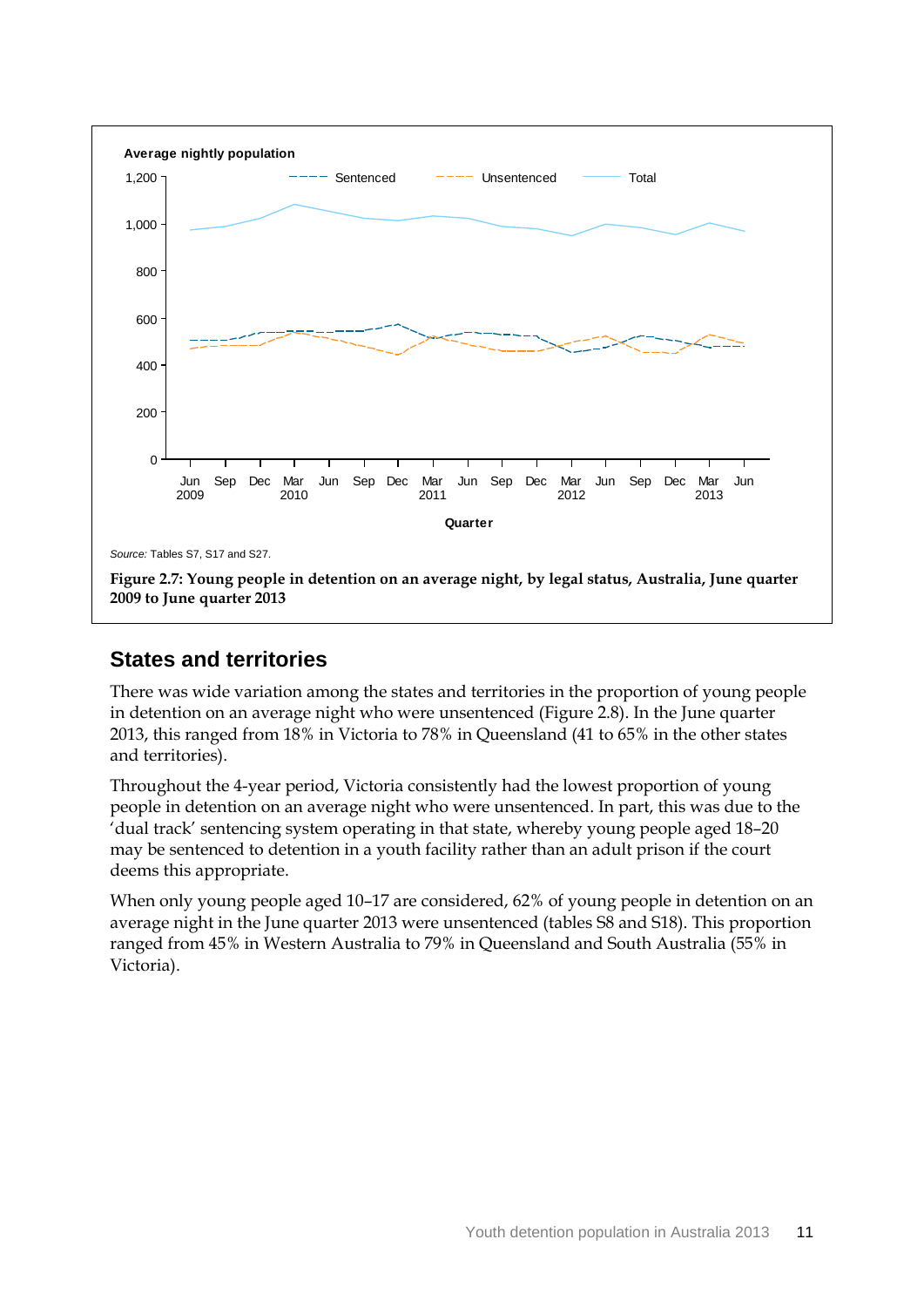Source: Tables S7, S17 and S27.

**Figure 2.7: Young people in detention on an average night, by legal status, Australia, June quarter 2009 to June quarter 2013**

## States and territories

There was wide variation among the states and territories in the proportion of young people in detention on an average night who were unsentenced (Figure 2.8). In the June quarter 2013, this ranged from 18% in Victoria to 78% in Queensland (41 to 65% in the other states and territories).

Throughout the 4-year period, Victoria consistently had the lowest proportion of young people in detention on an average night who were unsentenced. In part, this was due to the 'dual track' sentencing system operating in that state, whereby young people aged 18–20 may be sentenced to detention in a youth facility rather than an adult prison if the court deems this appropriate.

When only young people aged 10–17 are considered, 62% of young people in detention on an average night in the June quarter 2013 were unsentenced (tables S8 and S18). This proportion ranged from 45% in Western Australia to 79% in Queensland and South Australia (55% in Victoria).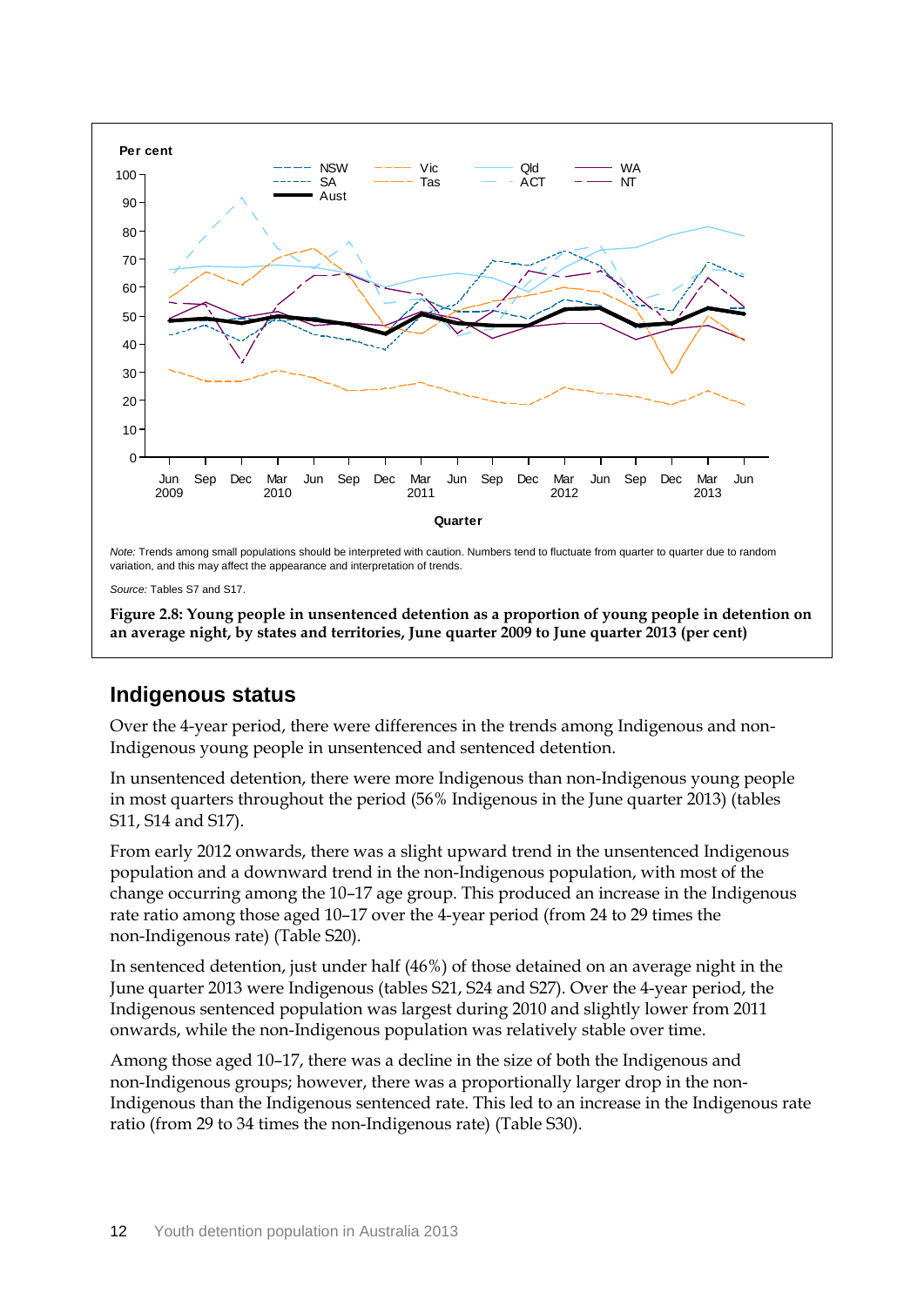Note: Trends among small populations should be interpreted with caution. Numbers tend to fluctuate from quarter to quarter due to random variation, and this may affect the appearance and interpretation of trends.

Source: Tables S7 and S17.

**Figure 2.8: Young people in unsentenced detention as a proportion of young people in detention on an average night, by states and territories, June quarter 2009 to June quarter 2013 (per cent)**

## Indigenous status

Over the 4-year period, there were differences in the trends among Indigenous and non-Indigenous young people in unsentenced and sentenced detention.

In unsentenced detention, there were more Indigenous than non-Indigenous young people in most quarters throughout the period (56% Indigenous in the June quarter 2013) (tables S11, S14 and S17).

From early 2012 onwards, there was a slight upward trend in the unsentenced Indigenous population and a downward trend in the non-Indigenous population, with most of the change occurring among the 10–17 age group. This produced an increase in the Indigenous rate ratio among those aged 10–17 over the 4-year period (from 24 to 29 times the non-Indigenous rate) (Table S20).

In sentenced detention, just under half (46%) of those detained on an average night in the June quarter 2013 were Indigenous (tables S21, S24 and S27). Over the 4-year period, the Indigenous sentenced population was largest during 2010 and slightly lower from 2011 onwards, while the non-Indigenous population was relatively stable over time.

Among those aged 10–17, there was a decline in the size of both the Indigenous and non-Indigenous groups; however, there was a proportionally larger drop in the non-Indigenous than the Indigenous sentenced rate. This led to an increase in the Indigenous rate ratio (from 29 to 34 times the non-Indigenous rate) (Table S30).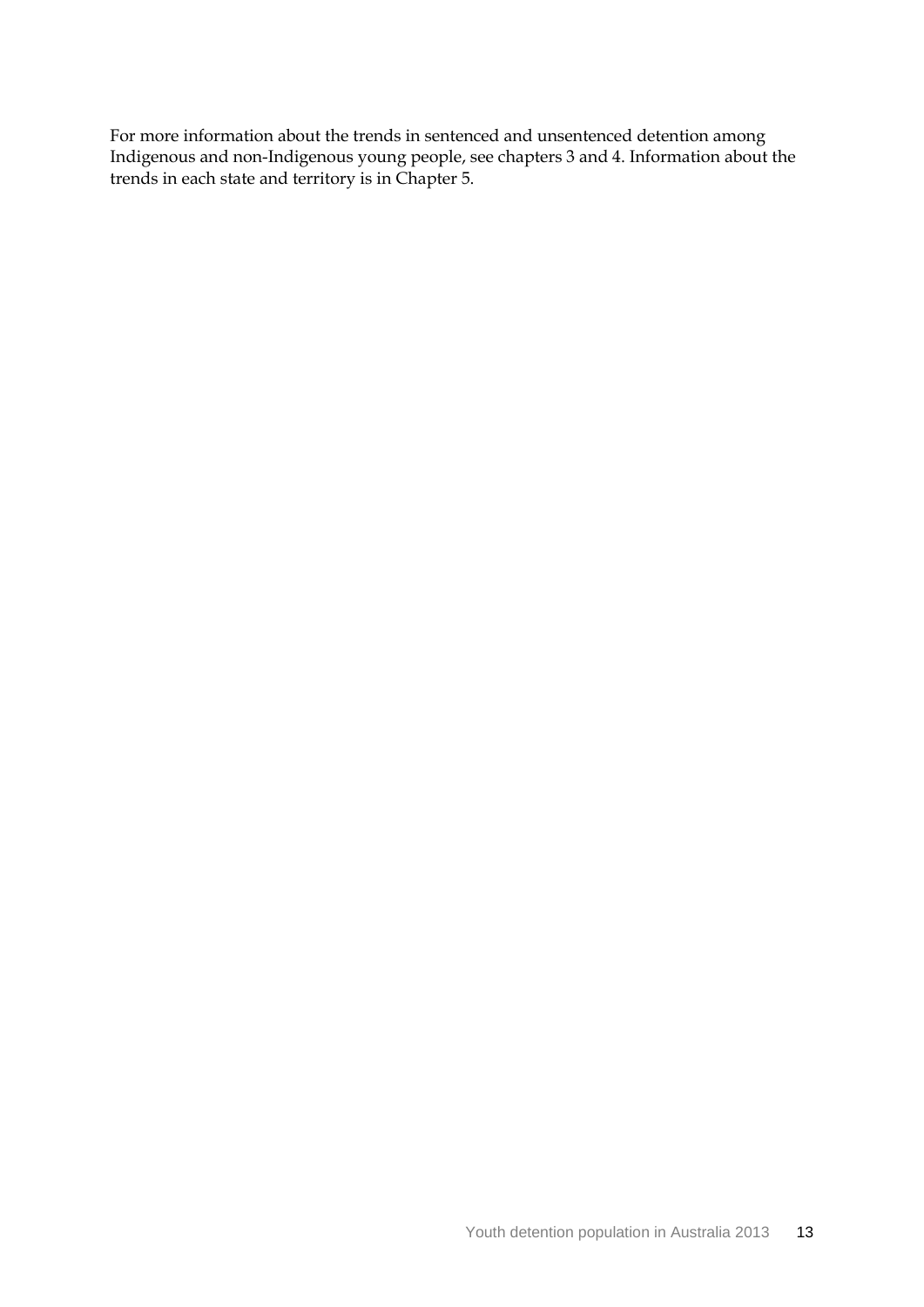For more information about the trends in sentenced and unsentenced detention among Indigenous and non-Indigenous young people, see chapters 3 and 4. Information about the trends in each state and territory is in Chapter 5.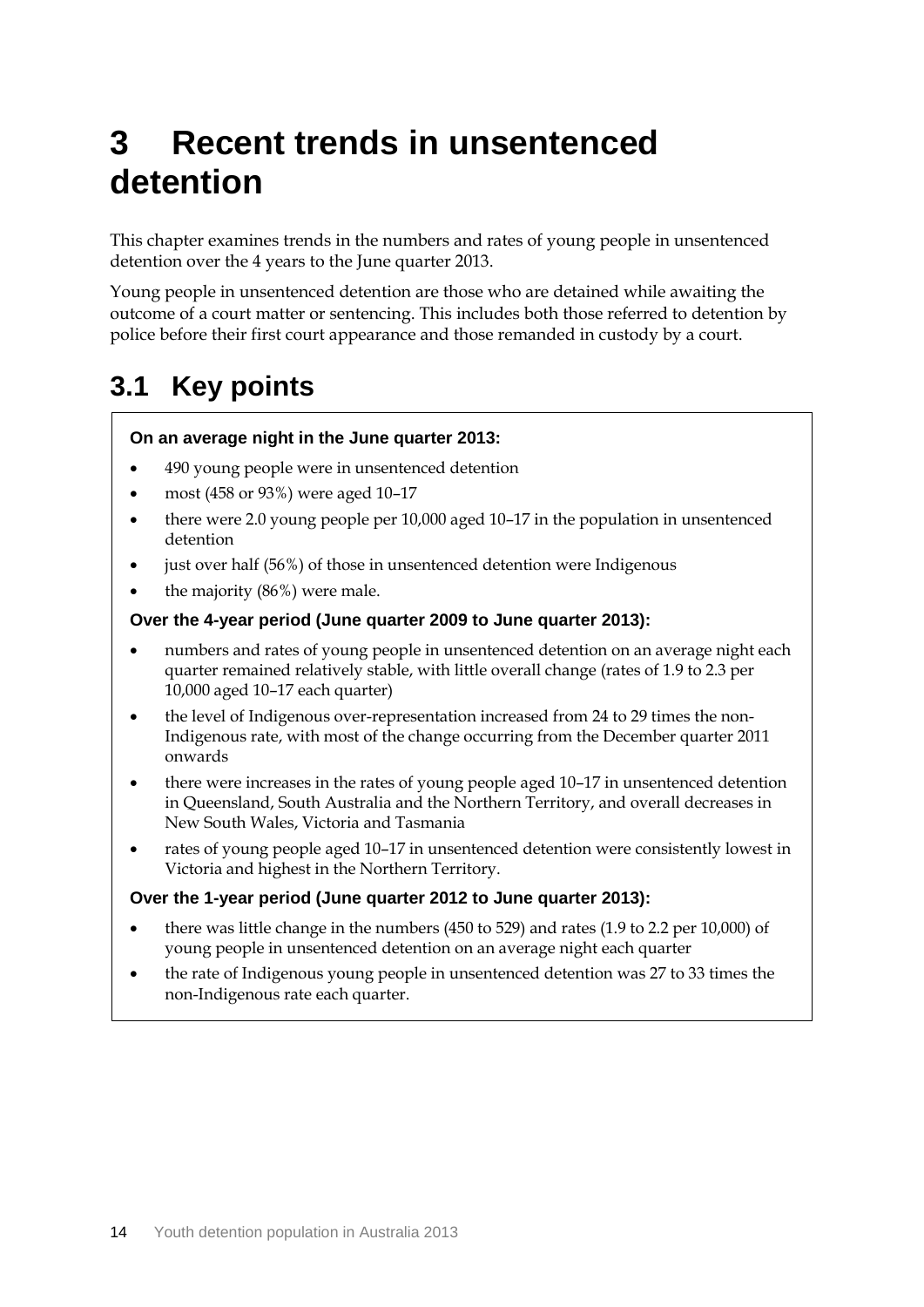# 3 Recent trends in unsentenced detention

This chapter examines trends in the numbers and rates of young people in unsentenced detention over the 4 years to the June quarter 2013.

Young people in unsentenced detention are those who are detained while awaiting the outcome of a court matter or sentencing. This includes both those referred to detention by police before their first court appearance and those remanded in custody by a court.

## 3.1 Key points

**On an average night in the June quarter 2013:**

- 490 young people were in unsentenced detention
- most (458 or 93%) were aged 10–17
- there were 2.0 young people per 10,000 aged 10–17 in the population in unsentenced detention
- just over half (56%) of those in unsentenced detention were Indigenous
- the majority (86%) were male.

**Over the 4-year period (June quarter 2009 to June quarter 2013):**

- numbers and rates of young people in unsentenced detention on an average night each quarter remained relatively stable, with little overall change (rates of 1.9 to 2.3 per 10,000 aged 10–17 each quarter)
- the level of Indigenous over-representation increased from 24 to 29 times the non-Indigenous rate, with most of the change occurring from the December quarter 2011 onwards
- there were increases in the rates of young people aged 10–17 in unsentenced detention in Queensland, South Australia and the Northern Territory, and overall decreases in New South Wales, Victoria and Tasmania
- rates of young people aged 10–17 in unsentenced detention were consistently lowest in Victoria and highest in the Northern Territory.

**Over the 1-year period (June quarter 2012 to June quarter 2013):**

- there was little change in the numbers (450 to 529) and rates (1.9 to 2.2 per 10,000) of young people in unsentenced detention on an average night each quarter
- the rate of Indigenous young people in unsentenced detention was 27 to 33 times the non-Indigenous rate each quarter.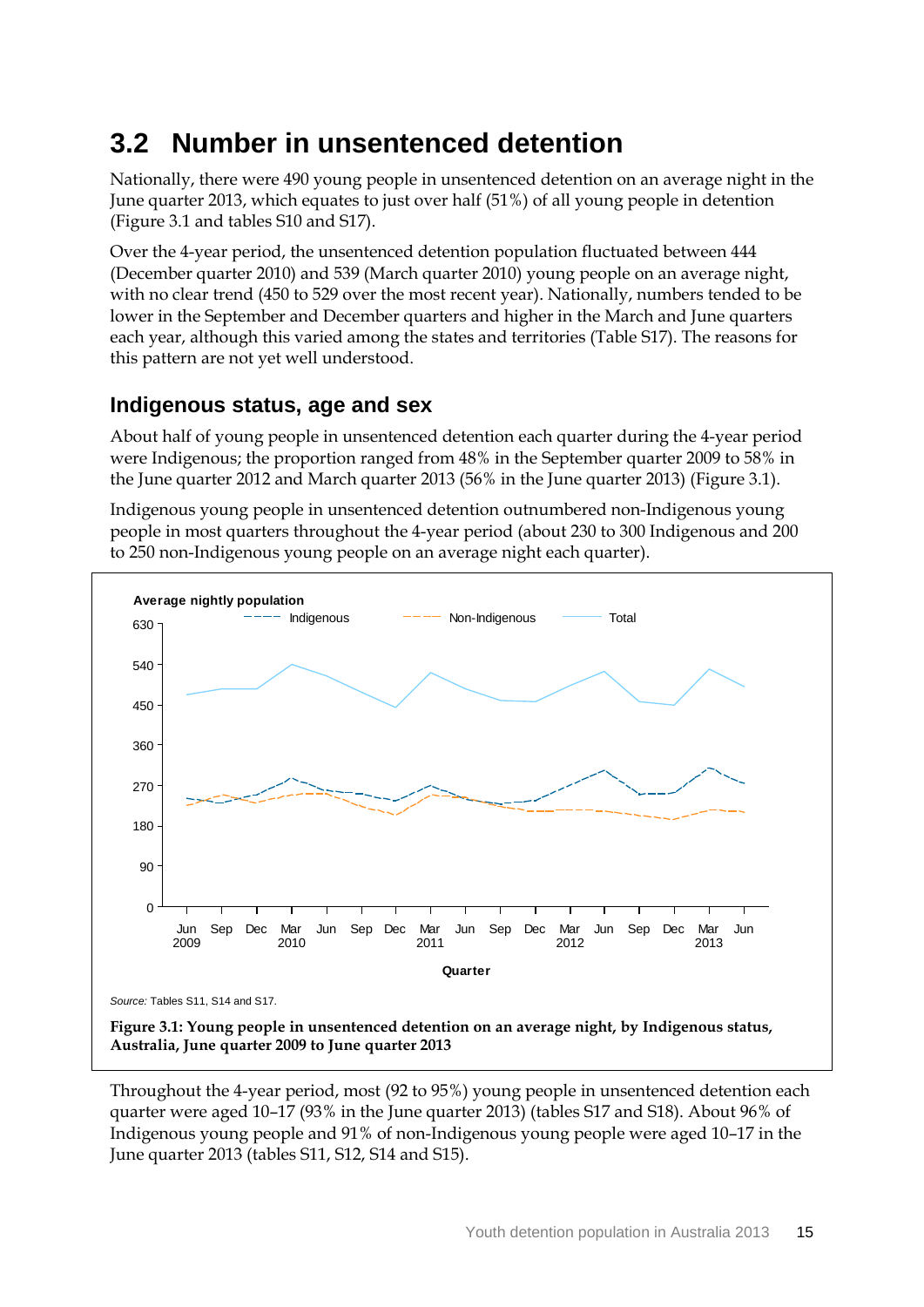## 3.2 Number in unsentenced detention

Nationally, there were 490 young people in unsentenced detention on an average night in the June quarter 2013, which equates to just over half (51%) of all young people in detention (Figure 3.1 and tables S10 and S17).

Over the 4-year period, the unsentenced detention population fluctuated between 444 (December quarter 2010) and 539 (March quarter 2010) young people on an average night, with no clear trend (450 to 529 over the most recent year). Nationally, numbers tended to be lower in the September and December quarters and higher in the March and June quarters each year, although this varied among the states and territories (Table S17). The reasons for this pattern are not yet well understood.

### Indigenous status, age and sex

About half of young people in unsentenced detention each quarter during the 4-year period were Indigenous; the proportion ranged from 48% in the September quarter 2009 to 58% in the June quarter 2012 and March quarter 2013 (56% in the June quarter 2013) (Figure 3.1).

Indigenous young people in unsentenced detention outnumbered non-Indigenous young people in most quarters throughout the 4-year period (about 230 to 300 Indigenous and 200 to 250 non-Indigenous young people on an average night each quarter).

*Source:* Tables S11, S14 and S17.

**Figure 3.1: Young people in unsentenced detention on an average night, by Indigenous status, Australia, June quarter 2009 to June quarter 2013**

Throughout the 4-year period, most (92 to 95%) young people in unsentenced detention each quarter were aged 10–17 (93% in the June quarter 2013) (tables S17 and S18). About 96% of Indigenous young people and 91% of non-Indigenous young people were aged 10–17 in the June quarter 2013 (tables S11, S12, S14 and S15).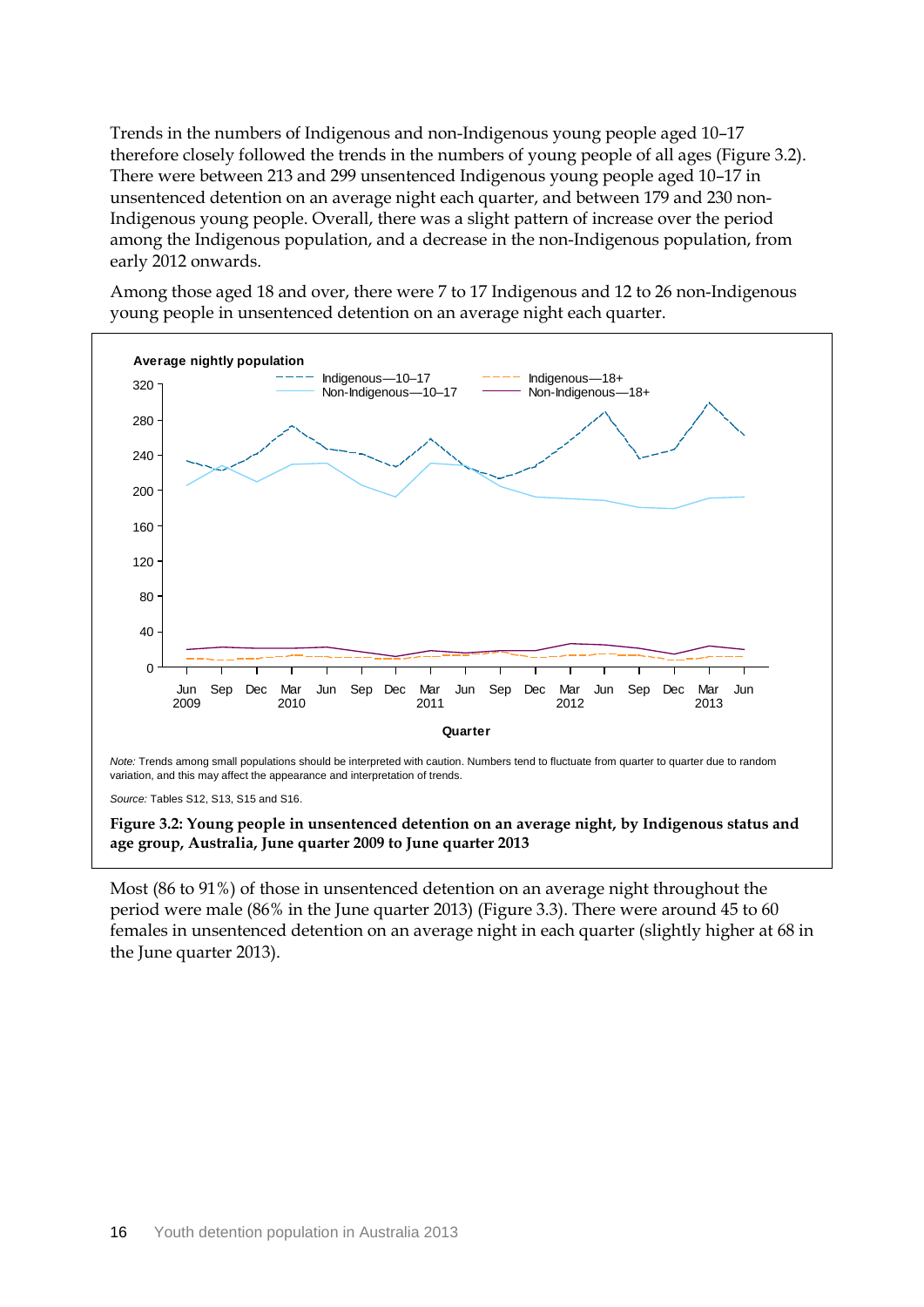Trends in the numbers of Indigenous and non-Indigenous young people aged 10–17 therefore closely followed the trends in the numbers of young people of all ages (Figure 3.2). There were between 213 and 299 unsentenced Indigenous young people aged 10–17 in unsentenced detention on an average night each quarter, and between 179 and 230 non-Indigenous young people. Overall, there was a slight pattern of increase over the period among the Indigenous population, and a decrease in the non-Indigenous population, from early 2012 onwards.

Among those aged 18 and over, there were 7 to 17 Indigenous and 12 to 26 non-Indigenous young people in unsentenced detention on an average night each quarter.

*Note:* Trends among small populations should be interpreted with caution. Numbers tend to fluctuate from quarter to quarter due to random variation, and this may affect the appearance and interpretation of trends.

*Source:* Tables S12, S13, S15 and S16.

**Figure 3.2: Young people in unsentenced detention on an average night, by Indigenous status and age group, Australia, June quarter 2009 to June quarter 2013**

Most (86 to 91%) of those in unsentenced detention on an average night throughout the period were male (86% in the June quarter 2013) (Figure 3.3). There were around 45 to 60 females in unsentenced detention on an average night in each quarter (slightly higher at 68 in the June quarter 2013).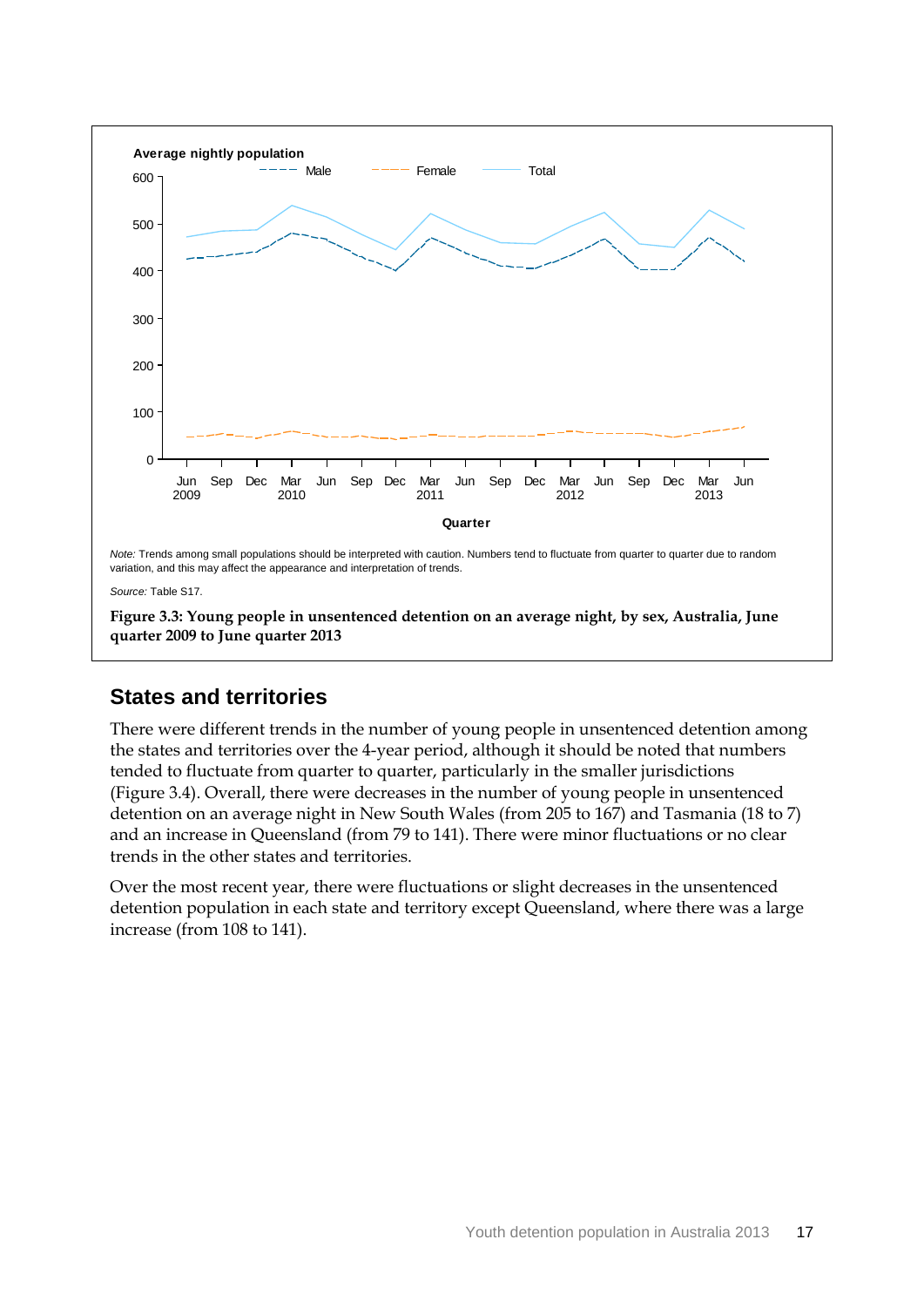*Note:* Trends among small populations should be interpreted with caution. Numbers tend to fluctuate from quarter to quarter due to random variation, and this may affect the appearance and interpretation of trends.

*Source:* Table S17.

**Figure 3.3: Young people in unsentenced detention on an average night, by sex, Australia, June quarter 2009 to June quarter 2013**

## States and territories

There were different trends in the number of young people in unsentenced detention among the states and territories over the 4-year period, although it should be noted that numbers tended to fluctuate from quarter to quarter, particularly in the smaller jurisdictions (Figure 3.4). Overall, there were decreases in the number of young people in unsentenced detention on an average night in New South Wales (from 205 to 167) and Tasmania (18 to 7) and an increase in Queensland (from 79 to 141). There were minor fluctuations or no clear trends in the other states and territories.

Over the most recent year, there were fluctuations or slight decreases in the unsentenced detention population in each state and territory except Queensland, where there was a large increase (from 108 to 141).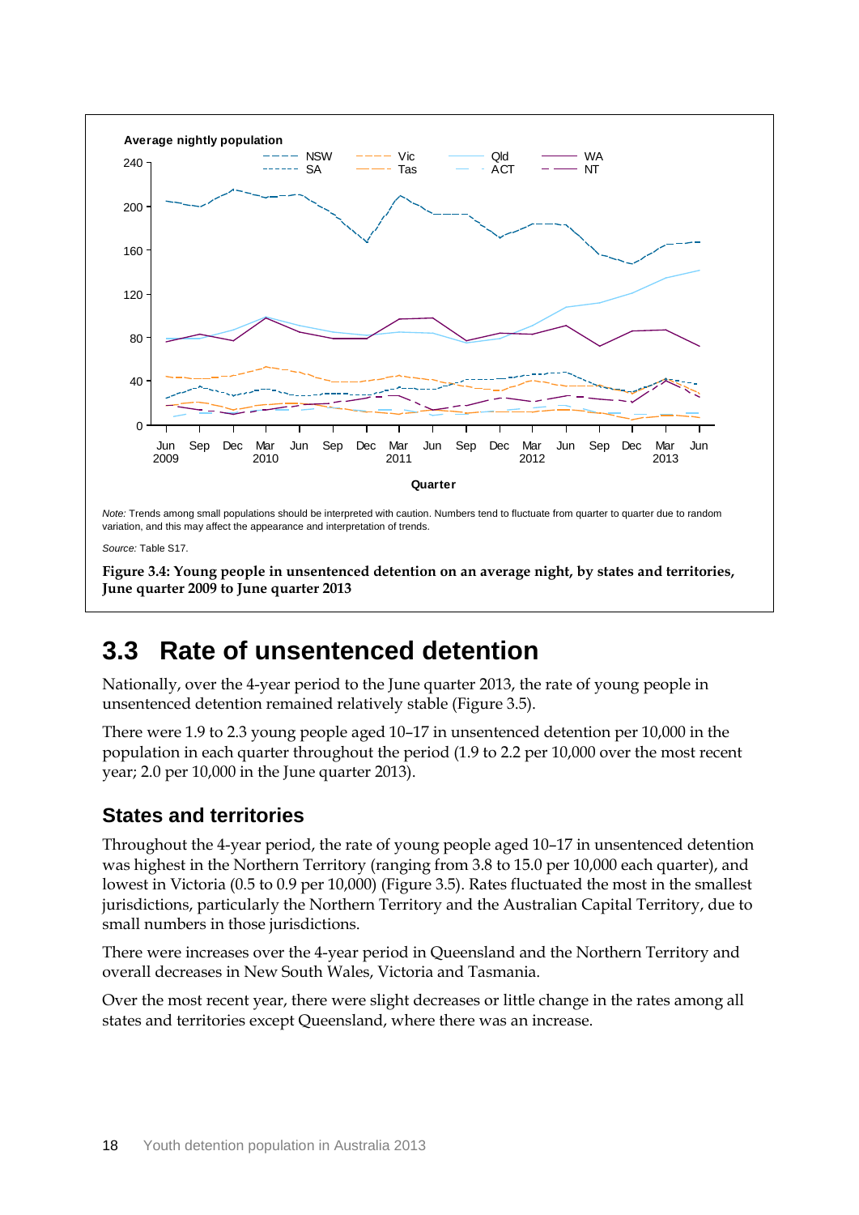*Note:* Trends among small populations should be interpreted with caution. Numbers tend to fluctuate from quarter to quarter due to random variation, and this may affect the appearance and interpretation of trends.

*Source:* Table S17.

**Figure 3.4: Young people in unsentenced detention on an average night, by states and territories, June quarter 2009 to June quarter 2013**

## 3.3 Rate of unsentenced detention

Nationally, over the 4-year period to the June quarter 2013, the rate of young people in unsentenced detention remained relatively stable (Figure 3.5).

There were 1.9 to 2.3 young people aged 10–17 in unsentenced detention per 10,000 in the population in each quarter throughout the period (1.9 to 2.2 per 10,000 over the most recent year; 2.0 per 10,000 in the June quarter 2013).

### States and territories

Throughout the 4-year period, the rate of young people aged 10–17 in unsentenced detention was highest in the Northern Territory (ranging from 3.8 to 15.0 per 10,000 each quarter), and lowest in Victoria (0.5 to 0.9 per 10,000) (Figure 3.5). Rates fluctuated the most in the smallest jurisdictions, particularly the Northern Territory and the Australian Capital Territory, due to small numbers in those jurisdictions.

There were increases over the 4-year period in Queensland and the Northern Territory and overall decreases in New South Wales, Victoria and Tasmania.

Over the most recent year, there were slight decreases or little change in the rates among all states and territories except Queensland, where there was an increase.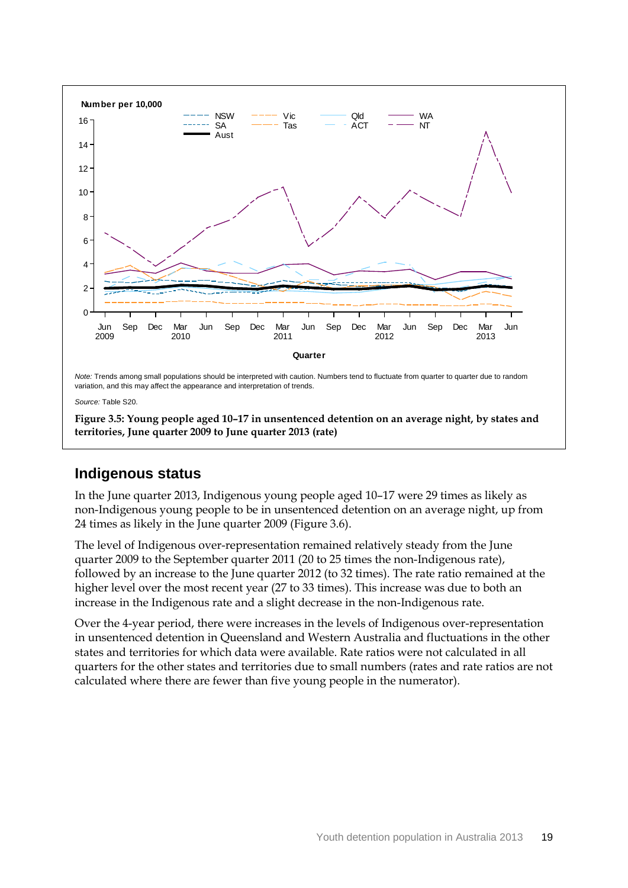*Note:* Trends among small populations should be interpreted with caution. Numbers tend to fluctuate from quarter to quarter due to random variation, and this may affect the appearance and interpretation of trends.

*Source:* Table S20.

**Figure 3.5: Young people aged 10–17 in unsentenced detention on an average night, by states and territories, June quarter 2009 to June quarter 2013 (rate)**

## Indigenous status

In the June quarter 2013, Indigenous young people aged 10–17 were 29 times as likely as non-Indigenous young people to be in unsentenced detention on an average night, up from 24 times as likely in the June quarter 2009 (Figure 3.6).

The level of Indigenous over-representation remained relatively steady from the June quarter 2009 to the September quarter 2011 (20 to 25 times the non-Indigenous rate), followed by an increase to the June quarter 2012 (to 32 times). The rate ratio remained at the higher level over the most recent year (27 to 33 times). This increase was due to both an increase in the Indigenous rate and a slight decrease in the non-Indigenous rate.

Over the 4-year period, there were increases in the levels of Indigenous over-representation in unsentenced detention in Queensland and Western Australia and fluctuations in the other states and territories for which data were available. Rate ratios were not calculated in all quarters for the other states and territories due to small numbers (rates and rate ratios are not calculated where there are fewer than five young people in the numerator).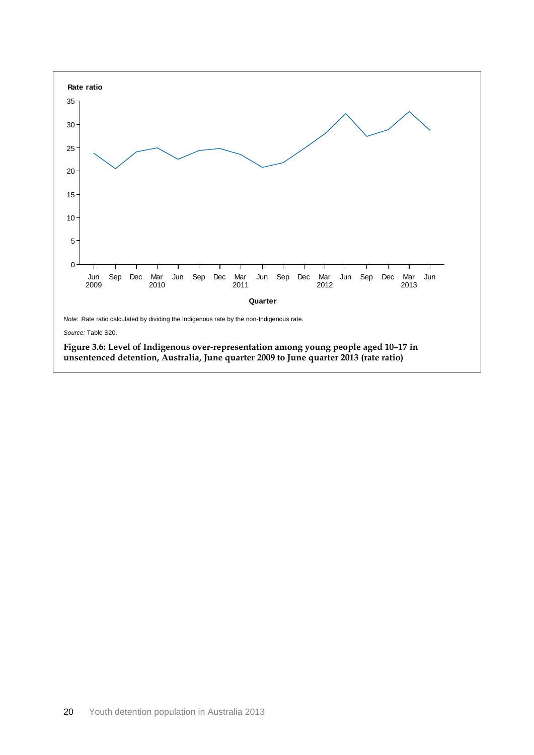*Note:* Rate ratio calculated by dividing the Indigenous rate by the non-Indigenous rate.

*Source:* Table S20.

**Figure 3.6: Level of Indigenous over-representation among young people aged 10–17 in unsentenced detention, Australia, June quarter 2009 to June quarter 2013 (rate ratio)**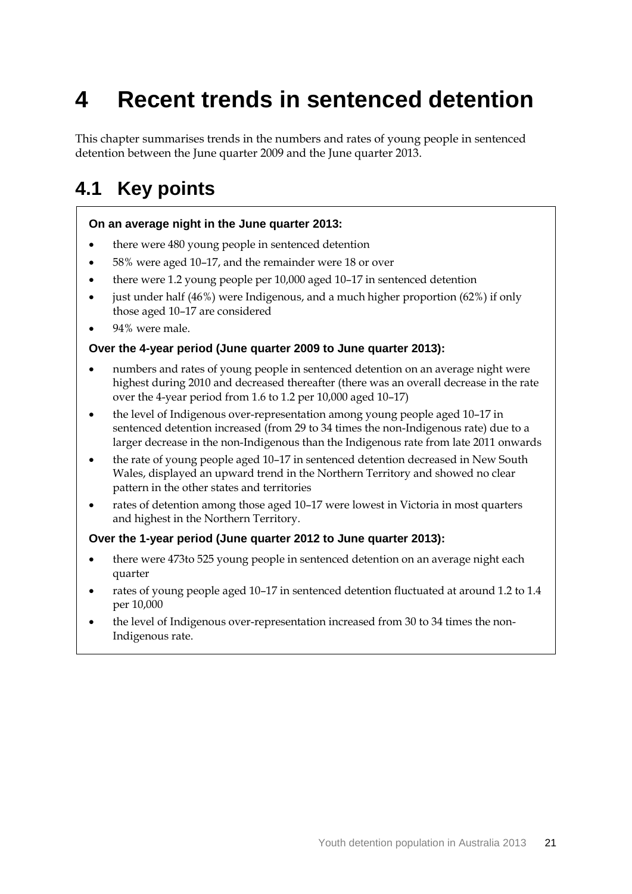# 4 Recent trends in sentenced detention

This chapter summarises trends in the numbers and rates of young people in sentenced detention between the June quarter 2009 and the June quarter 2013.

## 4.1 Key points

**On an average night in the June quarter 2013:**

- there were 480 young people in sentenced detention
- 58% were aged 10–17, and the remainder were 18 or over
- there were 1.2 young people per 10,000 aged 10–17 in sentenced detention
- just under half (46%) were Indigenous, and a much higher proportion (62%) if only those aged 10–17 are considered
- 94% were male.

**Over the 4-year period (June quarter 2009 to June quarter 2013):**

- numbers and rates of young people in sentenced detention on an average night were highest during 2010 and decreased thereafter (there was an overall decrease in the rate over the 4-year period from 1.6 to 1.2 per 10,000 aged 10–17)
- the level of Indigenous over-representation among young people aged 10–17 in sentenced detention increased (from 29 to 34 times the non-Indigenous rate) due to a larger decrease in the non-Indigenous than the Indigenous rate from late 2011 onwards
- the rate of young people aged 10–17 in sentenced detention decreased in New South Wales, displayed an upward trend in the Northern Territory and showed no clear pattern in the other states and territories
- rates of detention among those aged 10–17 were lowest in Victoria in most quarters and highest in the Northern Territory.

**Over the 1-year period (June quarter 2012 to June quarter 2013):**

- there were 473to 525 young people in sentenced detention on an average night each quarter
- rates of young people aged 10–17 in sentenced detention fluctuated at around 1.2 to 1.4 per 10,000
- the level of Indigenous over-representation increased from 30 to 34 times the non-Indigenous rate.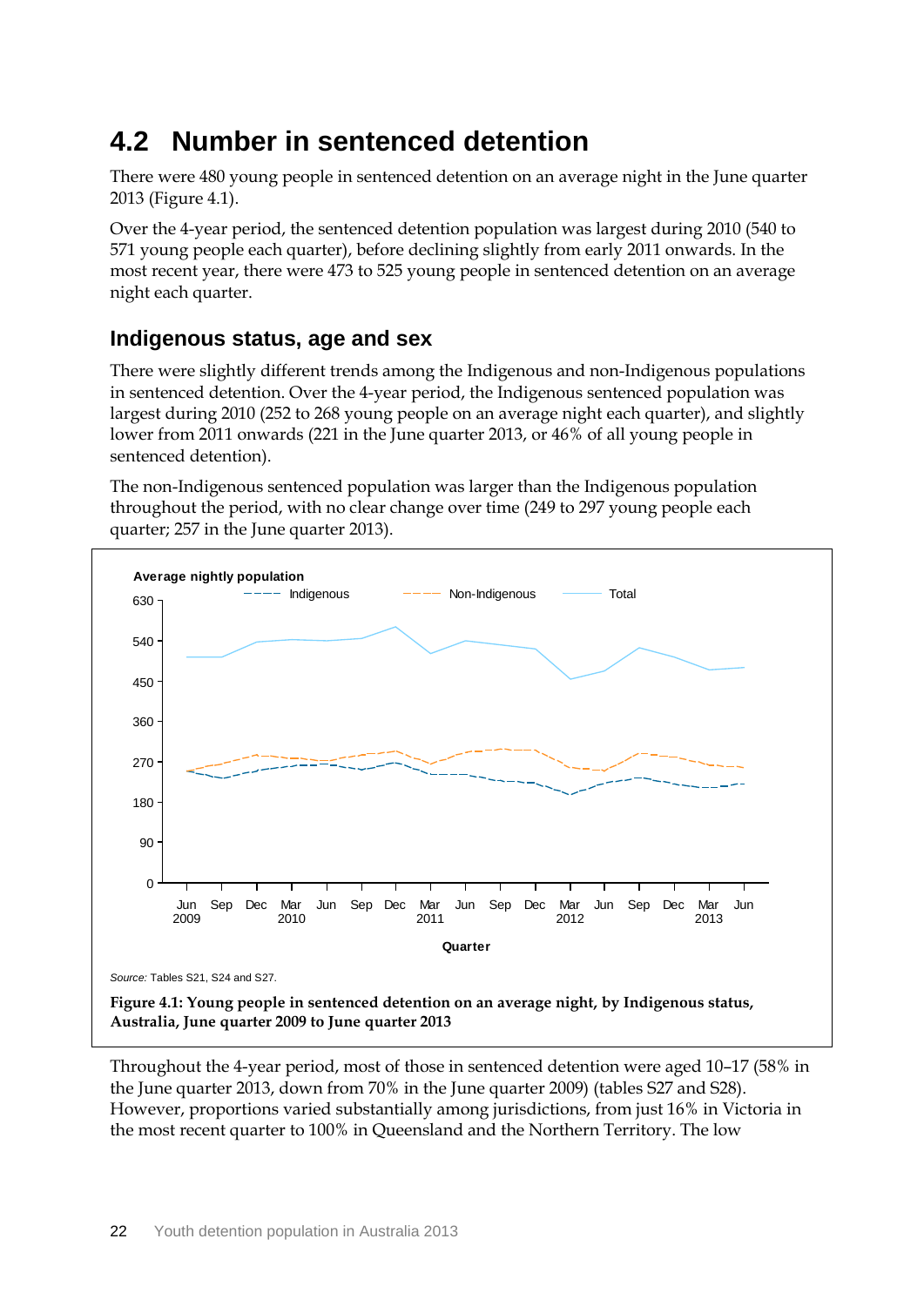## 4.2 Number in sentenced detention

There were 480 young people in sentenced detention on an average night in the June quarter 2013 (Figure 4.1).

Over the 4-year period, the sentenced detention population was largest during 2010 (540 to 571 young people each quarter), before declining slightly from early 2011 onwards. In the most recent year, there were 473 to 525 young people in sentenced detention on an average night each quarter.

### Indigenous status, age and sex

There were slightly different trends among the Indigenous and non-Indigenous populations in sentenced detention. Over the 4-year period, the Indigenous sentenced population was largest during 2010 (252 to 268 young people on an average night each quarter), and slightly lower from 2011 onwards (221 in the June quarter 2013, or 46% of all young people in sentenced detention).

The non-Indigenous sentenced population was larger than the Indigenous population throughout the period, with no clear change over time (249 to 297 young people each quarter; 257 in the June quarter 2013).

*Source:* Tables S21, S24 and S27.

**Figure 4.1: Young people in sentenced detention on an average night, by Indigenous status, Australia, June quarter 2009 to June quarter 2013**

Throughout the 4-year period, most of those in sentenced detention were aged 10–17 (58% in the June quarter 2013, down from 70% in the June quarter 2009) (tables S27 and S28). However, proportions varied substantially among jurisdictions, from just 16% in Victoria in the most recent quarter to 100% in Queensland and the Northern Territory. The low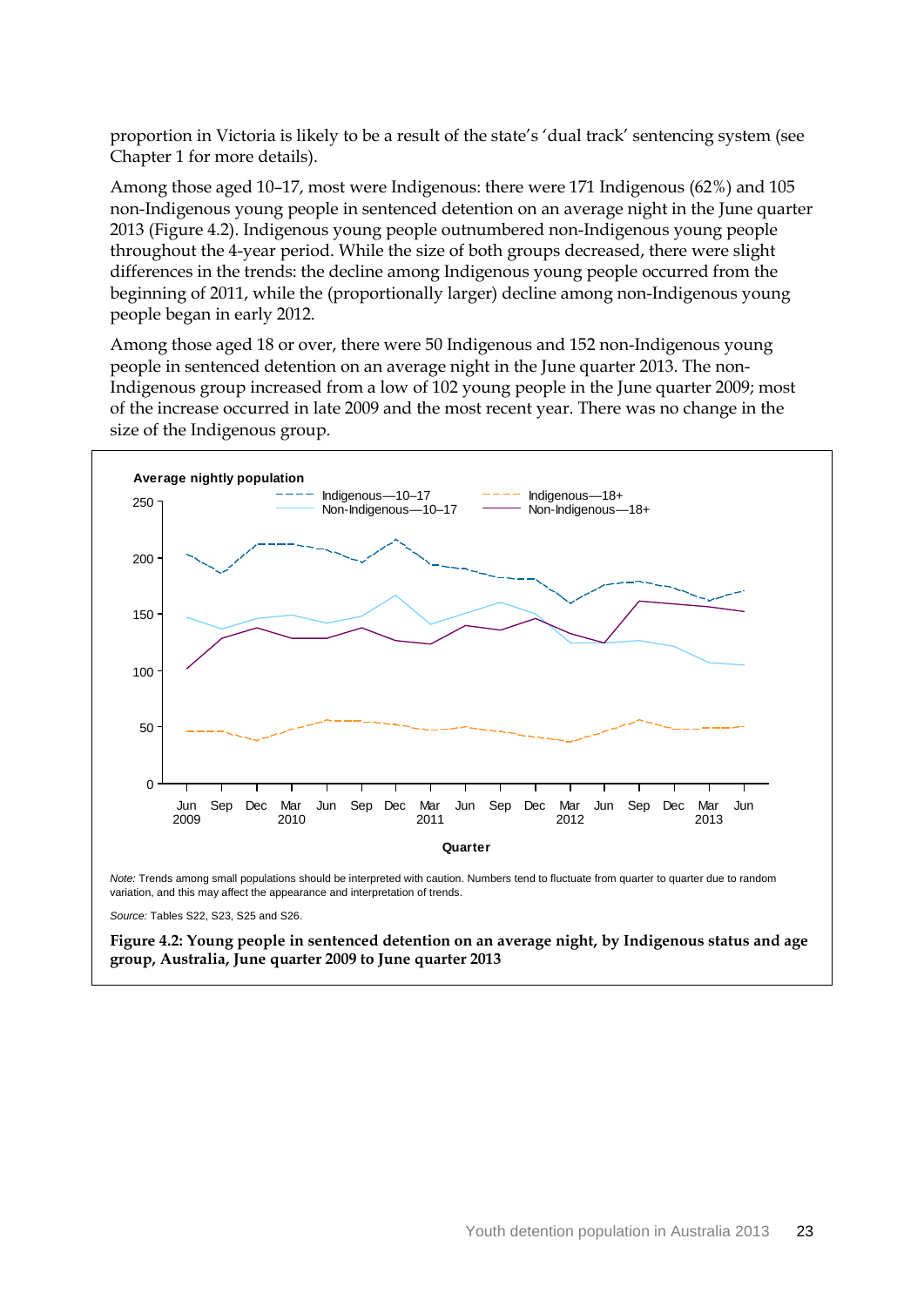proportion in Victoria is likely to be a result of the state's 'dual track' sentencing system (see Chapter 1 for more details).

Among those aged 10–17, most were Indigenous: there were 171 Indigenous (62%) and 105 non-Indigenous young people in sentenced detention on an average night in the June quarter 2013 (Figure 4.2). Indigenous young people outnumbered non-Indigenous young people throughout the 4-year period. While the size of both groups decreased, there were slight differences in the trends: the decline among Indigenous young people occurred from the beginning of 2011, while the (proportionally larger) decline among non-Indigenous young people began in early 2012.

Among those aged 18 or over, there were 50 Indigenous and 152 non-Indigenous young people in sentenced detention on an average night in the June quarter 2013. The non-Indigenous group increased from a low of 102 young people in the June quarter 2009; most of the increase occurred in late 2009 and the most recent year. There was no change in the size of the Indigenous group.

*Note:* Trends among small populations should be interpreted with caution. Numbers tend to fluctuate from quarter to quarter due to random variation, and this may affect the appearance and interpretation of trends.

*Source:* Tables S22, S23, S25 and S26.

**Figure 4.2: Young people in sentenced detention on an average night, by Indigenous status and age group, Australia, June quarter 2009 to June quarter 2013**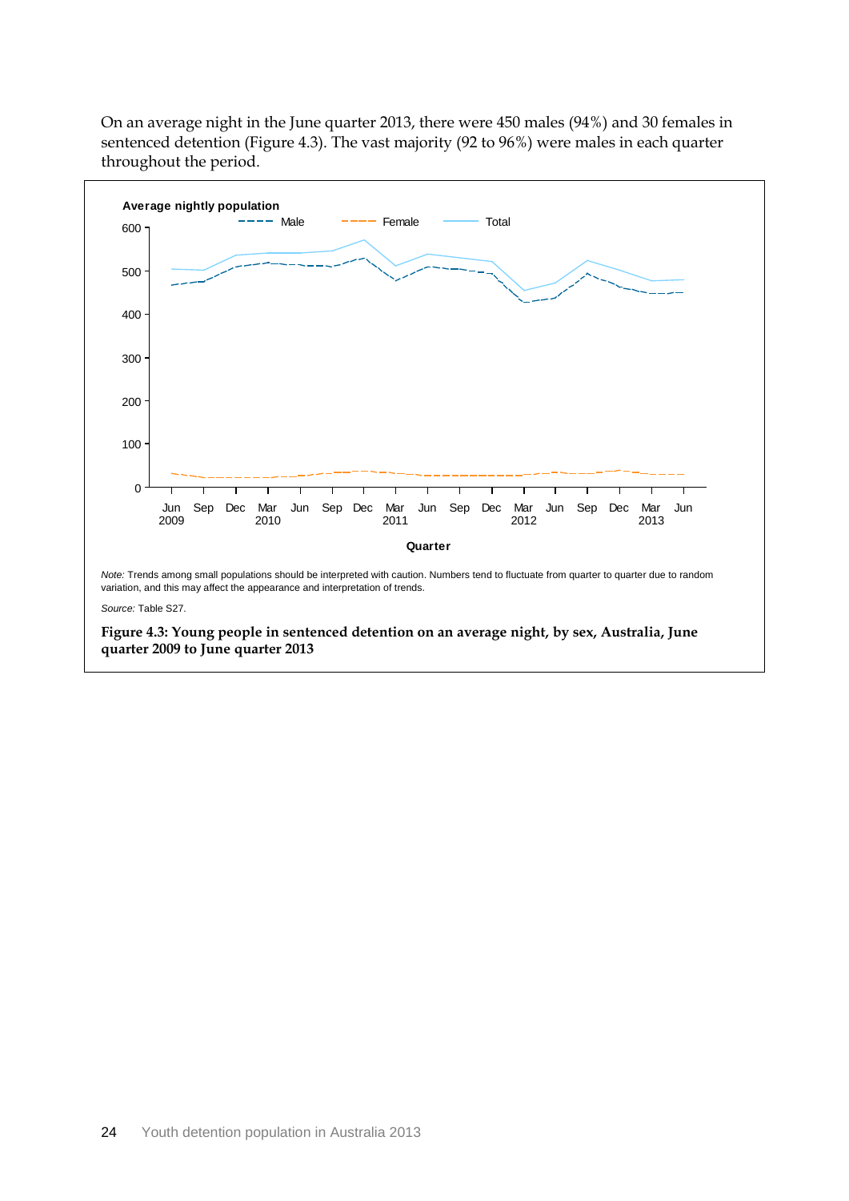On an average night in the June quarter 2013, there were 450 males (94%) and 30 females in sentenced detention (Figure 4.3). The vast majority (92 to 96%) were males in each quarter throughout the period.

*Note:* Trends among small populations should be interpreted with caution. Numbers tend to fluctuate from quarter to quarter due to random variation, and this may affect the appearance and interpretation of trends.

*Source:* Table S27.

**Figure 4.3: Young people in sentenced detention on an average night, by sex, Australia, June quarter 2009 to June quarter 2013**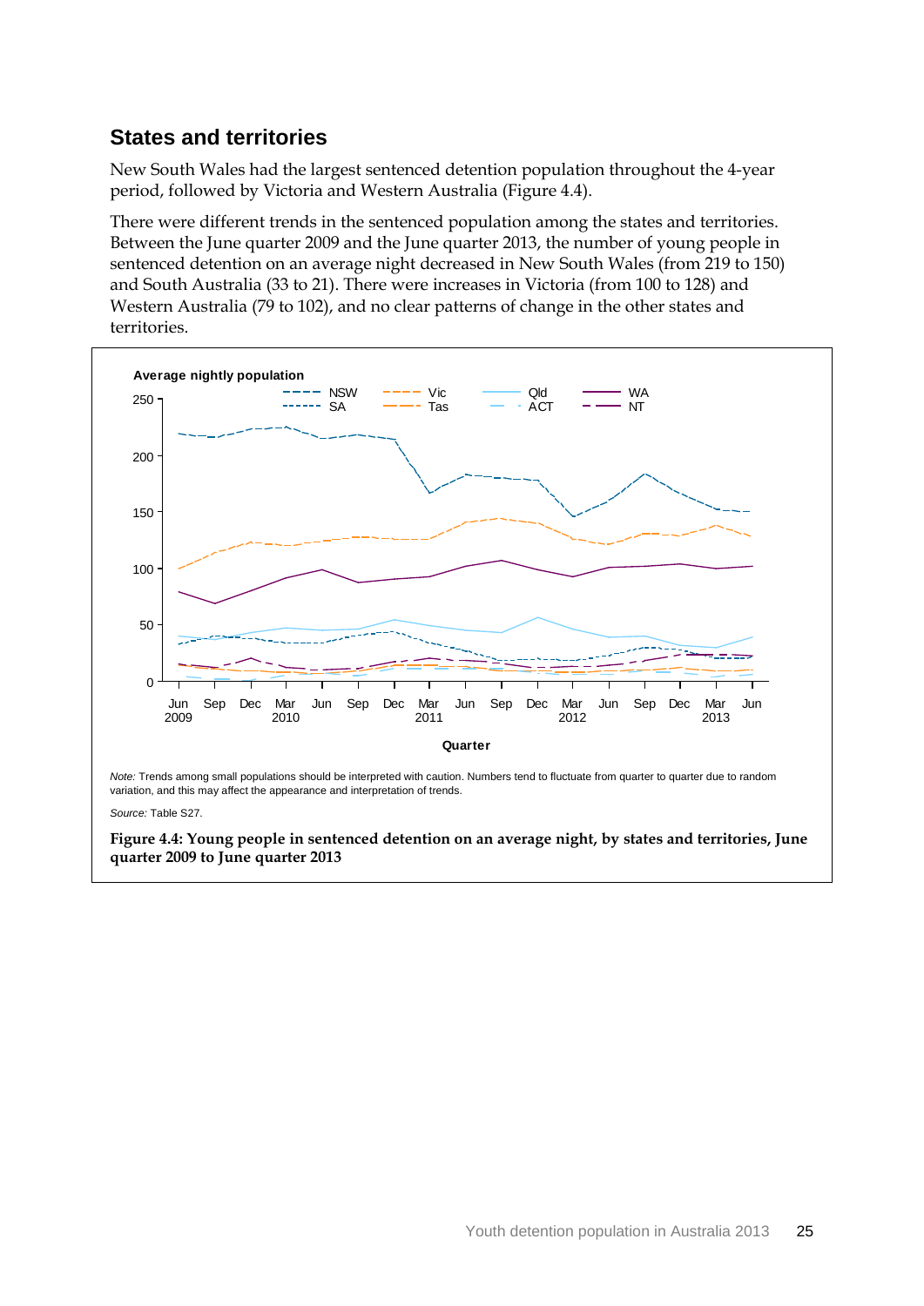## States and territories

New South Wales had the largest sentenced detention population throughout the 4-year period, followed by Victoria and Western Australia (Figure 4.4).

There were different trends in the sentenced population among the states and territories. Between the June quarter 2009 and the June quarter 2013, the number of young people in sentenced detention on an average night decreased in New South Wales (from 219 to 150) and South Australia (33 to 21). There were increases in Victoria (from 100 to 128) and Western Australia (79 to 102), and no clear patterns of change in the other states and territories.

*Note:* Trends among small populations should be interpreted with caution. Numbers tend to fluctuate from quarter to quarter due to random variation, and this may affect the appearance and interpretation of trends.

*Source:* Table S27.

**Figure 4.4: Young people in sentenced detention on an average night, by states and territories, June quarter 2009 to June quarter 2013**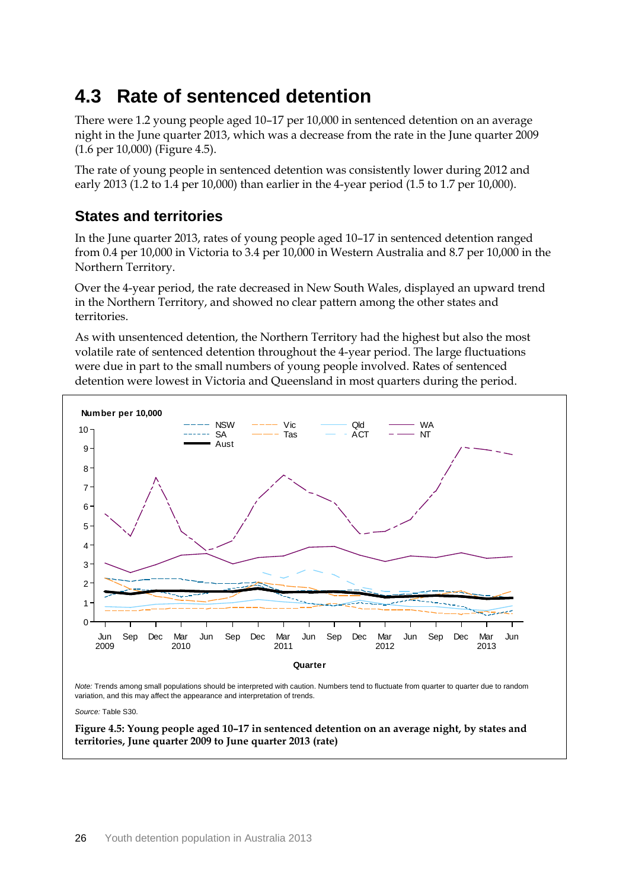## 4.3 Rate of sentenced detention

There were 1.2 young people aged 10–17 per 10,000 in sentenced detention on an average night in the June quarter 2013, which was a decrease from the rate in the June quarter 2009 (1.6 per 10,000) (Figure 4.5).

The rate of young people in sentenced detention was consistently lower during 2012 and early 2013 (1.2 to 1.4 per 10,000) than earlier in the 4-year period (1.5 to 1.7 per 10,000).

### States and territories

In the June quarter 2013, rates of young people aged 10–17 in sentenced detention ranged from 0.4 per 10,000 in Victoria to 3.4 per 10,000 in Western Australia and 8.7 per 10,000 in the Northern Territory.

Over the 4-year period, the rate decreased in New South Wales, displayed an upward trend in the Northern Territory, and showed no clear pattern among the other states and territories.

As with unsentenced detention, the Northern Territory had the highest but also the most volatile rate of sentenced detention throughout the 4-year period. The large fluctuations were due in part to the small numbers of young people involved. Rates of sentenced detention were lowest in Victoria and Queensland in most quarters during the period.

*Note:* Trends among small populations should be interpreted with caution. Numbers tend to fluctuate from quarter to quarter due to random variation, and this may affect the appearance and interpretation of trends.

*Source:* Table S30.

**Figure 4.5: Young people aged 10–17 in sentenced detention on an average night, by states and territories, June quarter 2009 to June quarter 2013 (rate)**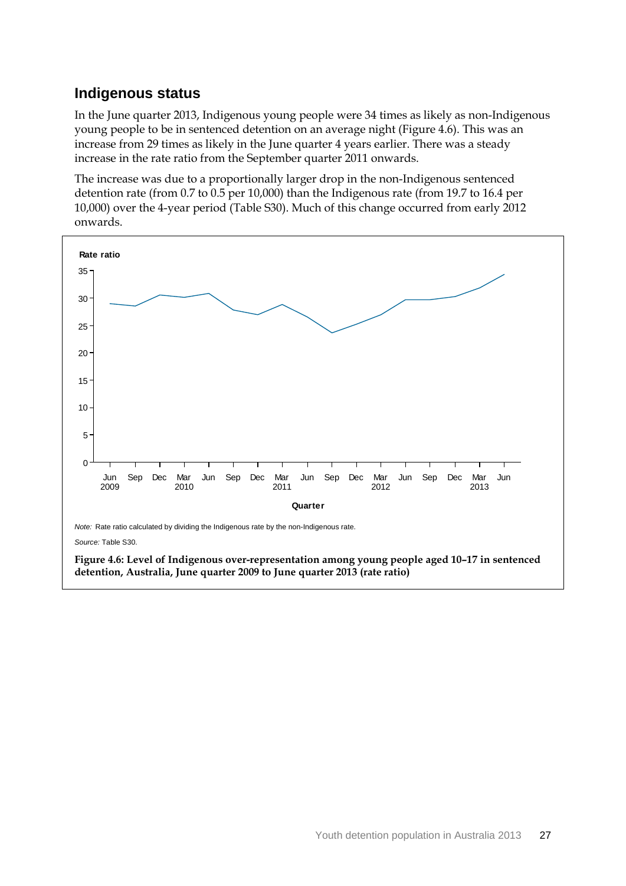## Indigenous status

In the June quarter 2013, Indigenous young people were 34 times as likely as non-Indigenous young people to be in sentenced detention on an average night (Figure 4.6). This was an increase from 29 times as likely in the June quarter 4 years earlier. There was a steady increase in the rate ratio from the September quarter 2011 onwards.

The increase was due to a proportionally larger drop in the non-Indigenous sentenced detention rate (from 0.7 to 0.5 per 10,000) than the Indigenous rate (from 19.7 to 16.4 per 10,000) over the 4-year period (Table S30). Much of this change occurred from early 2012 onwards.

*Note:* Rate ratio calculated by dividing the Indigenous rate by the non-Indigenous rate.

*Source:* Table S30.

**Figure 4.6: Level of Indigenous over-representation among young people aged 10–17 in sentenced detention, Australia, June quarter 2009 to June quarter 2013 (rate ratio)**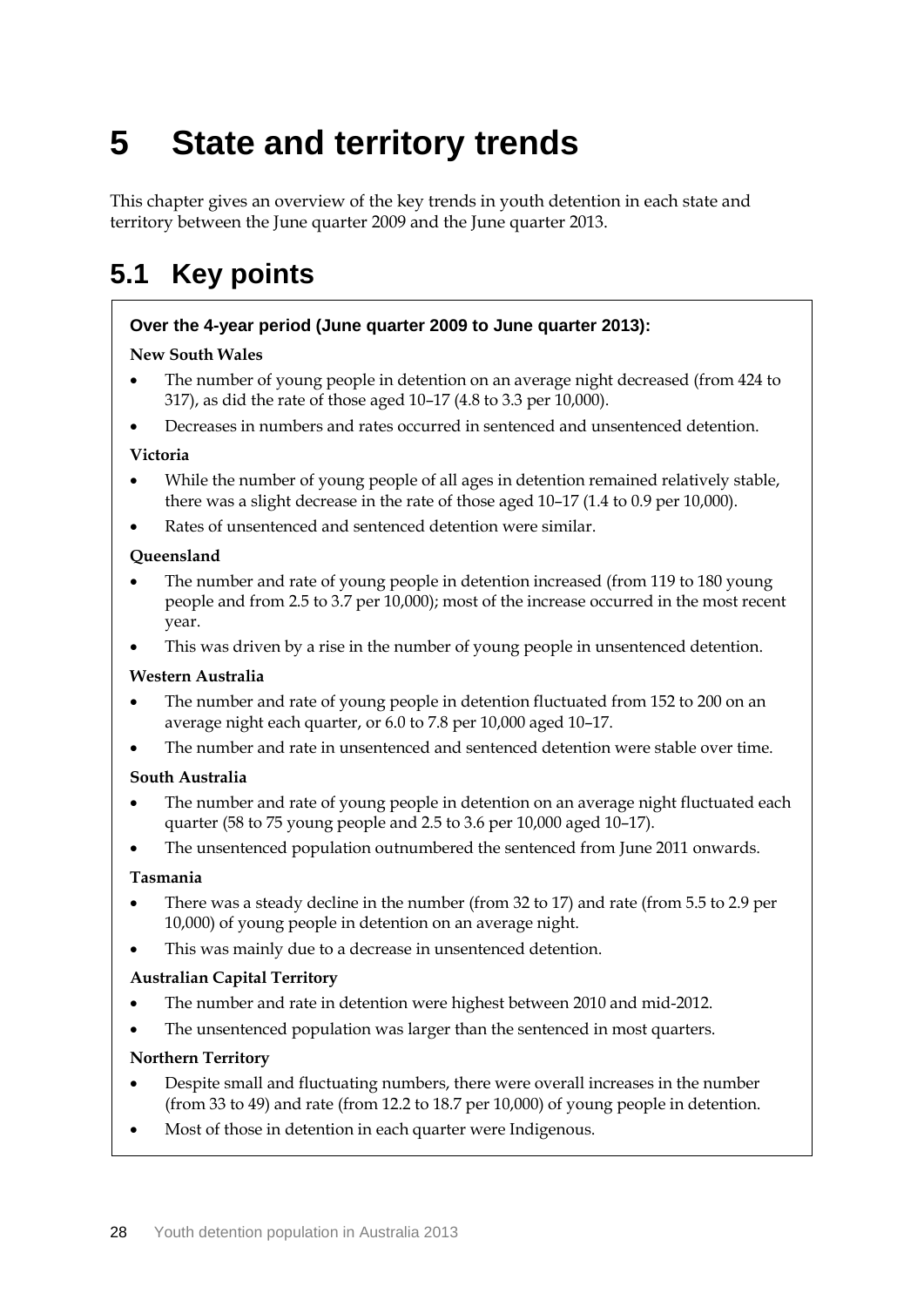# 5 State and territory trends

This chapter gives an overview of the key trends in youth detention in each state and territory between the June quarter 2009 and the June quarter 2013.

## 5.1 Key points

**Over the 4-year period (June quarter 2009 to June quarter 2013):**

**New South Wales**

- The number of young people in detention on an average night decreased (from 424 to 317), as did the rate of those aged 10–17 (4.8 to 3.3 per 10,000).
- Decreases in numbers and rates occurred in sentenced and unsentenced detention.

**Victoria**

- While the number of young people of all ages in detention remained relatively stable, there was a slight decrease in the rate of those aged 10–17 (1.4 to 0.9 per 10,000).
- Rates of unsentenced and sentenced detention were similar.

**Queensland**

- The number and rate of young people in detention increased (from 119 to 180 young people and from 2.5 to 3.7 per 10,000); most of the increase occurred in the most recent year.
- This was driven by a rise in the number of young people in unsentenced detention.

**Western Australia**

- The number and rate of young people in detention fluctuated from 152 to 200 on an average night each quarter, or 6.0 to 7.8 per 10,000 aged 10–17.
- The number and rate in unsentenced and sentenced detention were stable over time.

**South Australia**

- The number and rate of young people in detention on an average night fluctuated each quarter (58 to 75 young people and 2.5 to 3.6 per 10,000 aged 10–17).
- The unsentenced population outnumbered the sentenced from June 2011 onwards.

**Tasmania**

- There was a steady decline in the number (from 32 to 17) and rate (from 5.5 to 2.9 per 10,000) of young people in detention on an average night.
- This was mainly due to a decrease in unsentenced detention.

**Australian Capital Territory**

- The number and rate in detention were highest between 2010 and mid-2012.
- The unsentenced population was larger than the sentenced in most quarters.

**Northern Territory**

- Despite small and fluctuating numbers, there were overall increases in the number (from 33 to 49) and rate (from 12.2 to 18.7 per 10,000) of young people in detention.
- Most of those in detention in each quarter were Indigenous.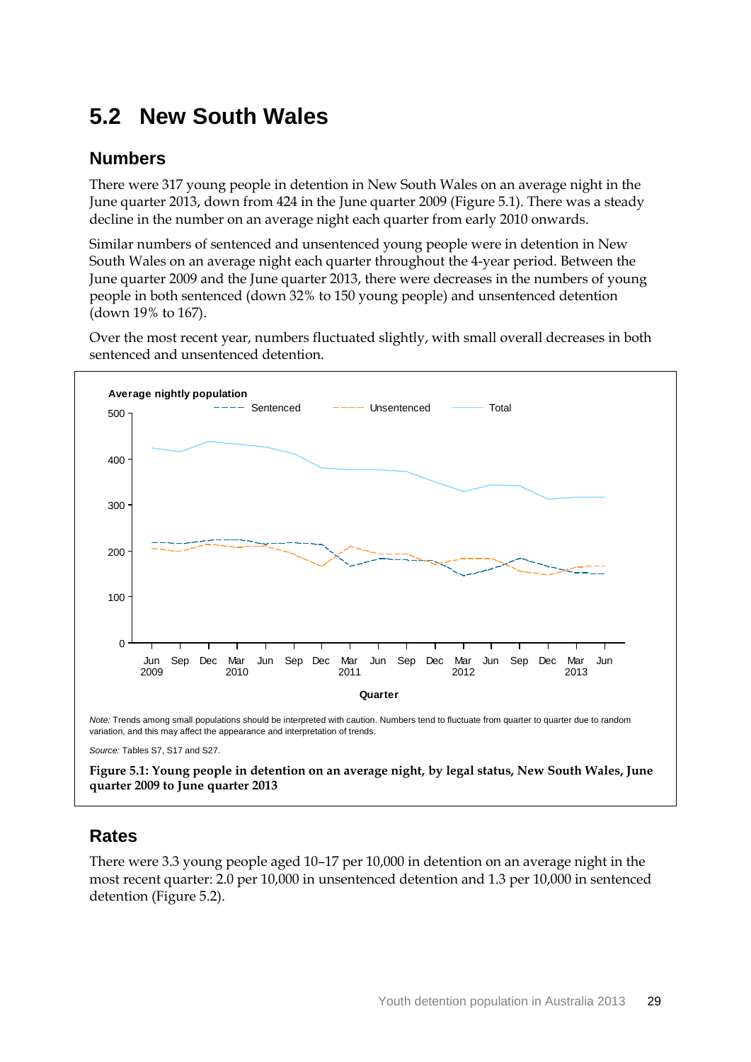## 5.2 New South Wales

### Numbers

There were 317 young people in detention in New South Wales on an average night in the June quarter 2013, down from 424 in the June quarter 2009 (Figure 5.1). There was a steady decline in the number on an average night each quarter from early 2010 onwards.

Similar numbers of sentenced and unsentenced young people were in detention in New South Wales on an average night each quarter throughout the 4-year period. Between the June quarter 2009 and the June quarter 2013, there were decreases in the numbers of young people in both sentenced (down 32% to 150 young people) and unsentenced detention (down 19% to 167).

Over the most recent year, numbers fluctuated slightly, with small overall decreases in both sentenced and unsentenced detention.

*Note:* Trends among small populations should be interpreted with caution. Numbers tend to fluctuate from quarter to quarter due to random variation, and this may affect the appearance and interpretation of trends.

*Source:* Tables S7, S17 and S27.

**Figure 5.1: Young people in detention on an average night, by legal status, New South Wales, June quarter 2009 to June quarter 2013**

### Rates

There were 3.3 young people aged 10–17 per 10,000 in detention on an average night in the most recent quarter: 2.0 per 10,000 in unsentenced detention and 1.3 per 10,000 in sentenced detention (Figure 5.2).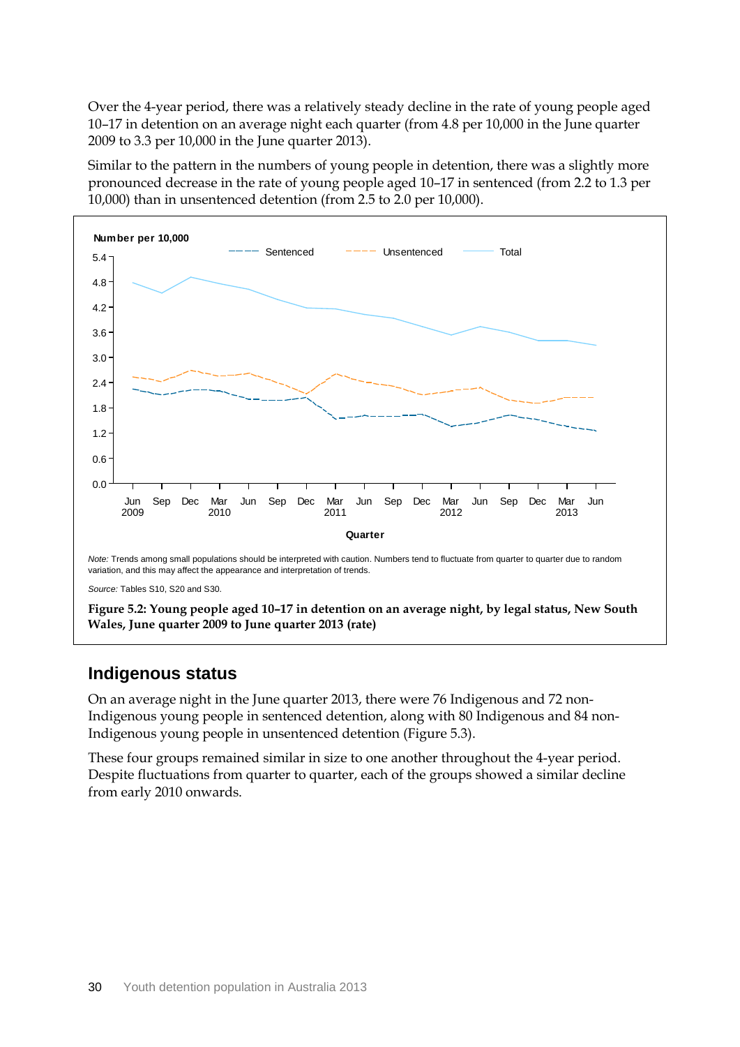Over the 4-year period, there was a relatively steady decline in the rate of young people aged 10–17 in detention on an average night each quarter (from 4.8 per 10,000 in the June quarter 2009 to 3.3 per 10,000 in the June quarter 2013).

Similar to the pattern in the numbers of young people in detention, there was a slightly more pronounced decrease in the rate of young people aged 10–17 in sentenced (from 2.2 to 1.3 per 10,000) than in unsentenced detention (from 2.5 to 2.0 per 10,000).

*Note:* Trends among small populations should be interpreted with caution. Numbers tend to fluctuate from quarter to quarter due to random variation, and this may affect the appearance and interpretation of trends.

*Source:* Tables S10, S20 and S30.

**Figure 5.2: Young people aged 10–17 in detention on an average night, by legal status, New South Wales, June quarter 2009 to June quarter 2013 (rate)**

## Indigenous status

On an average night in the June quarter 2013, there were 76 Indigenous and 72 non-Indigenous young people in sentenced detention, along with 80 Indigenous and 84 non-Indigenous young people in unsentenced detention (Figure 5.3).

These four groups remained similar in size to one another throughout the 4-year period. Despite fluctuations from quarter to quarter, each of the groups showed a similar decline from early 2010 onwards.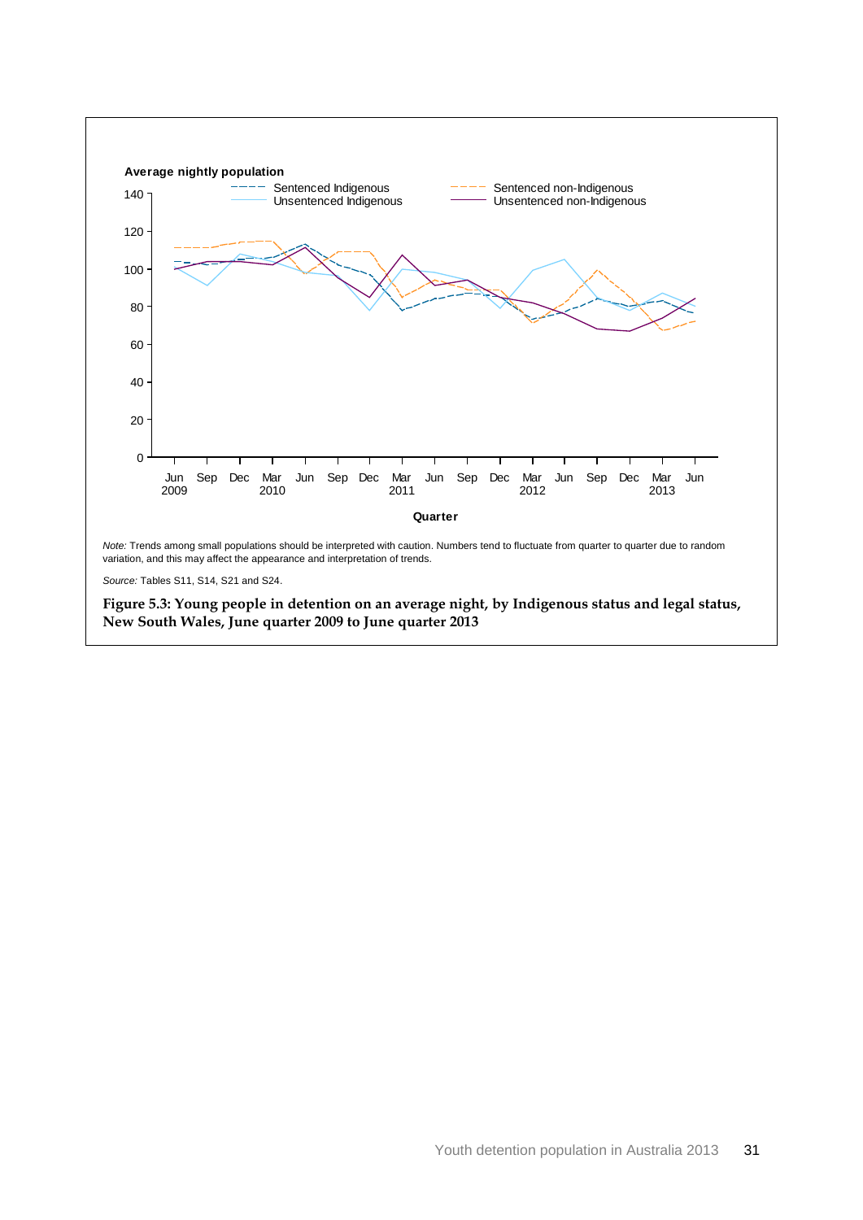*Note:* Trends among small populations should be interpreted with caution. Numbers tend to fluctuate from quarter to quarter due to random variation, and this may affect the appearance and interpretation of trends.

*Source:* Tables S11, S14, S21 and S24.

**Figure 5.3: Young people in detention on an average night, by Indigenous status and legal status, New South Wales, June quarter 2009 to June quarter 2013**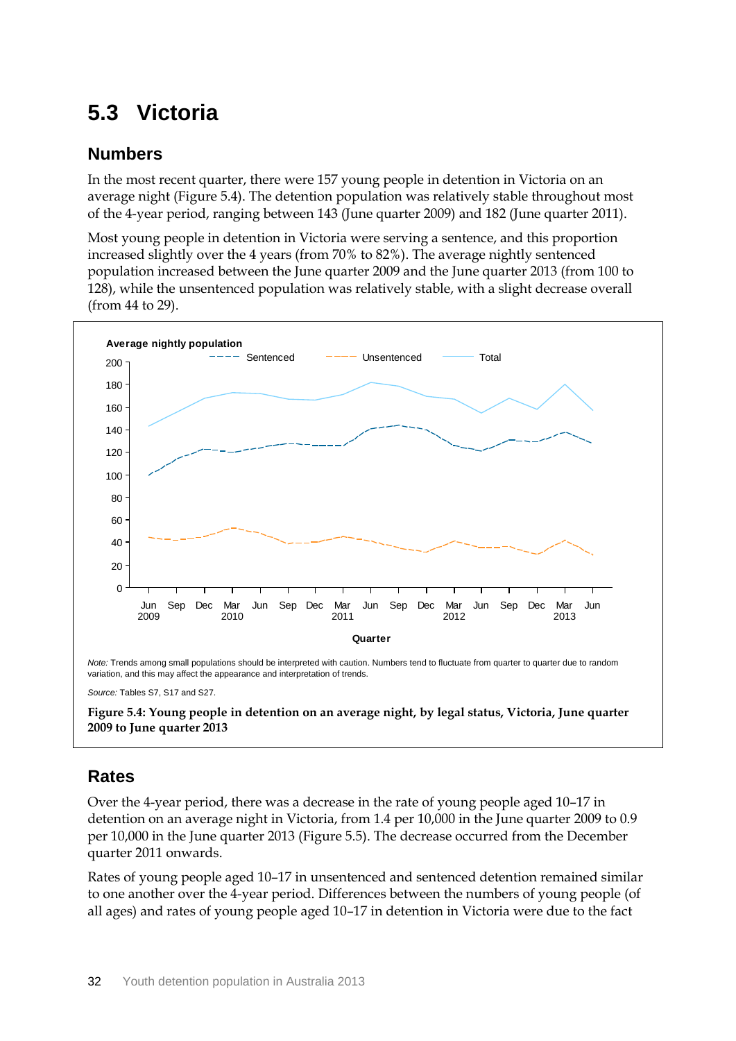## 5.3 Victoria

### Numbers

In the most recent quarter, there were 157 young people in detention in Victoria on an average night (Figure 5.4). The detention population was relatively stable throughout most of the 4-year period, ranging between 143 (June quarter 2009) and 182 (June quarter 2011).

Most young people in detention in Victoria were serving a sentence, and this proportion increased slightly over the 4 years (from 70% to 82%). The average nightly sentenced population increased between the June quarter 2009 and the June quarter 2013 (from 100 to 128), while the unsentenced population was relatively stable, with a slight decrease overall (from 44 to 29).

*Note:* Trends among small populations should be interpreted with caution. Numbers tend to fluctuate from quarter to quarter due to random variation, and this may affect the appearance and interpretation of trends.

*Source:* Tables S7, S17 and S27.

**Figure 5.4: Young people in detention on an average night, by legal status, Victoria, June quarter 2009 to June quarter 2013**

### Rates

Over the 4-year period, there was a decrease in the rate of young people aged 10–17 in detention on an average night in Victoria, from 1.4 per 10,000 in the June quarter 2009 to 0.9 per 10,000 in the June quarter 2013 (Figure 5.5). The decrease occurred from the December quarter 2011 onwards.

Rates of young people aged 10–17 in unsentenced and sentenced detention remained similar to one another over the 4-year period. Differences between the numbers of young people (of all ages) and rates of young people aged 10–17 in detention in Victoria were due to the fact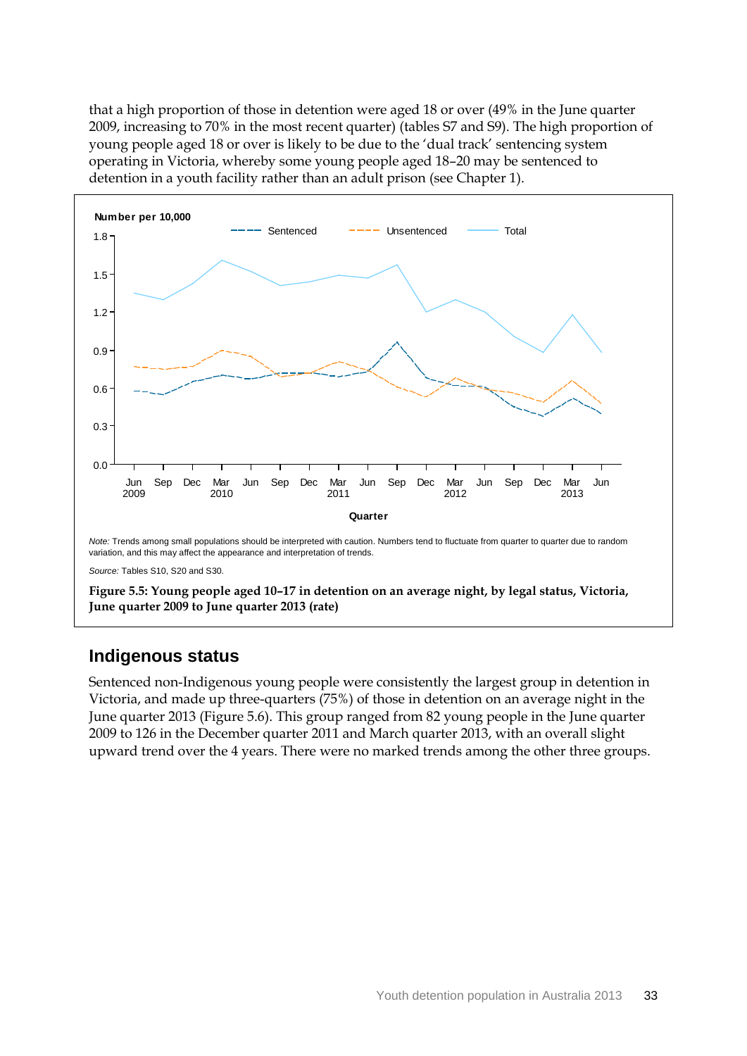that a high proportion of those in detention were aged 18 or over (49% in the June quarter 2009, increasing to 70% in the most recent quarter) (tables S7 and S9). The high proportion of young people aged 18 or over is likely to be due to the 'dual track' sentencing system operating in Victoria, whereby some young people aged 18–20 may be sentenced to detention in a youth facility rather than an adult prison (see Chapter 1).

*Note:* Trends among small populations should be interpreted with caution. Numbers tend to fluctuate from quarter to quarter due to random variation, and this may affect the appearance and interpretation of trends.

*Source:* Tables S10, S20 and S30.

**Figure 5.5: Young people aged 10–17 in detention on an average night, by legal status, Victoria, June quarter 2009 to June quarter 2013 (rate)**

## Indigenous status

Sentenced non-Indigenous young people were consistently the largest group in detention in Victoria, and made up three-quarters (75%) of those in detention on an average night in the June quarter 2013 (Figure 5.6). This group ranged from 82 young people in the June quarter 2009 to 126 in the December quarter 2011 and March quarter 2013, with an overall slight upward trend over the 4 years. There were no marked trends among the other three groups.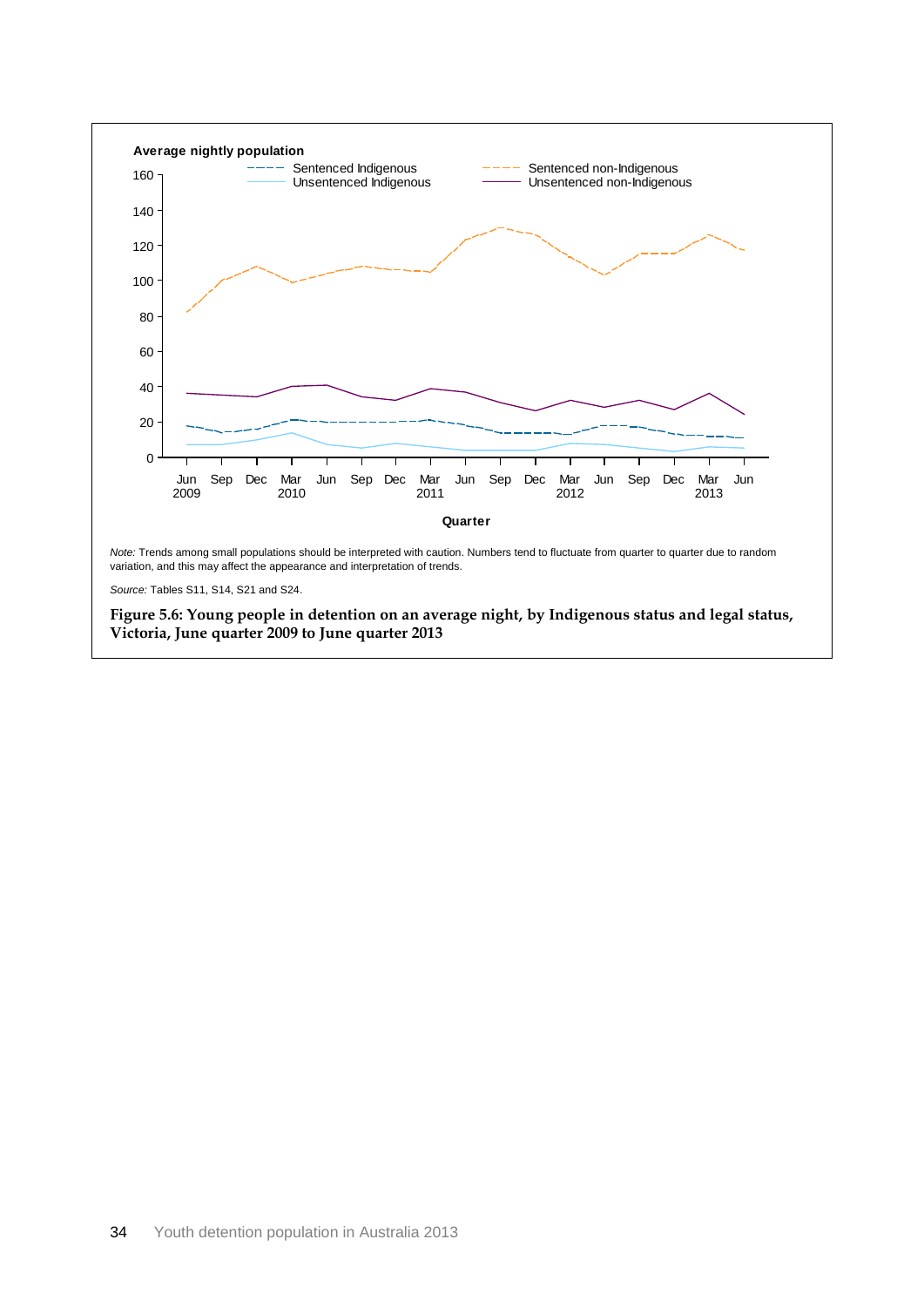*Note:* Trends among small populations should be interpreted with caution. Numbers tend to fluctuate from quarter to quarter due to random variation, and this may affect the appearance and interpretation of trends.

*Source:* Tables S11, S14, S21 and S24.

**Figure 5.6: Young people in detention on an average night, by Indigenous status and legal status, Victoria, June quarter 2009 to June quarter 2013**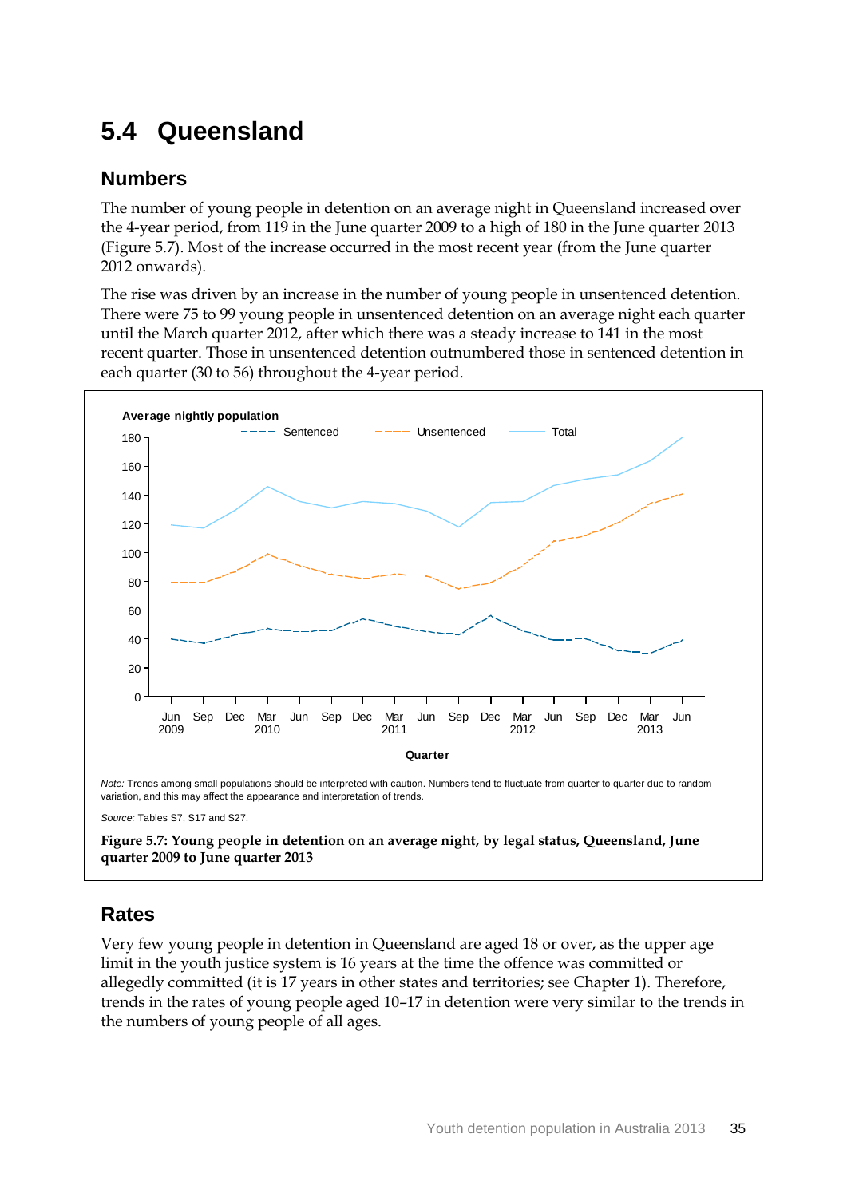## 5.4 Queensland

### Numbers

The number of young people in detention on an average night in Queensland increased over the 4-year period, from 119 in the June quarter 2009 to a high of 180 in the June quarter 2013 (Figure 5.7). Most of the increase occurred in the most recent year (from the June quarter 2012 onwards).

The rise was driven by an increase in the number of young people in unsentenced detention. There were 75 to 99 young people in unsentenced detention on an average night each quarter until the March quarter 2012, after which there was a steady increase to 141 in the most recent quarter. Those in unsentenced detention outnumbered those in sentenced detention in each quarter (30 to 56) throughout the 4-year period.

*Note:* Trends among small populations should be interpreted with caution. Numbers tend to fluctuate from quarter to quarter due to random variation, and this may affect the appearance and interpretation of trends.

*Source:* Tables S7, S17 and S27.

**Figure 5.7: Young people in detention on an average night, by legal status, Queensland, June quarter 2009 to June quarter 2013**

### Rates

Very few young people in detention in Queensland are aged 18 or over, as the upper age limit in the youth justice system is 16 years at the time the offence was committed or allegedly committed (it is 17 years in other states and territories; see Chapter 1). Therefore, trends in the rates of young people aged 10–17 in detention were very similar to the trends in the numbers of young people of all ages.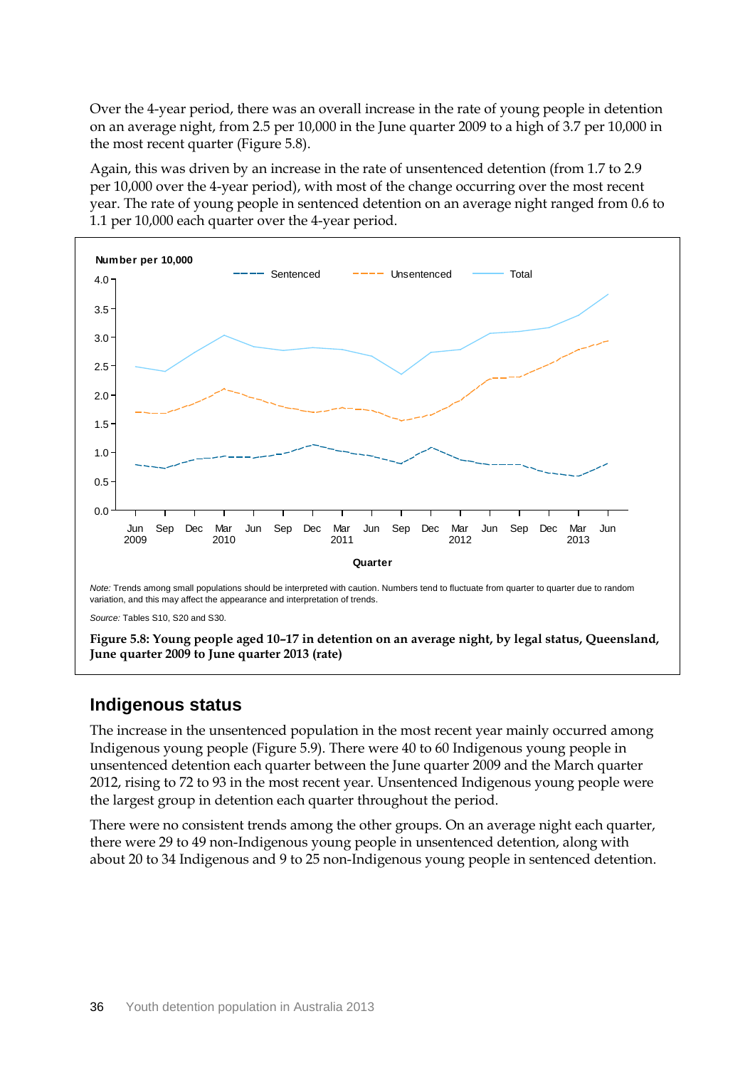Over the 4-year period, there was an overall increase in the rate of young people in detention on an average night, from 2.5 per 10,000 in the June quarter 2009 to a high of 3.7 per 10,000 in the most recent quarter (Figure 5.8).

Again, this was driven by an increase in the rate of unsentenced detention (from 1.7 to 2.9 per 10,000 over the 4-year period), with most of the change occurring over the most recent year. The rate of young people in sentenced detention on an average night ranged from 0.6 to 1.1 per 10,000 each quarter over the 4-year period.

*Note:* Trends among small populations should be interpreted with caution. Numbers tend to fluctuate from quarter to quarter due to random variation, and this may affect the appearance and interpretation of trends.

*Source:* Tables S10, S20 and S30.

**Figure 5.8: Young people aged 10–17 in detention on an average night, by legal status, Queensland, June quarter 2009 to June quarter 2013 (rate)**

## Indigenous status

The increase in the unsentenced population in the most recent year mainly occurred among Indigenous young people (Figure 5.9). There were 40 to 60 Indigenous young people in unsentenced detention each quarter between the June quarter 2009 and the March quarter 2012, rising to 72 to 93 in the most recent year. Unsentenced Indigenous young people were the largest group in detention each quarter throughout the period.

There were no consistent trends among the other groups. On an average night each quarter, there were 29 to 49 non-Indigenous young people in unsentenced detention, along with about 20 to 34 Indigenous and 9 to 25 non-Indigenous young people in sentenced detention.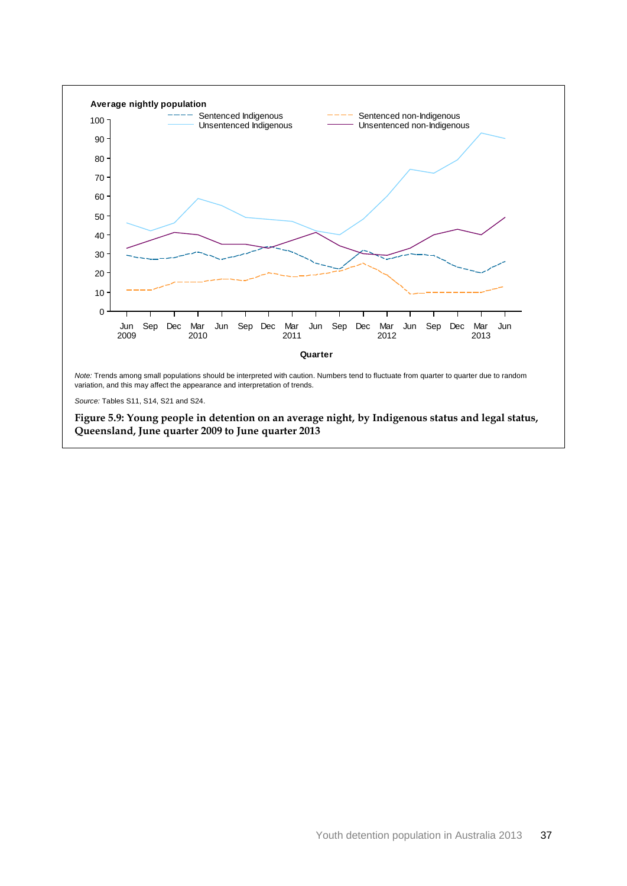Average nightly population

Sentenced Indigenous | Unsentenced Indigenous | Sentenced non-Indigenous | Unsentenced non-Indigenous

Quarter

*Note:* Trends among small populations should be interpreted with caution. Numbers tend to fluctuate from quarter to quarter due to random variation, and this may affect the appearance and interpretation of trends.

*Source:* Tables S11, S14, S21 and S24.

**Figure 5.9: Young people in detention on an average night, by Indigenous status and legal status, Queensland, June quarter 2009 to June quarter 2013**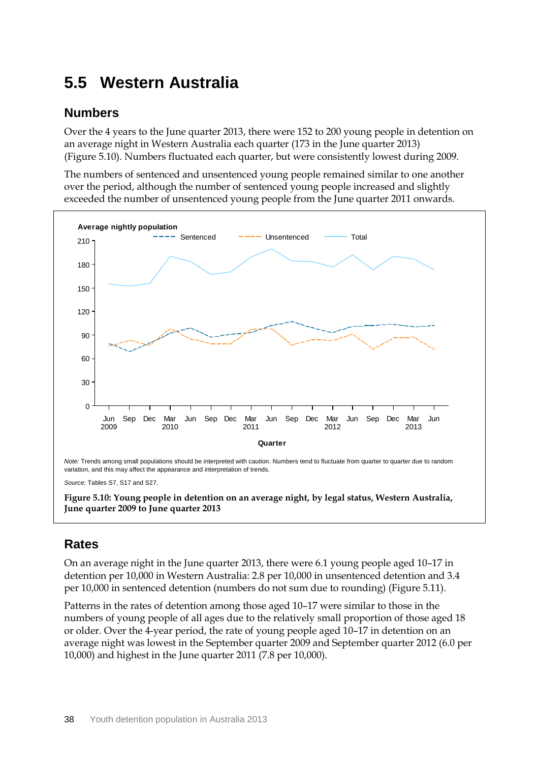## 5.5 Western Australia

### Numbers

Over the 4 years to the June quarter 2013, there were 152 to 200 young people in detention on an average night in Western Australia each quarter (173 in the June quarter 2013) (Figure 5.10). Numbers fluctuated each quarter, but were consistently lowest during 2009.

The numbers of sentenced and unsentenced young people remained similar to one another over the period, although the number of sentenced young people increased and slightly exceeded the number of unsentenced young people from the June quarter 2011 onwards.

*Note:* Trends among small populations should be interpreted with caution. Numbers tend to fluctuate from quarter to quarter due to random variation, and this may affect the appearance and interpretation of trends.

*Source:* Tables S7, S17 and S27.

**Figure 5.10: Young people in detention on an average night, by legal status, Western Australia, June quarter 2009 to June quarter 2013**

### Rates

On an average night in the June quarter 2013, there were 6.1 young people aged 10–17 in detention per 10,000 in Western Australia: 2.8 per 10,000 in unsentenced detention and 3.4 per 10,000 in sentenced detention (numbers do not sum due to rounding) (Figure 5.11).

Patterns in the rates of detention among those aged 10–17 were similar to those in the numbers of young people of all ages due to the relatively small proportion of those aged 18 or older. Over the 4-year period, the rate of young people aged 10–17 in detention on an average night was lowest in the September quarter 2009 and September quarter 2012 (6.0 per 10,000) and highest in the June quarter 2011 (7.8 per 10,000).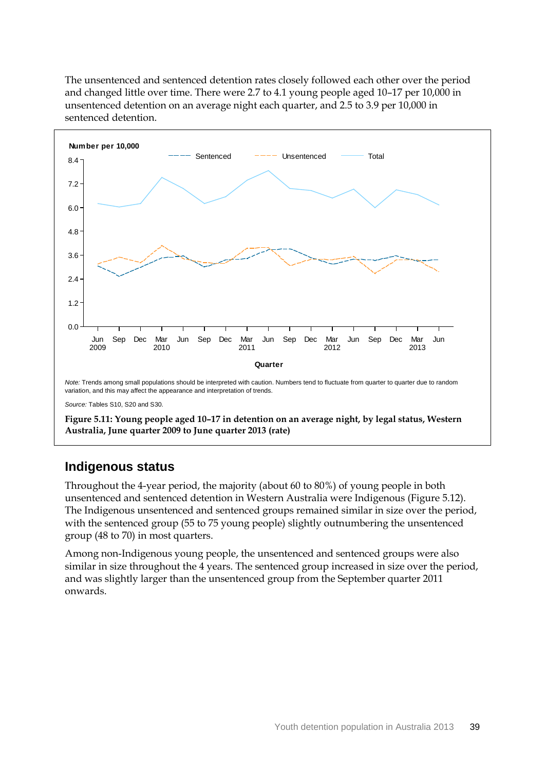The unsentenced and sentenced detention rates closely followed each other over the period and changed little over time. There were 2.7 to 4.1 young people aged 10–17 per 10,000 in unsentenced detention on an average night each quarter, and 2.5 to 3.9 per 10,000 in sentenced detention.

*Note:* Trends among small populations should be interpreted with caution. Numbers tend to fluctuate from quarter to quarter due to random variation, and this may affect the appearance and interpretation of trends.

*Source:* Tables S10, S20 and S30.

**Figure 5.11: Young people aged 10–17 in detention on an average night, by legal status, Western Australia, June quarter 2009 to June quarter 2013 (rate)**

## Indigenous status

Throughout the 4-year period, the majority (about 60 to 80%) of young people in both unsentenced and sentenced detention in Western Australia were Indigenous (Figure 5.12). The Indigenous unsentenced and sentenced groups remained similar in size over the period, with the sentenced group (55 to 75 young people) slightly outnumbering the unsentenced group (48 to 70) in most quarters.

Among non-Indigenous young people, the unsentenced and sentenced groups were also similar in size throughout the 4 years. The sentenced group increased in size over the period, and was slightly larger than the unsentenced group from the September quarter 2011 onwards.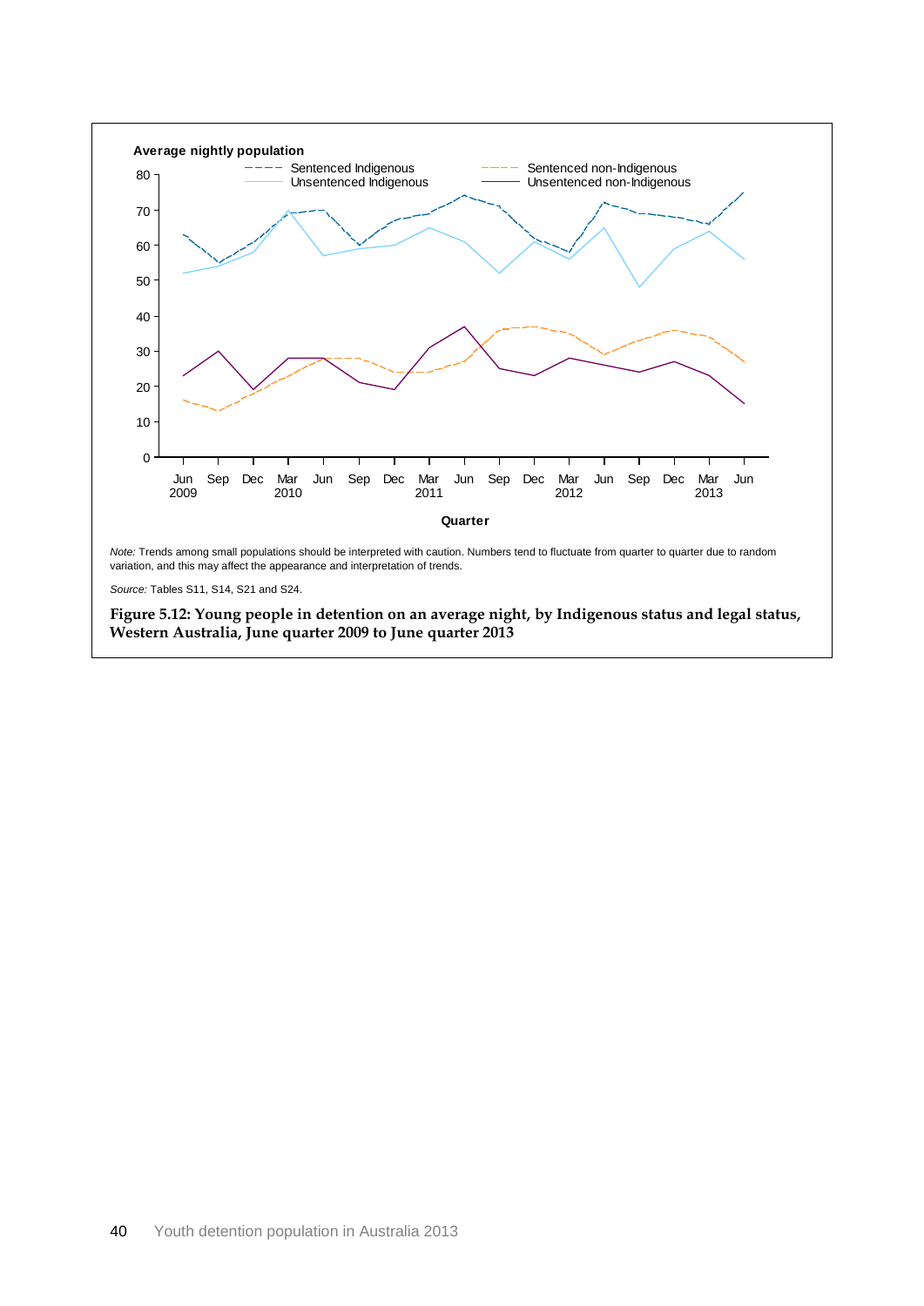*Note:* Trends among small populations should be interpreted with caution. Numbers tend to fluctuate from quarter to quarter due to random variation, and this may affect the appearance and interpretation of trends.

*Source:* Tables S11, S14, S21 and S24.

**Figure 5.12: Young people in detention on an average night, by Indigenous status and legal status, Western Australia, June quarter 2009 to June quarter 2013**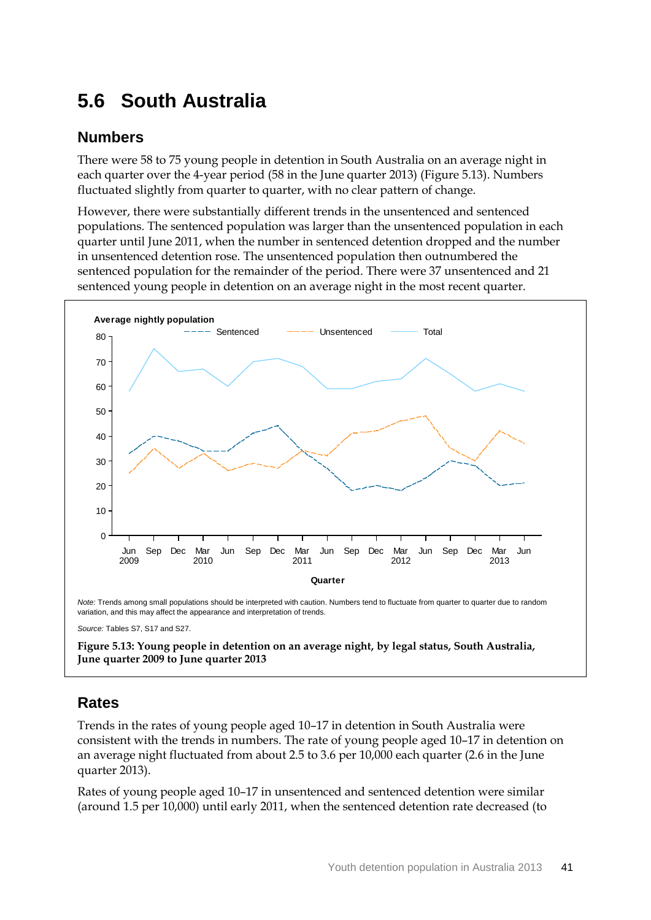## 5.6 South Australia

### Numbers

There were 58 to 75 young people in detention in South Australia on an average night in each quarter over the 4-year period (58 in the June quarter 2013) (Figure 5.13). Numbers fluctuated slightly from quarter to quarter, with no clear pattern of change.

However, there were substantially different trends in the unsentenced and sentenced populations. The sentenced population was larger than the unsentenced population in each quarter until June 2011, when the number in sentenced detention dropped and the number in unsentenced detention rose. The unsentenced population then outnumbered the sentenced population for the remainder of the period. There were 37 unsentenced and 21 sentenced young people in detention on an average night in the most recent quarter.

*Note:* Trends among small populations should be interpreted with caution. Numbers tend to fluctuate from quarter to quarter due to random variation, and this may affect the appearance and interpretation of trends.

*Source:* Tables S7, S17 and S27.

**Figure 5.13: Young people in detention on an average night, by legal status, South Australia, June quarter 2009 to June quarter 2013**

### Rates

Trends in the rates of young people aged 10–17 in detention in South Australia were consistent with the trends in numbers. The rate of young people aged 10–17 in detention on an average night fluctuated from about 2.5 to 3.6 per 10,000 each quarter (2.6 in the June quarter 2013).

Rates of young people aged 10–17 in unsentenced and sentenced detention were similar (around 1.5 per 10,000) until early 2011, when the sentenced detention rate decreased (to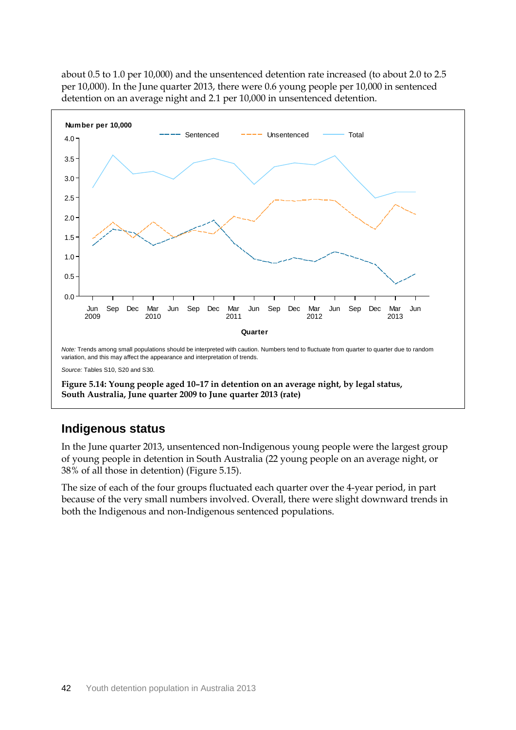about 0.5 to 1.0 per 10,000) and the unsentenced detention rate increased (to about 2.0 to 2.5 per 10,000). In the June quarter 2013, there were 0.6 young people per 10,000 in sentenced detention on an average night and 2.1 per 10,000 in unsentenced detention.

*Note:* Trends among small populations should be interpreted with caution. Numbers tend to fluctuate from quarter to quarter due to random variation, and this may affect the appearance and interpretation of trends.

*Source:* Tables S10, S20 and S30.

**Figure 5.14: Young people aged 10–17 in detention on an average night, by legal status, South Australia, June quarter 2009 to June quarter 2013 (rate)**

## Indigenous status

In the June quarter 2013, unsentenced non-Indigenous young people were the largest group of young people in detention in South Australia (22 young people on an average night, or 38% of all those in detention) (Figure 5.15).

The size of each of the four groups fluctuated each quarter over the 4-year period, in part because of the very small numbers involved. Overall, there were slight downward trends in both the Indigenous and non-Indigenous sentenced populations.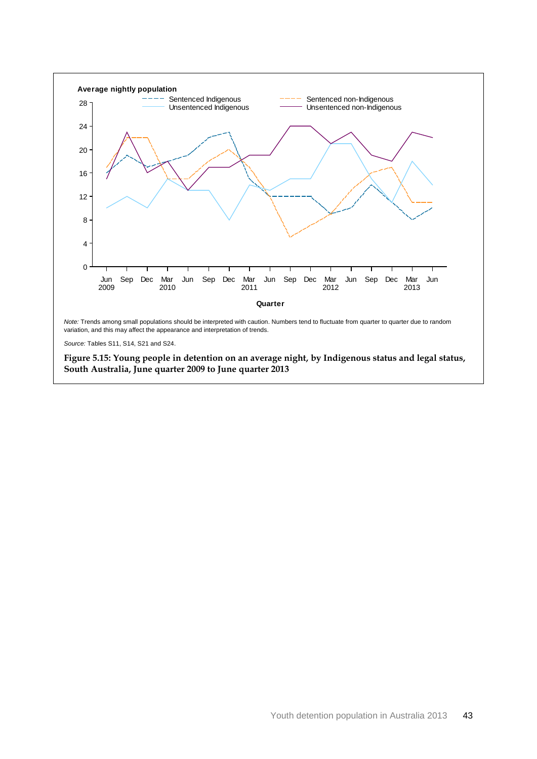Average nightly population

Sentenced Indigenous | Unsentenced Indigenous | Sentenced non-Indigenous | Unsentenced non-Indigenous

Quarter

*Note:* Trends among small populations should be interpreted with caution. Numbers tend to fluctuate from quarter to quarter due to random variation, and this may affect the appearance and interpretation of trends.

*Source:* Tables S11, S14, S21 and S24.

**Figure 5.15: Young people in detention on an average night, by Indigenous status and legal status, South Australia, June quarter 2009 to June quarter 2013**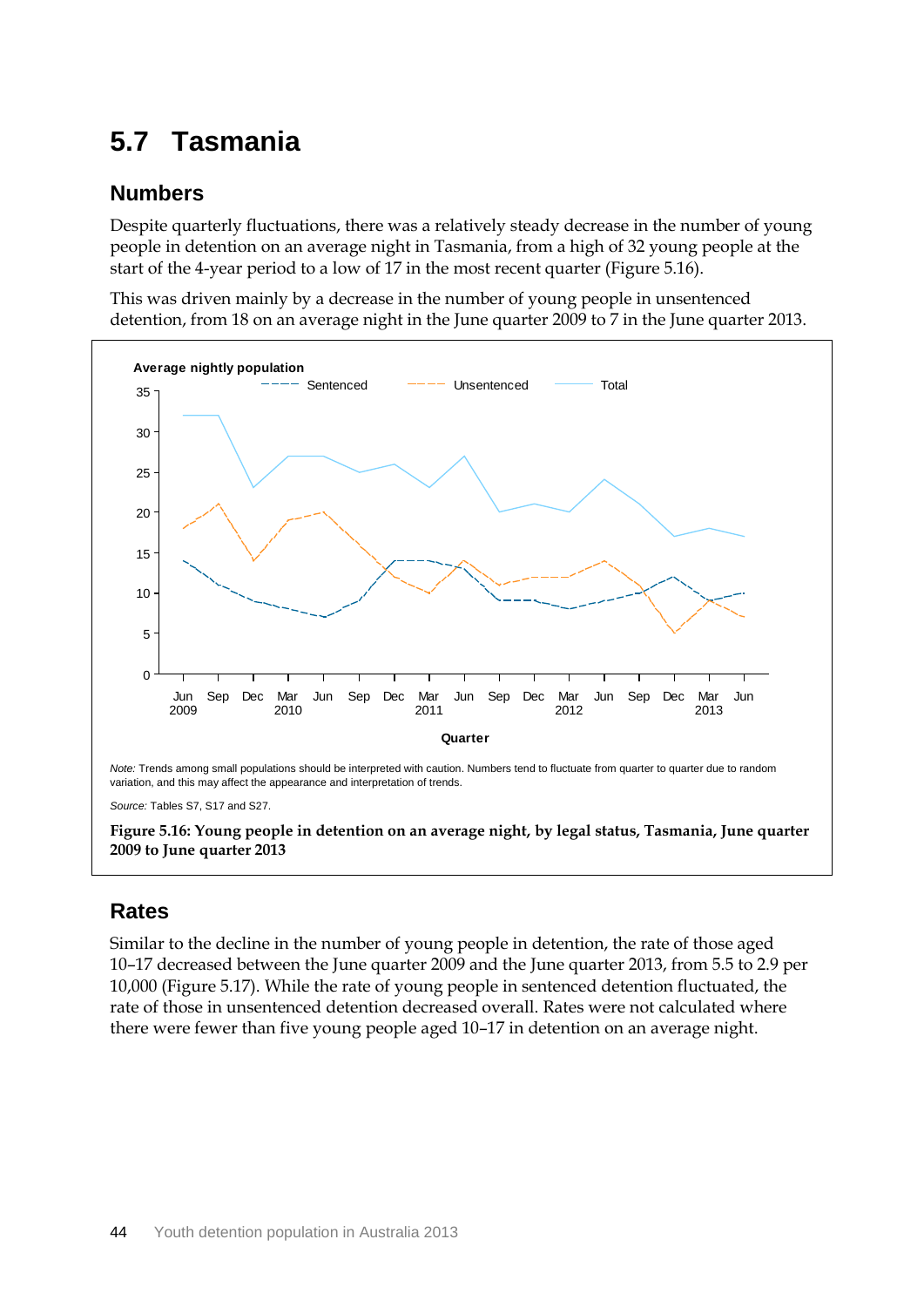# 5.7 Tasmania

## Numbers

Despite quarterly fluctuations, there was a relatively steady decrease in the number of young people in detention on an average night in Tasmania, from a high of 32 young people at the start of the 4-year period to a low of 17 in the most recent quarter (Figure 5.16).

This was driven mainly by a decrease in the number of young people in unsentenced detention, from 18 on an average night in the June quarter 2009 to 7 in the June quarter 2013.

*Note:* Trends among small populations should be interpreted with caution. Numbers tend to fluctuate from quarter to quarter due to random variation, and this may affect the appearance and interpretation of trends.

*Source:* Tables S7, S17 and S27.

**Figure 5.16: Young people in detention on an average night, by legal status, Tasmania, June quarter 2009 to June quarter 2013**

## Rates

Similar to the decline in the number of young people in detention, the rate of those aged 10–17 decreased between the June quarter 2009 and the June quarter 2013, from 5.5 to 2.9 per 10,000 (Figure 5.17). While the rate of young people in sentenced detention fluctuated, the rate of those in unsentenced detention decreased overall. Rates were not calculated where there were fewer than five young people aged 10–17 in detention on an average night.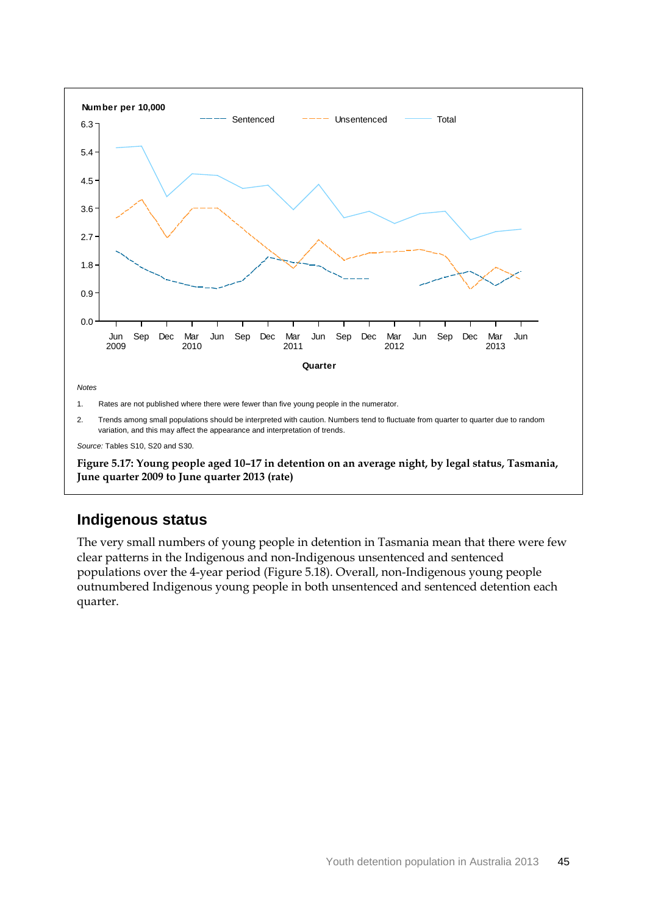Number per 10,000

Sentenced | Unsentenced | Total

Quarter

*Notes*

1. Rates are not published where there were fewer than five young people in the numerator.
2. Trends among small populations should be interpreted with caution. Numbers tend to fluctuate from quarter to quarter due to random variation, and this may affect the appearance and interpretation of trends.

*Source:* Tables S10, S20 and S30.

**Figure 5.17: Young people aged 10–17 in detention on an average night, by legal status, Tasmania, June quarter 2009 to June quarter 2013 (rate)**

## Indigenous status

The very small numbers of young people in detention in Tasmania mean that there were few clear patterns in the Indigenous and non-Indigenous unsentenced and sentenced populations over the 4-year period (Figure 5.18). Overall, non-Indigenous young people outnumbered Indigenous young people in both unsentenced and sentenced detention each quarter.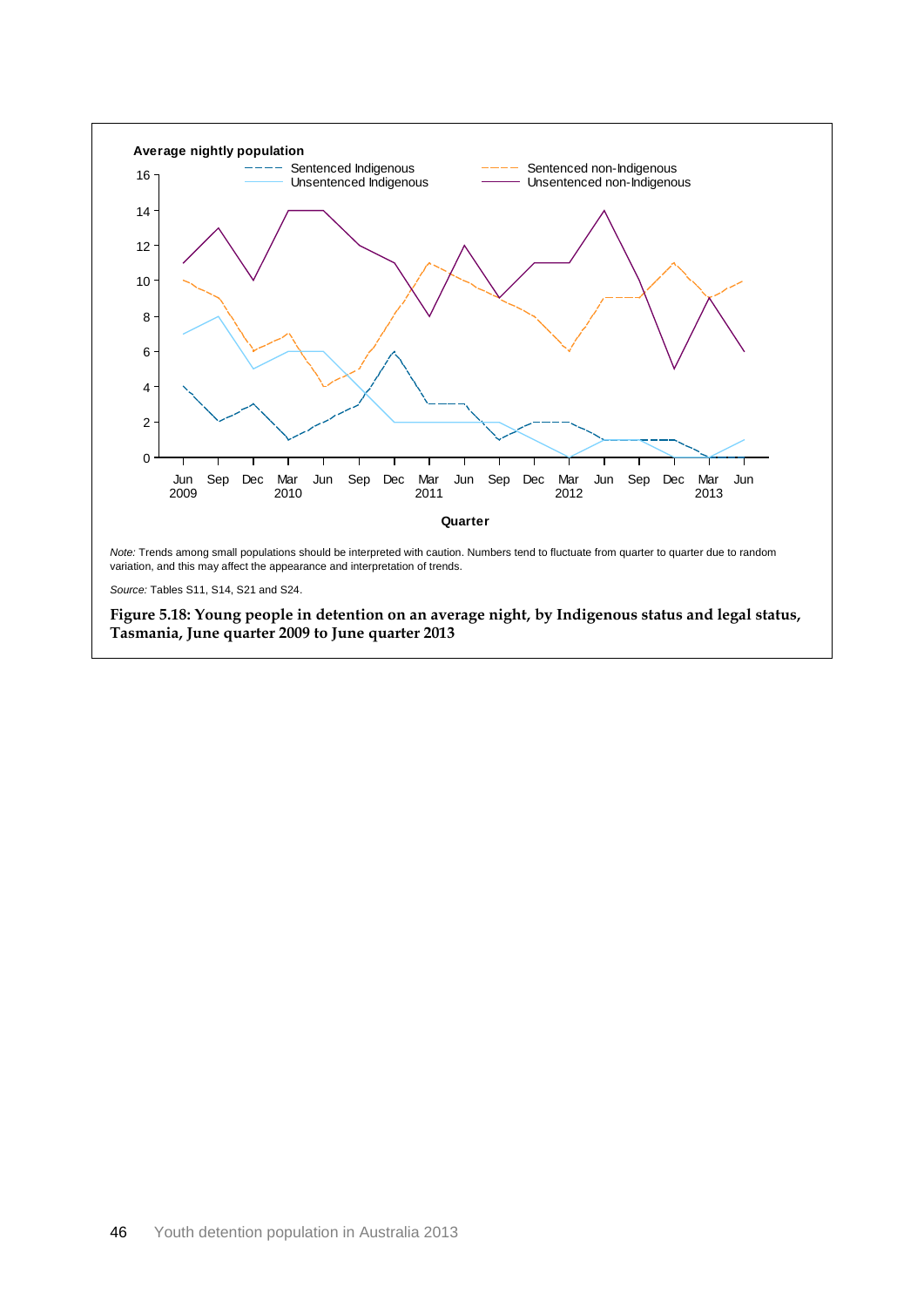Average nightly population

Sentenced Indigenous | Sentenced non-Indigenous | Unsentenced Indigenous | Unsentenced non-Indigenous

Quarter

*Note:* Trends among small populations should be interpreted with caution. Numbers tend to fluctuate from quarter to quarter due to random variation, and this may affect the appearance and interpretation of trends.

*Source:* Tables S11, S14, S21 and S24.

**Figure 5.18: Young people in detention on an average night, by Indigenous status and legal status, Tasmania, June quarter 2009 to June quarter 2013**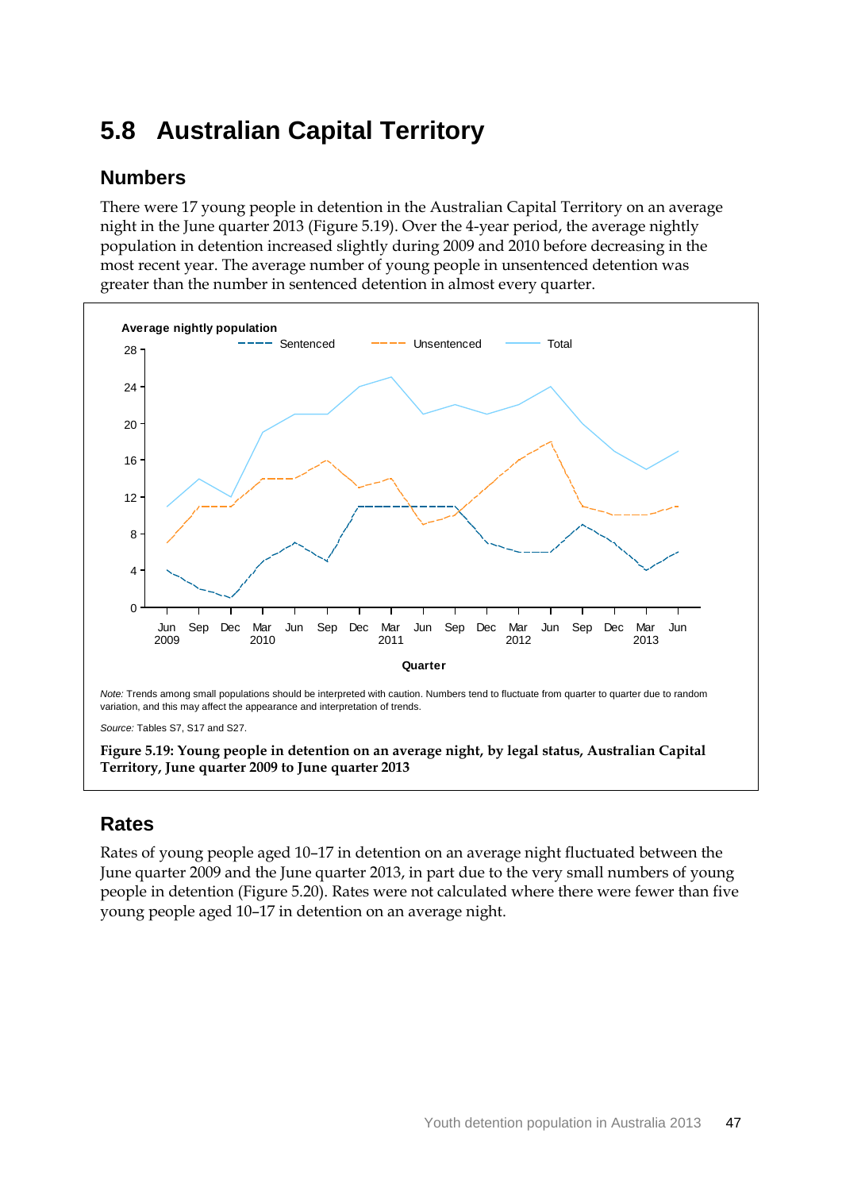## 5.8 Australian Capital Territory

### Numbers

There were 17 young people in detention in the Australian Capital Territory on an average night in the June quarter 2013 (Figure 5.19). Over the 4-year period, the average nightly population in detention increased slightly during 2009 and 2010 before decreasing in the most recent year. The average number of young people in unsentenced detention was greater than the number in sentenced detention in almost every quarter.

*Note:* Trends among small populations should be interpreted with caution. Numbers tend to fluctuate from quarter to quarter due to random variation, and this may affect the appearance and interpretation of trends.

*Source:* Tables S7, S17 and S27.

**Figure 5.19: Young people in detention on an average night, by legal status, Australian Capital Territory, June quarter 2009 to June quarter 2013**

### Rates

Rates of young people aged 10–17 in detention on an average night fluctuated between the June quarter 2009 and the June quarter 2013, in part due to the very small numbers of young people in detention (Figure 5.20). Rates were not calculated where there were fewer than five young people aged 10–17 in detention on an average night.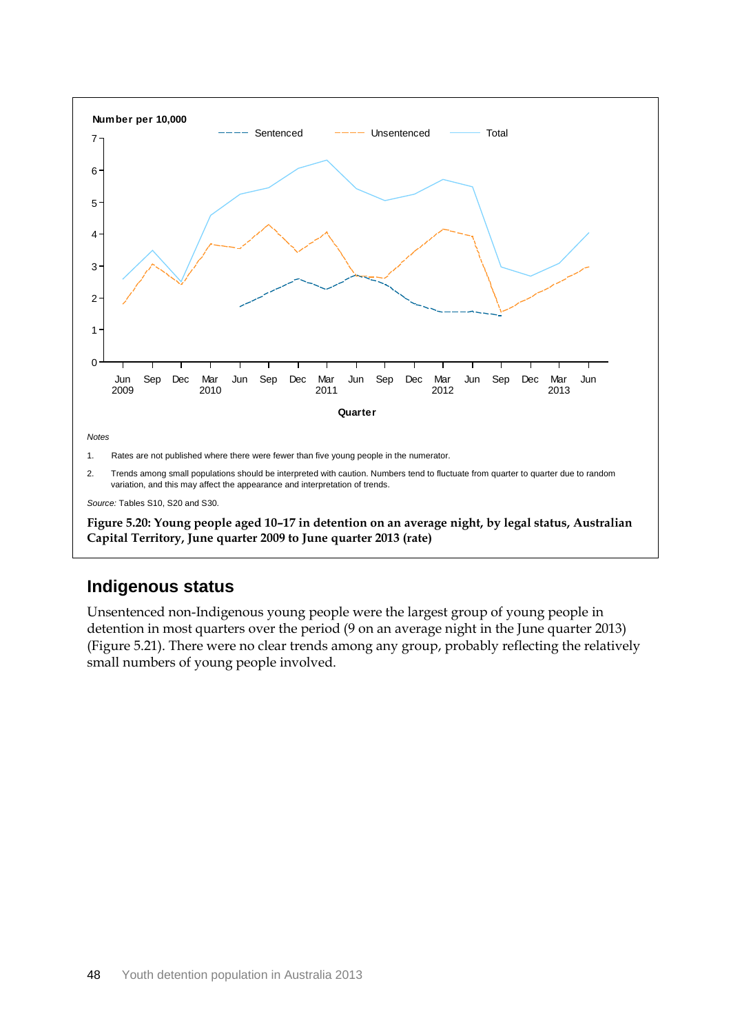*Notes*

1. Rates are not published where there were fewer than five young people in the numerator.
2. Trends among small populations should be interpreted with caution. Numbers tend to fluctuate from quarter to quarter due to random variation, and this may affect the appearance and interpretation of trends.

*Source:* Tables S10, S20 and S30.

**Figure 5.20: Young people aged 10–17 in detention on an average night, by legal status, Australian Capital Territory, June quarter 2009 to June quarter 2013 (rate)**

## Indigenous status

Unsentenced non-Indigenous young people were the largest group of young people in detention in most quarters over the period (9 on an average night in the June quarter 2013) (Figure 5.21). There were no clear trends among any group, probably reflecting the relatively small numbers of young people involved.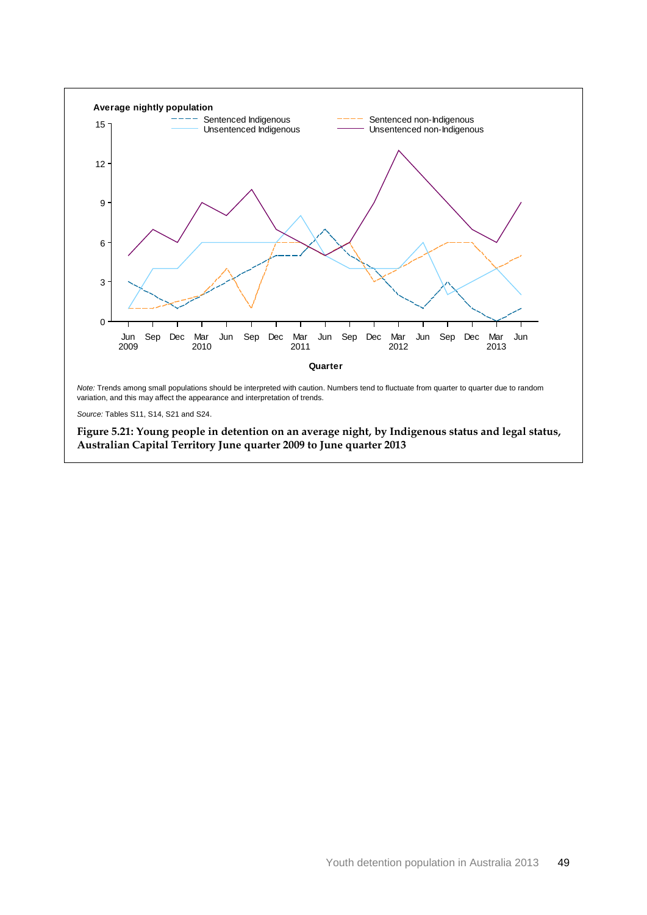Average nightly population

Sentenced Indigenous
Unsentenced Indigenous
Sentenced non-Indigenous
Unsentenced non-Indigenous

Quarter

*Note:* Trends among small populations should be interpreted with caution. Numbers tend to fluctuate from quarter to quarter due to random variation, and this may affect the appearance and interpretation of trends.

*Source:* Tables S11, S14, S21 and S24.

**Figure 5.21: Young people in detention on an average night, by Indigenous status and legal status, Australian Capital Territory June quarter 2009 to June quarter 2013**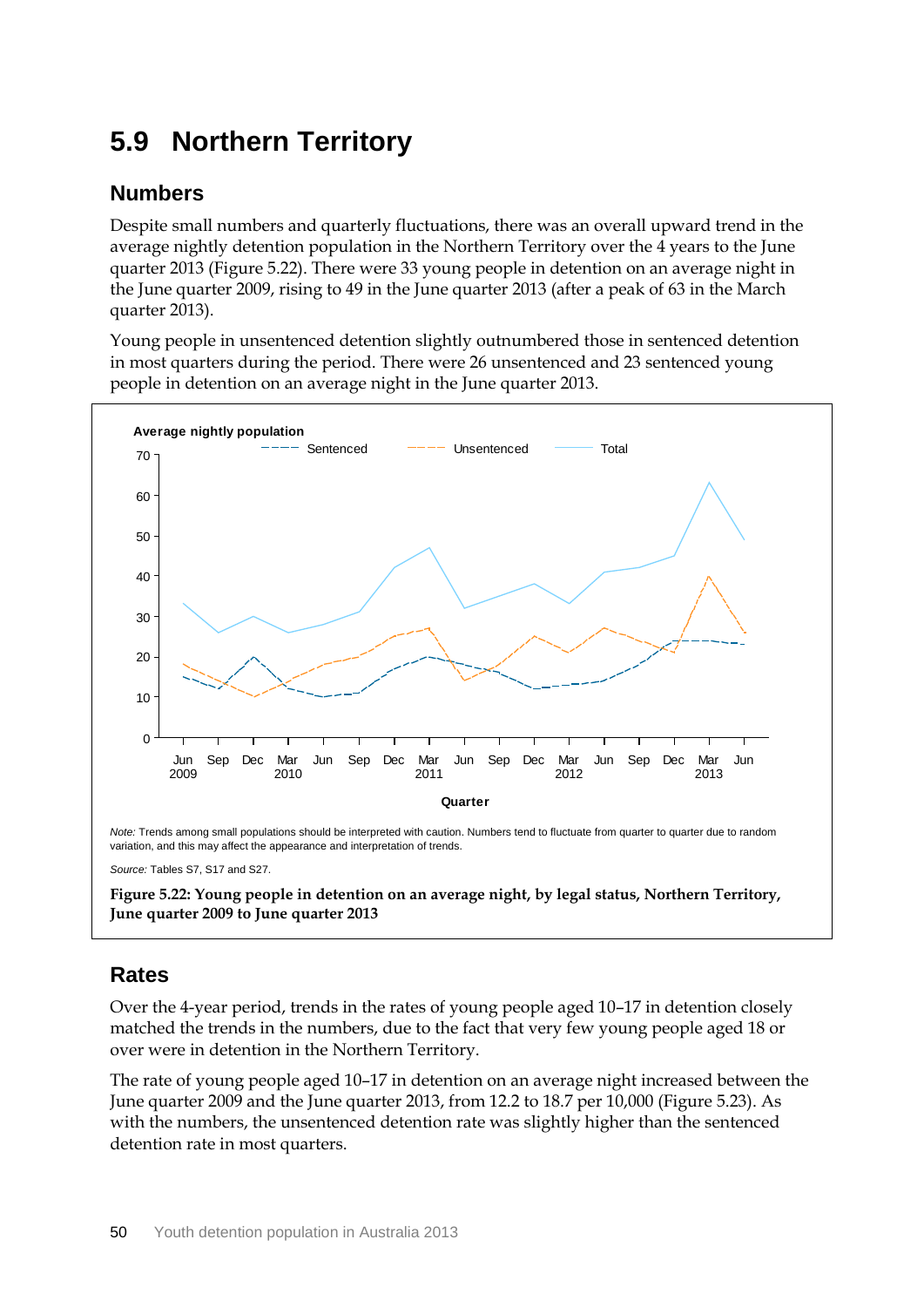# 5.9 Northern Territory

## Numbers

Despite small numbers and quarterly fluctuations, there was an overall upward trend in the average nightly detention population in the Northern Territory over the 4 years to the June quarter 2013 (Figure 5.22). There were 33 young people in detention on an average night in the June quarter 2009, rising to 49 in the June quarter 2013 (after a peak of 63 in the March quarter 2013).

Young people in unsentenced detention slightly outnumbered those in sentenced detention in most quarters during the period. There were 26 unsentenced and 23 sentenced young people in detention on an average night in the June quarter 2013.

*Note:* Trends among small populations should be interpreted with caution. Numbers tend to fluctuate from quarter to quarter due to random variation, and this may affect the appearance and interpretation of trends.

*Source:* Tables S7, S17 and S27.

**Figure 5.22: Young people in detention on an average night, by legal status, Northern Territory, June quarter 2009 to June quarter 2013**

## Rates

Over the 4-year period, trends in the rates of young people aged 10–17 in detention closely matched the trends in the numbers, due to the fact that very few young people aged 18 or over were in detention in the Northern Territory.

The rate of young people aged 10–17 in detention on an average night increased between the June quarter 2009 and the June quarter 2013, from 12.2 to 18.7 per 10,000 (Figure 5.23). As with the numbers, the unsentenced detention rate was slightly higher than the sentenced detention rate in most quarters.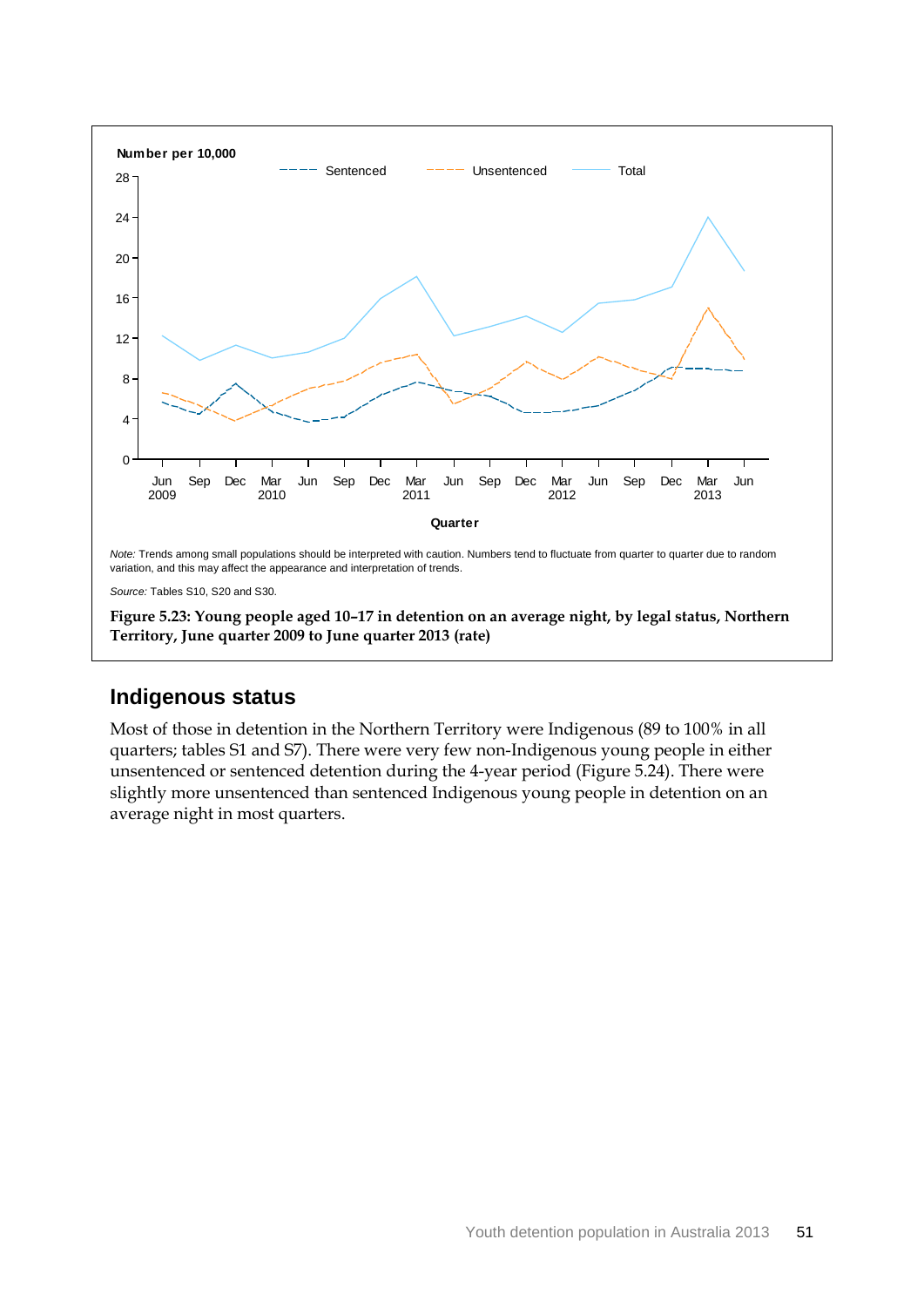*Note:* Trends among small populations should be interpreted with caution. Numbers tend to fluctuate from quarter to quarter due to random variation, and this may affect the appearance and interpretation of trends.

*Source:* Tables S10, S20 and S30.

**Figure 5.23: Young people aged 10–17 in detention on an average night, by legal status, Northern Territory, June quarter 2009 to June quarter 2013 (rate)**

## Indigenous status

Most of those in detention in the Northern Territory were Indigenous (89 to 100% in all quarters; tables S1 and S7). There were very few non-Indigenous young people in either unsentenced or sentenced detention during the 4-year period (Figure 5.24). There were slightly more unsentenced than sentenced Indigenous young people in detention on an average night in most quarters.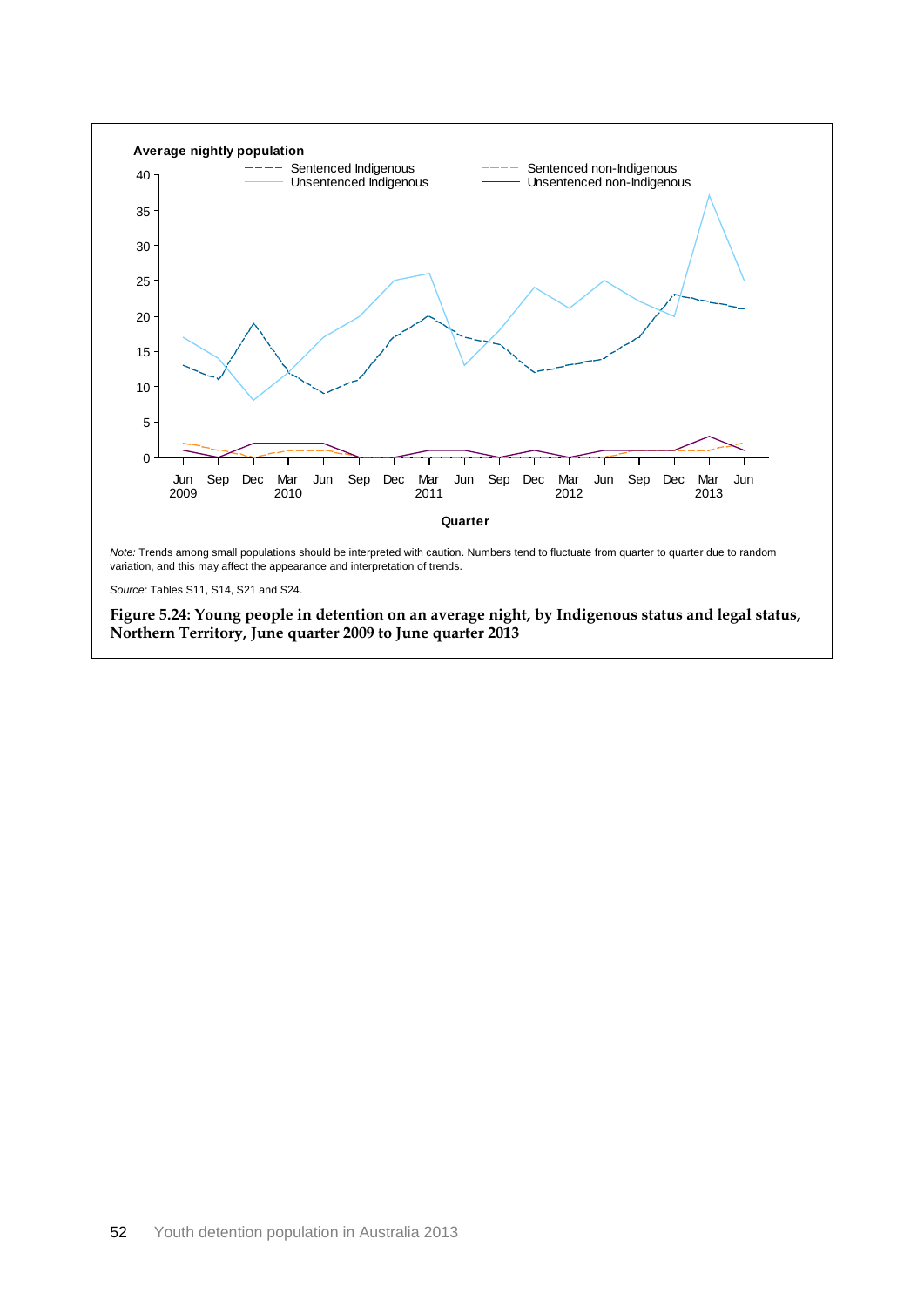*Note:* Trends among small populations should be interpreted with caution. Numbers tend to fluctuate from quarter to quarter due to random variation, and this may affect the appearance and interpretation of trends.

*Source:* Tables S11, S14, S21 and S24.

**Figure 5.24: Young people in detention on an average night, by Indigenous status and legal status, Northern Territory, June quarter 2009 to June quarter 2013**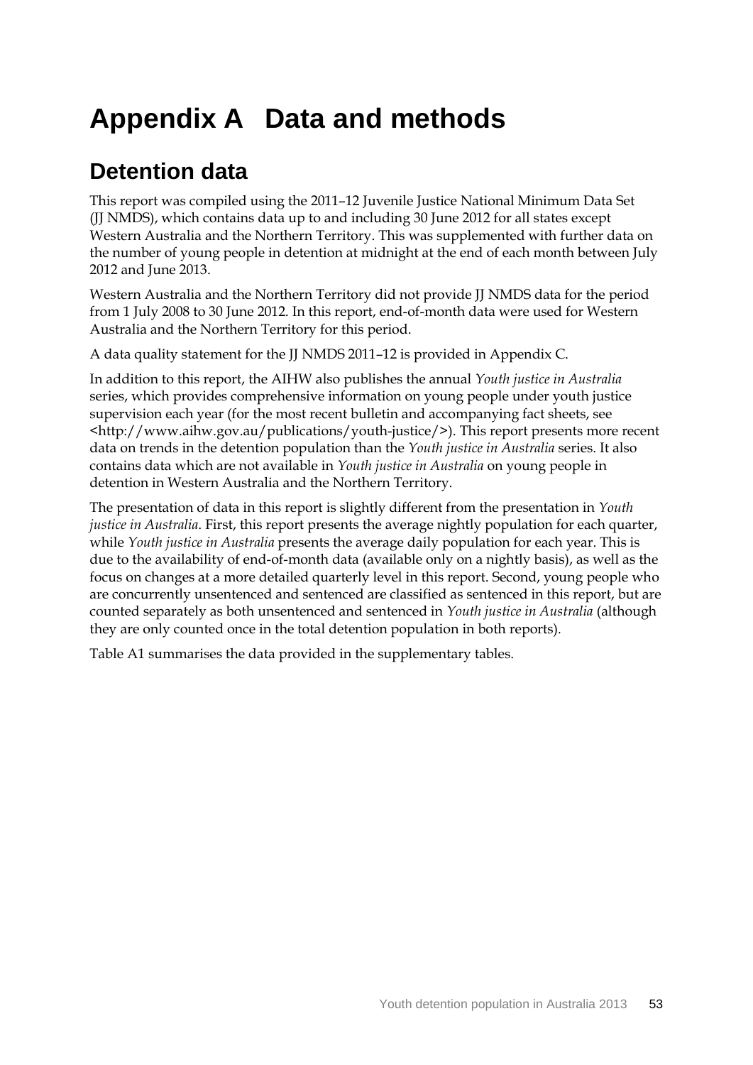# Appendix A Data and methods

## Detention data

This report was compiled using the 2011–12 Juvenile Justice National Minimum Data Set (JJ NMDS), which contains data up to and including 30 June 2012 for all states except Western Australia and the Northern Territory. This was supplemented with further data on the number of young people in detention at midnight at the end of each month between July 2012 and June 2013.

Western Australia and the Northern Territory did not provide JJ NMDS data for the period from 1 July 2008 to 30 June 2012. In this report, end-of-month data were used for Western Australia and the Northern Territory for this period.

A data quality statement for the JJ NMDS 2011–12 is provided in Appendix C.

In addition to this report, the AIHW also publishes the annual *Youth justice in Australia* series, which provides comprehensive information on young people under youth justice supervision each year (for the most recent bulletin and accompanying fact sheets, see <http://www.aihw.gov.au/publications/youth-justice/>). This report presents more recent data on trends in the detention population than the *Youth justice in Australia* series. It also contains data which are not available in *Youth justice in Australia* on young people in detention in Western Australia and the Northern Territory.

The presentation of data in this report is slightly different from the presentation in *Youth justice in Australia*. First, this report presents the average nightly population for each quarter, while *Youth justice in Australia* presents the average daily population for each year. This is due to the availability of end-of-month data (available only on a nightly basis), as well as the focus on changes at a more detailed quarterly level in this report. Second, young people who are concurrently unsentenced and sentenced are classified as sentenced in this report, but are counted separately as both unsentenced and sentenced in *Youth justice in Australia* (although they are only counted once in the total detention population in both reports).

Table A1 summarises the data provided in the supplementary tables.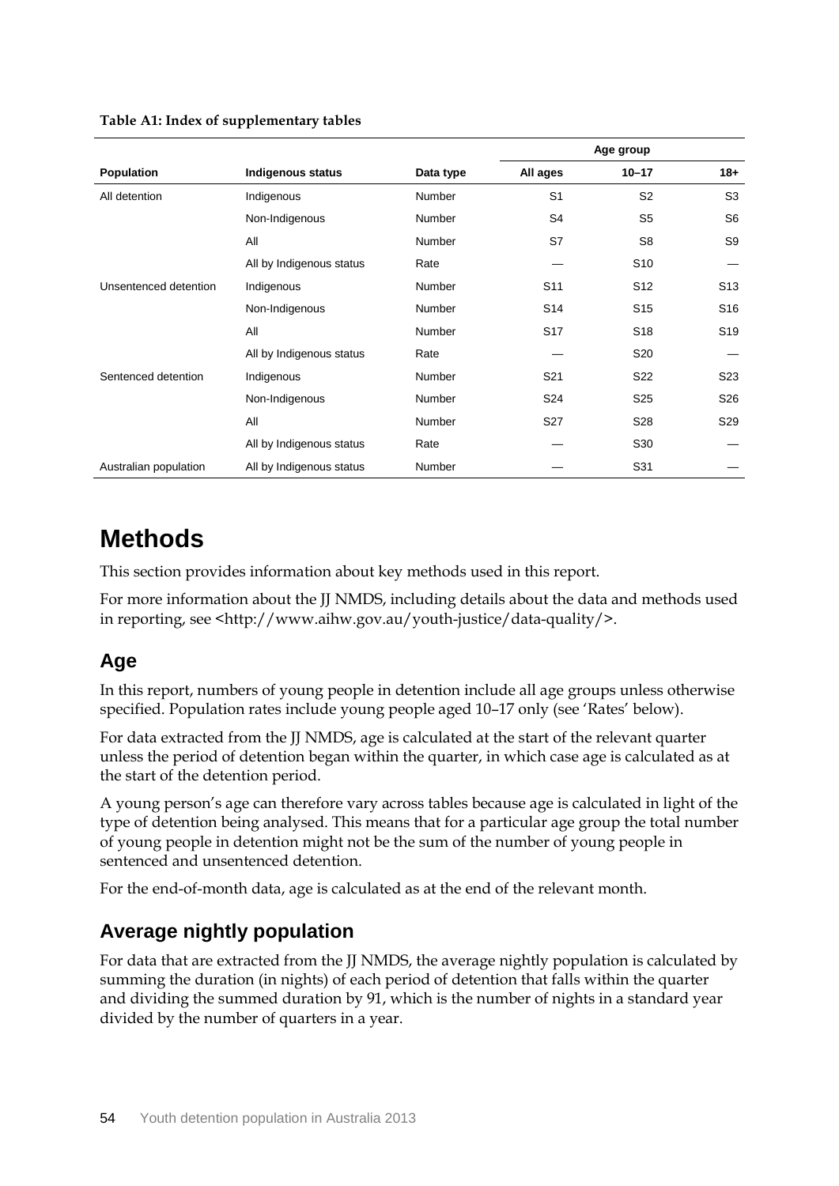**Table A1: Index of supplementary tables**

| Population | Indigenous status | Data type | Age group | | |
|---|---|---|---|---|---|
| | | | All ages | 10–17 | 18+ |
| All detention | Indigenous | Number | S1 | S2 | S3 |
| | Non-Indigenous | Number | S4 | S5 | S6 |
| | All | Number | S7 | S8 | S9 |
| | All by Indigenous status | Rate | — | S10 | — |
| Unsentenced detention | Indigenous | Number | S11 | S12 | S13 |
| | Non-Indigenous | Number | S14 | S15 | S16 |
| | All | Number | S17 | S18 | S19 |
| | All by Indigenous status | Rate | — | S20 | — |
| Sentenced detention | Indigenous | Number | S21 | S22 | S23 |
| | Non-Indigenous | Number | S24 | S25 | S26 |
| | All | Number | S27 | S28 | S29 |
| | All by Indigenous status | Rate | — | S30 | — |
| Australian population | All by Indigenous status | Number | — | S31 | — |

# Methods

This section provides information about key methods used in this report.

For more information about the JJ NMDS, including details about the data and methods used in reporting, see <http://www.aihw.gov.au/youth-justice/data-quality/>.

## Age

In this report, numbers of young people in detention include all age groups unless otherwise specified. Population rates include young people aged 10–17 only (see 'Rates' below).

For data extracted from the JJ NMDS, age is calculated at the start of the relevant quarter unless the period of detention began within the quarter, in which case age is calculated as at the start of the detention period.

A young person's age can therefore vary across tables because age is calculated in light of the type of detention being analysed. This means that for a particular age group the total number of young people in detention might not be the sum of the number of young people in sentenced and unsentenced detention.

For the end-of-month data, age is calculated as at the end of the relevant month.

## Average nightly population

For data that are extracted from the JJ NMDS, the average nightly population is calculated by summing the duration (in nights) of each period of detention that falls within the quarter and dividing the summed duration by 91, which is the number of nights in a standard year divided by the number of quarters in a year.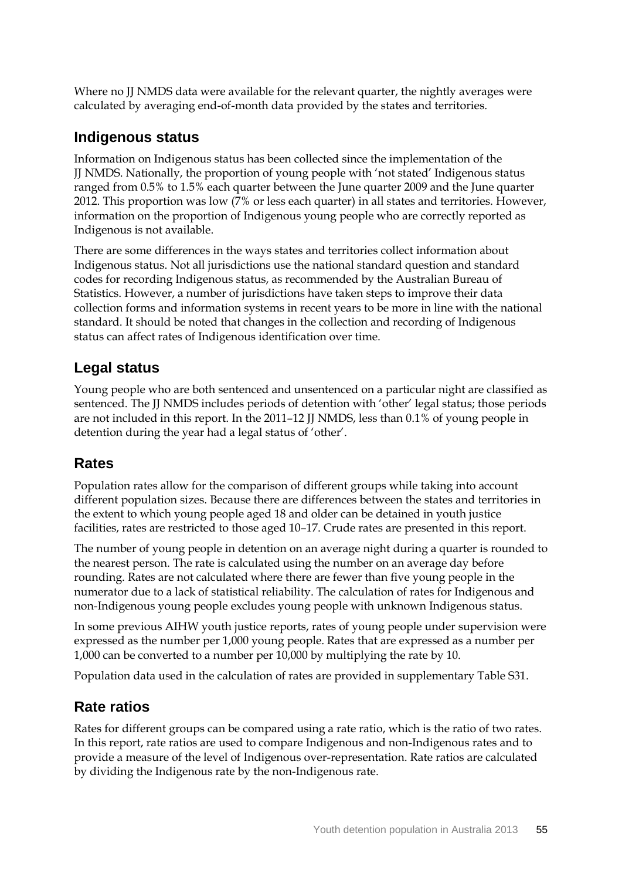Where no JJ NMDS data were available for the relevant quarter, the nightly averages were calculated by averaging end-of-month data provided by the states and territories.

## Indigenous status

Information on Indigenous status has been collected since the implementation of the JJ NMDS. Nationally, the proportion of young people with 'not stated' Indigenous status ranged from 0.5% to 1.5% each quarter between the June quarter 2009 and the June quarter 2012. This proportion was low (7% or less each quarter) in all states and territories. However, information on the proportion of Indigenous young people who are correctly reported as Indigenous is not available.

There are some differences in the ways states and territories collect information about Indigenous status. Not all jurisdictions use the national standard question and standard codes for recording Indigenous status, as recommended by the Australian Bureau of Statistics. However, a number of jurisdictions have taken steps to improve their data collection forms and information systems in recent years to be more in line with the national standard. It should be noted that changes in the collection and recording of Indigenous status can affect rates of Indigenous identification over time.

## Legal status

Young people who are both sentenced and unsentenced on a particular night are classified as sentenced. The JJ NMDS includes periods of detention with 'other' legal status; those periods are not included in this report. In the 2011–12 JJ NMDS, less than 0.1% of young people in detention during the year had a legal status of 'other'.

## Rates

Population rates allow for the comparison of different groups while taking into account different population sizes. Because there are differences between the states and territories in the extent to which young people aged 18 and older can be detained in youth justice facilities, rates are restricted to those aged 10–17. Crude rates are presented in this report.

The number of young people in detention on an average night during a quarter is rounded to the nearest person. The rate is calculated using the number on an average day before rounding. Rates are not calculated where there are fewer than five young people in the numerator due to a lack of statistical reliability. The calculation of rates for Indigenous and non-Indigenous young people excludes young people with unknown Indigenous status.

In some previous AIHW youth justice reports, rates of young people under supervision were expressed as the number per 1,000 young people. Rates that are expressed as a number per 1,000 can be converted to a number per 10,000 by multiplying the rate by 10.

Population data used in the calculation of rates are provided in supplementary Table S31.

## Rate ratios

Rates for different groups can be compared using a rate ratio, which is the ratio of two rates. In this report, rate ratios are used to compare Indigenous and non-Indigenous rates and to provide a measure of the level of Indigenous over-representation. Rate ratios are calculated by dividing the Indigenous rate by the non-Indigenous rate.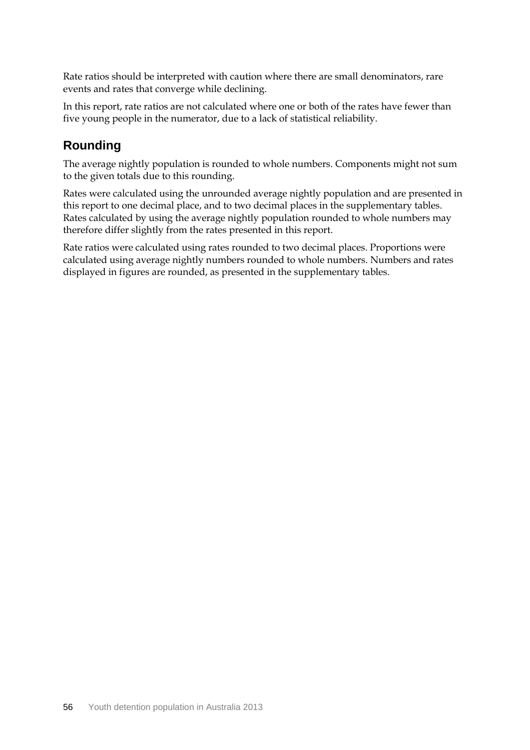Rate ratios should be interpreted with caution where there are small denominators, rare events and rates that converge while declining.

In this report, rate ratios are not calculated where one or both of the rates have fewer than five young people in the numerator, due to a lack of statistical reliability.

## Rounding

The average nightly population is rounded to whole numbers. Components might not sum to the given totals due to this rounding.

Rates were calculated using the unrounded average nightly population and are presented in this report to one decimal place, and to two decimal places in the supplementary tables. Rates calculated by using the average nightly population rounded to whole numbers may therefore differ slightly from the rates presented in this report.

Rate ratios were calculated using rates rounded to two decimal places. Proportions were calculated using average nightly numbers rounded to whole numbers. Numbers and rates displayed in figures are rounded, as presented in the supplementary tables.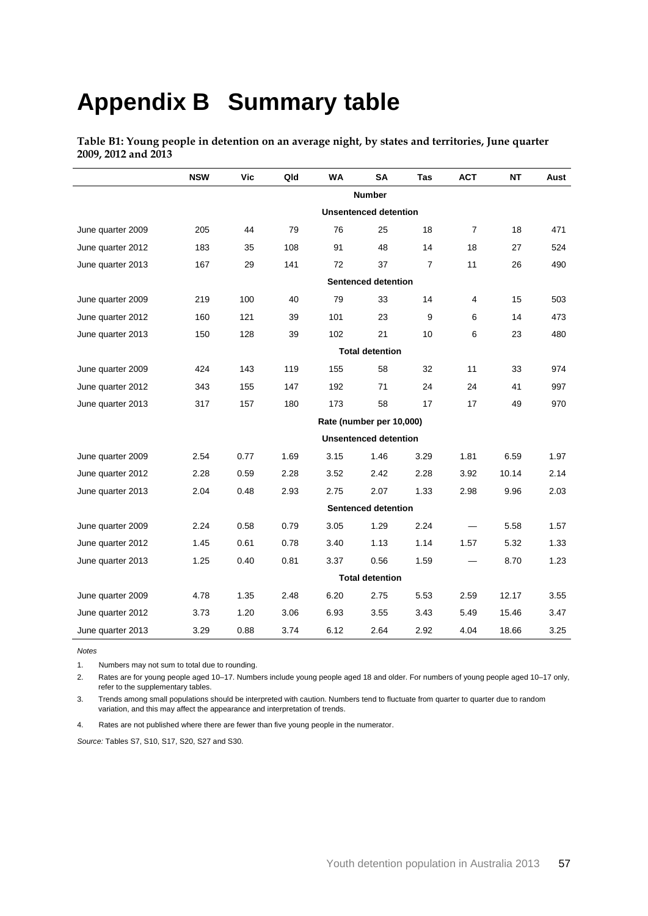# Appendix B Summary table

**Table B1: Young people in detention on an average night, by states and territories, June quarter 2009, 2012 and 2013**

| | NSW | Vic | Qld | WA | SA | Tas | ACT | NT | Aust |
|---|---|---|---|---|---|---|---|---|---|
| | | | | | **Number** | | | | |
| | | | | | **Unsentenced detention** | | | | |
| June quarter 2009 | 205 | 44 | 79 | 76 | 25 | 18 | 7 | 18 | 471 |
| June quarter 2012 | 183 | 35 | 108 | 91 | 48 | 14 | 18 | 27 | 524 |
| June quarter 2013 | 167 | 29 | 141 | 72 | 37 | 7 | 11 | 26 | 490 |
| | | | | | **Sentenced detention** | | | | |
| June quarter 2009 | 219 | 100 | 40 | 79 | 33 | 14 | 4 | 15 | 503 |
| June quarter 2012 | 160 | 121 | 39 | 101 | 23 | 9 | 6 | 14 | 473 |
| June quarter 2013 | 150 | 128 | 39 | 102 | 21 | 10 | 6 | 23 | 480 |
| | | | | | **Total detention** | | | | |
| June quarter 2009 | 424 | 143 | 119 | 155 | 58 | 32 | 11 | 33 | 974 |
| June quarter 2012 | 343 | 155 | 147 | 192 | 71 | 24 | 24 | 41 | 997 |
| June quarter 2013 | 317 | 157 | 180 | 173 | 58 | 17 | 17 | 49 | 970 |
| | | | | | **Rate (number per 10,000)** | | | | |
| | | | | | **Unsentenced detention** | | | | |
| June quarter 2009 | 2.54 | 0.77 | 1.69 | 3.15 | 1.46 | 3.29 | 1.81 | 6.59 | 1.97 |
| June quarter 2012 | 2.28 | 0.59 | 2.28 | 3.52 | 2.42 | 2.28 | 3.92 | 10.14 | 2.14 |
| June quarter 2013 | 2.04 | 0.48 | 2.93 | 2.75 | 2.07 | 1.33 | 2.98 | 9.96 | 2.03 |
| | | | | | **Sentenced detention** | | | | |
| June quarter 2009 | 2.24 | 0.58 | 0.79 | 3.05 | 1.29 | 2.24 | — | 5.58 | 1.57 |
| June quarter 2012 | 1.45 | 0.61 | 0.78 | 3.40 | 1.13 | 1.14 | 1.57 | 5.32 | 1.33 |
| June quarter 2013 | 1.25 | 0.40 | 0.81 | 3.37 | 0.56 | 1.59 | — | 8.70 | 1.23 |
| | | | | | **Total detention** | | | | |
| June quarter 2009 | 4.78 | 1.35 | 2.48 | 6.20 | 2.75 | 5.53 | 2.59 | 12.17 | 3.55 |
| June quarter 2012 | 3.73 | 1.20 | 3.06 | 6.93 | 3.55 | 3.43 | 5.49 | 15.46 | 3.47 |
| June quarter 2013 | 3.29 | 0.88 | 3.74 | 6.12 | 2.64 | 2.92 | 4.04 | 18.66 | 3.25 |

*Notes*

1. Numbers may not sum to total due to rounding.
2. Rates are for young people aged 10–17. Numbers include young people aged 18 and older. For numbers of young people aged 10–17 only, refer to the supplementary tables.
3. Trends among small populations should be interpreted with caution. Numbers tend to fluctuate from quarter to quarter due to random variation, and this may affect the appearance and interpretation of trends.
4. Rates are not published where there are fewer than five young people in the numerator.

*Source:* Tables S7, S10, S17, S20, S27 and S30.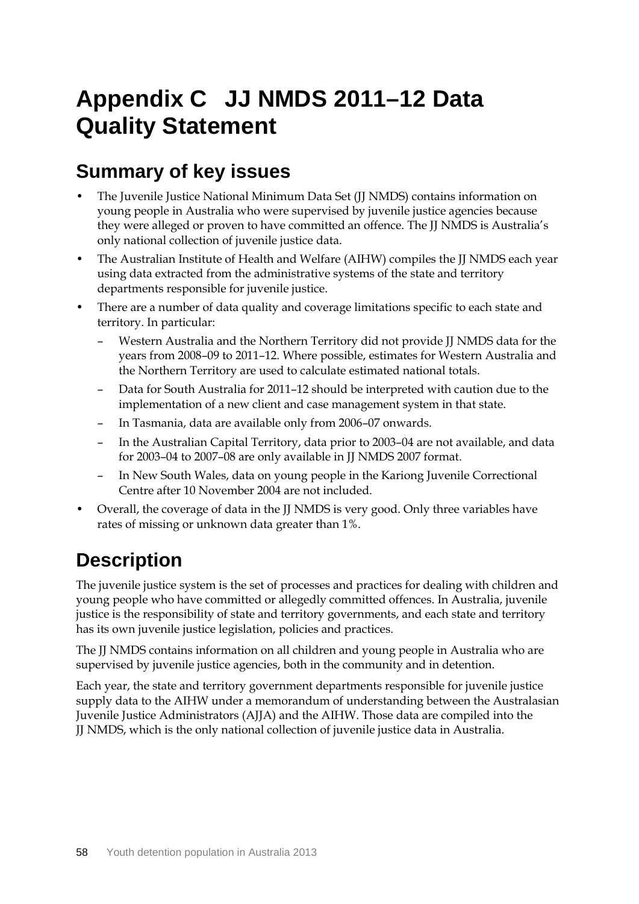# Appendix C JJ NMDS 2011–12 Data Quality Statement

## Summary of key issues

- The Juvenile Justice National Minimum Data Set (JJ NMDS) contains information on young people in Australia who were supervised by juvenile justice agencies because they were alleged or proven to have committed an offence. The JJ NMDS is Australia's only national collection of juvenile justice data.
- The Australian Institute of Health and Welfare (AIHW) compiles the JJ NMDS each year using data extracted from the administrative systems of the state and territory departments responsible for juvenile justice.
- There are a number of data quality and coverage limitations specific to each state and territory. In particular:
  - Western Australia and the Northern Territory did not provide JJ NMDS data for the years from 2008–09 to 2011–12. Where possible, estimates for Western Australia and the Northern Territory are used to calculate estimated national totals.
  - Data for South Australia for 2011–12 should be interpreted with caution due to the implementation of a new client and case management system in that state.
  - In Tasmania, data are available only from 2006–07 onwards.
  - In the Australian Capital Territory, data prior to 2003–04 are not available, and data for 2003–04 to 2007–08 are only available in JJ NMDS 2007 format.
  - In New South Wales, data on young people in the Kariong Juvenile Correctional Centre after 10 November 2004 are not included.
- Overall, the coverage of data in the JJ NMDS is very good. Only three variables have rates of missing or unknown data greater than 1%.

## Description

The juvenile justice system is the set of processes and practices for dealing with children and young people who have committed or allegedly committed offences. In Australia, juvenile justice is the responsibility of state and territory governments, and each state and territory has its own juvenile justice legislation, policies and practices.

The JJ NMDS contains information on all children and young people in Australia who are supervised by juvenile justice agencies, both in the community and in detention.

Each year, the state and territory government departments responsible for juvenile justice supply data to the AIHW under a memorandum of understanding between the Australasian Juvenile Justice Administrators (AJJA) and the AIHW. Those data are compiled into the JJ NMDS, which is the only national collection of juvenile justice data in Australia.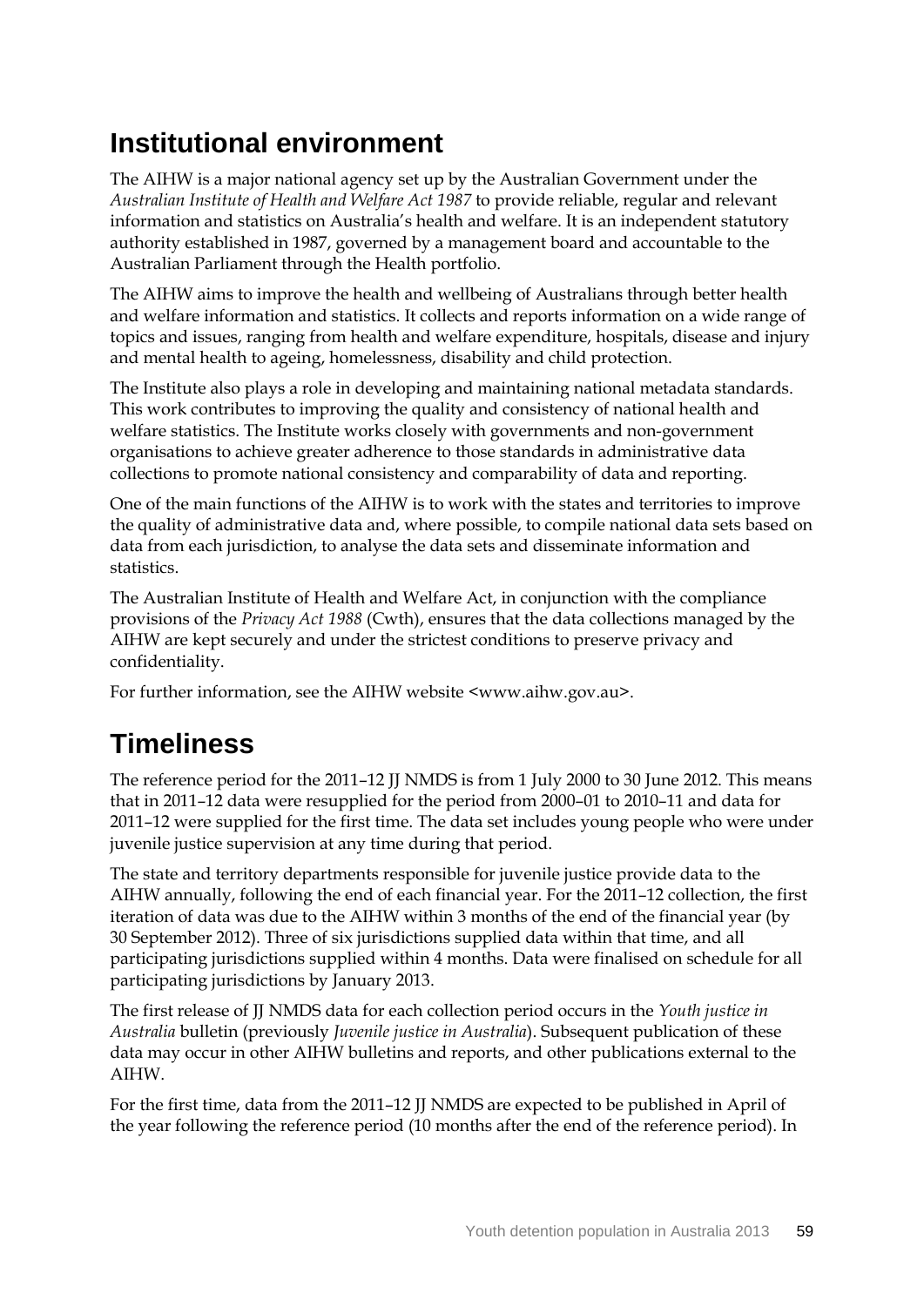## Institutional environment

The AIHW is a major national agency set up by the Australian Government under the *Australian Institute of Health and Welfare Act 1987* to provide reliable, regular and relevant information and statistics on Australia's health and welfare. It is an independent statutory authority established in 1987, governed by a management board and accountable to the Australian Parliament through the Health portfolio.

The AIHW aims to improve the health and wellbeing of Australians through better health and welfare information and statistics. It collects and reports information on a wide range of topics and issues, ranging from health and welfare expenditure, hospitals, disease and injury and mental health to ageing, homelessness, disability and child protection.

The Institute also plays a role in developing and maintaining national metadata standards. This work contributes to improving the quality and consistency of national health and welfare statistics. The Institute works closely with governments and non-government organisations to achieve greater adherence to those standards in administrative data collections to promote national consistency and comparability of data and reporting.

One of the main functions of the AIHW is to work with the states and territories to improve the quality of administrative data and, where possible, to compile national data sets based on data from each jurisdiction, to analyse the data sets and disseminate information and statistics.

The Australian Institute of Health and Welfare Act, in conjunction with the compliance provisions of the *Privacy Act 1988* (Cwth), ensures that the data collections managed by the AIHW are kept securely and under the strictest conditions to preserve privacy and confidentiality.

For further information, see the AIHW website <www.aihw.gov.au>.

## Timeliness

The reference period for the 2011–12 JJ NMDS is from 1 July 2000 to 30 June 2012. This means that in 2011–12 data were resupplied for the period from 2000–01 to 2010–11 and data for 2011–12 were supplied for the first time. The data set includes young people who were under juvenile justice supervision at any time during that period.

The state and territory departments responsible for juvenile justice provide data to the AIHW annually, following the end of each financial year. For the 2011–12 collection, the first iteration of data was due to the AIHW within 3 months of the end of the financial year (by 30 September 2012). Three of six jurisdictions supplied data within that time, and all participating jurisdictions supplied within 4 months. Data were finalised on schedule for all participating jurisdictions by January 2013.

The first release of JJ NMDS data for each collection period occurs in the *Youth justice in Australia* bulletin (previously *Juvenile justice in Australia*). Subsequent publication of these data may occur in other AIHW bulletins and reports, and other publications external to the AIHW.

For the first time, data from the 2011–12 JJ NMDS are expected to be published in April of the year following the reference period (10 months after the end of the reference period). In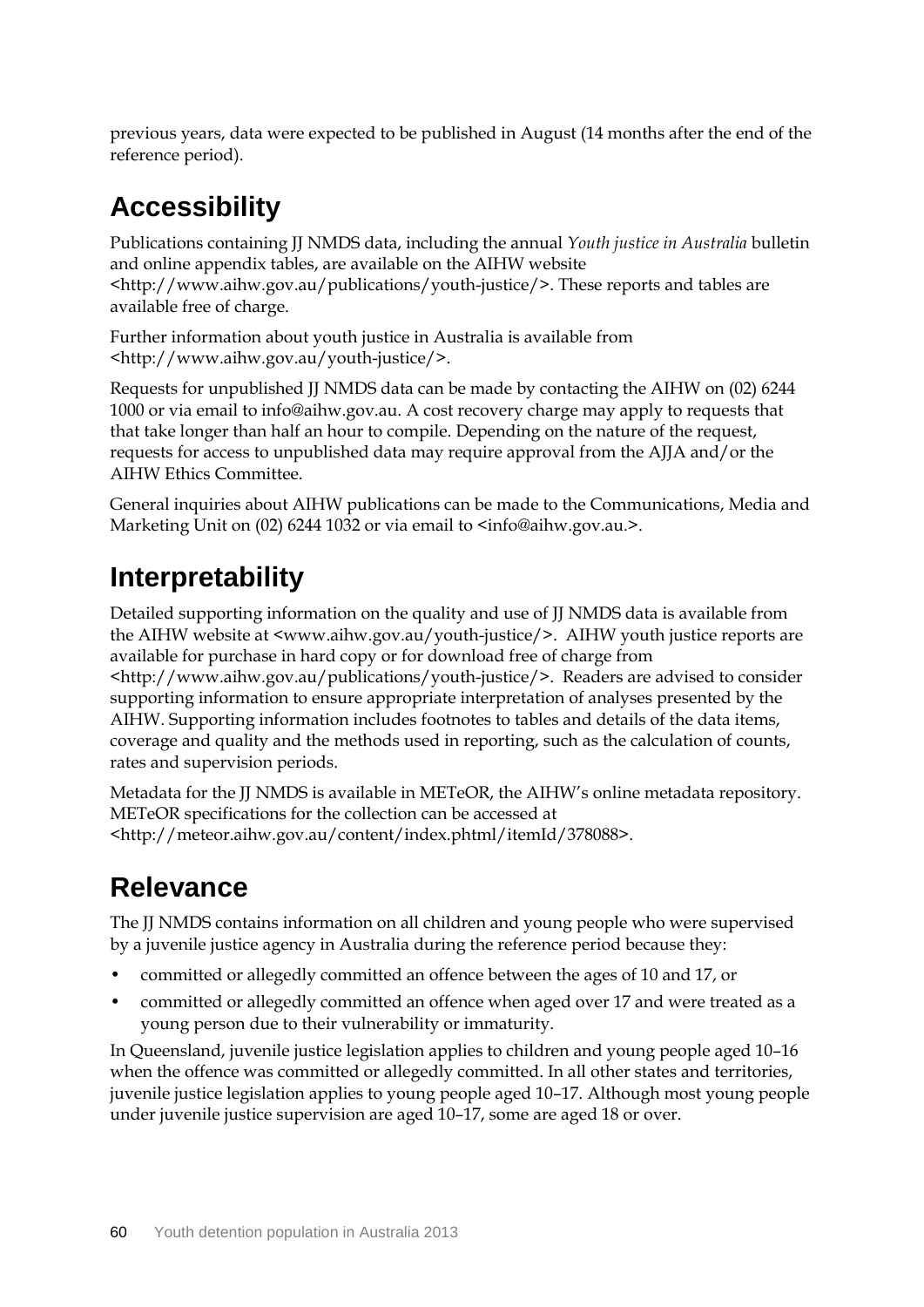previous years, data were expected to be published in August (14 months after the end of the reference period).

## Accessibility

Publications containing JJ NMDS data, including the annual *Youth justice in Australia* bulletin and online appendix tables, are available on the AIHW website <http://www.aihw.gov.au/publications/youth-justice/>. These reports and tables are available free of charge.

Further information about youth justice in Australia is available from <http://www.aihw.gov.au/youth-justice/>.

Requests for unpublished JJ NMDS data can be made by contacting the AIHW on (02) 6244 1000 or via email to info@aihw.gov.au. A cost recovery charge may apply to requests that that take longer than half an hour to compile. Depending on the nature of the request, requests for access to unpublished data may require approval from the AJJA and/or the AIHW Ethics Committee.

General inquiries about AIHW publications can be made to the Communications, Media and Marketing Unit on (02) 6244 1032 or via email to <info@aihw.gov.au.>.

## Interpretability

Detailed supporting information on the quality and use of JJ NMDS data is available from the AIHW website at <www.aihw.gov.au/youth-justice/>. AIHW youth justice reports are available for purchase in hard copy or for download free of charge from <http://www.aihw.gov.au/publications/youth-justice/>. Readers are advised to consider supporting information to ensure appropriate interpretation of analyses presented by the AIHW. Supporting information includes footnotes to tables and details of the data items, coverage and quality and the methods used in reporting, such as the calculation of counts, rates and supervision periods.

Metadata for the JJ NMDS is available in METeOR, the AIHW's online metadata repository. METeOR specifications for the collection can be accessed at <http://meteor.aihw.gov.au/content/index.phtml/itemId/378088>.

## Relevance

The JJ NMDS contains information on all children and young people who were supervised by a juvenile justice agency in Australia during the reference period because they:

- committed or allegedly committed an offence between the ages of 10 and 17, or
- committed or allegedly committed an offence when aged over 17 and were treated as a young person due to their vulnerability or immaturity.

In Queensland, juvenile justice legislation applies to children and young people aged 10–16 when the offence was committed or allegedly committed. In all other states and territories, juvenile justice legislation applies to young people aged 10–17. Although most young people under juvenile justice supervision are aged 10–17, some are aged 18 or over.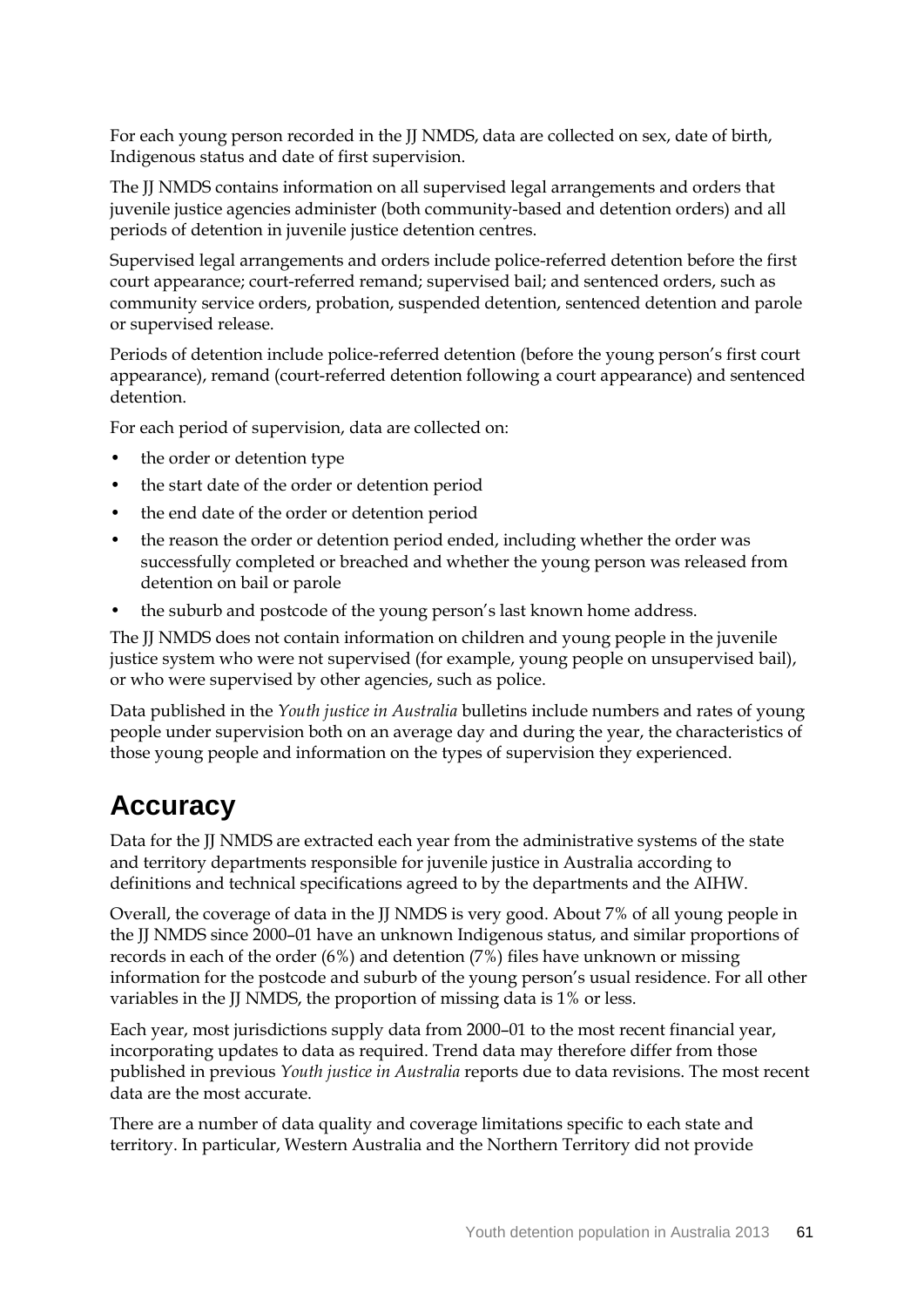For each young person recorded in the JJ NMDS, data are collected on sex, date of birth, Indigenous status and date of first supervision.

The JJ NMDS contains information on all supervised legal arrangements and orders that juvenile justice agencies administer (both community-based and detention orders) and all periods of detention in juvenile justice detention centres.

Supervised legal arrangements and orders include police-referred detention before the first court appearance; court-referred remand; supervised bail; and sentenced orders, such as community service orders, probation, suspended detention, sentenced detention and parole or supervised release.

Periods of detention include police-referred detention (before the young person's first court appearance), remand (court-referred detention following a court appearance) and sentenced detention.

For each period of supervision, data are collected on:

- the order or detention type
- the start date of the order or detention period
- the end date of the order or detention period
- the reason the order or detention period ended, including whether the order was successfully completed or breached and whether the young person was released from detention on bail or parole
- the suburb and postcode of the young person's last known home address.

The JJ NMDS does not contain information on children and young people in the juvenile justice system who were not supervised (for example, young people on unsupervised bail), or who were supervised by other agencies, such as police.

Data published in the *Youth justice in Australia* bulletins include numbers and rates of young people under supervision both on an average day and during the year, the characteristics of those young people and information on the types of supervision they experienced.

## Accuracy

Data for the JJ NMDS are extracted each year from the administrative systems of the state and territory departments responsible for juvenile justice in Australia according to definitions and technical specifications agreed to by the departments and the AIHW.

Overall, the coverage of data in the JJ NMDS is very good. About 7% of all young people in the JJ NMDS since 2000–01 have an unknown Indigenous status, and similar proportions of records in each of the order (6%) and detention (7%) files have unknown or missing information for the postcode and suburb of the young person's usual residence. For all other variables in the JJ NMDS, the proportion of missing data is 1% or less.

Each year, most jurisdictions supply data from 2000–01 to the most recent financial year, incorporating updates to data as required. Trend data may therefore differ from those published in previous *Youth justice in Australia* reports due to data revisions. The most recent data are the most accurate.

There are a number of data quality and coverage limitations specific to each state and territory. In particular, Western Australia and the Northern Territory did not provide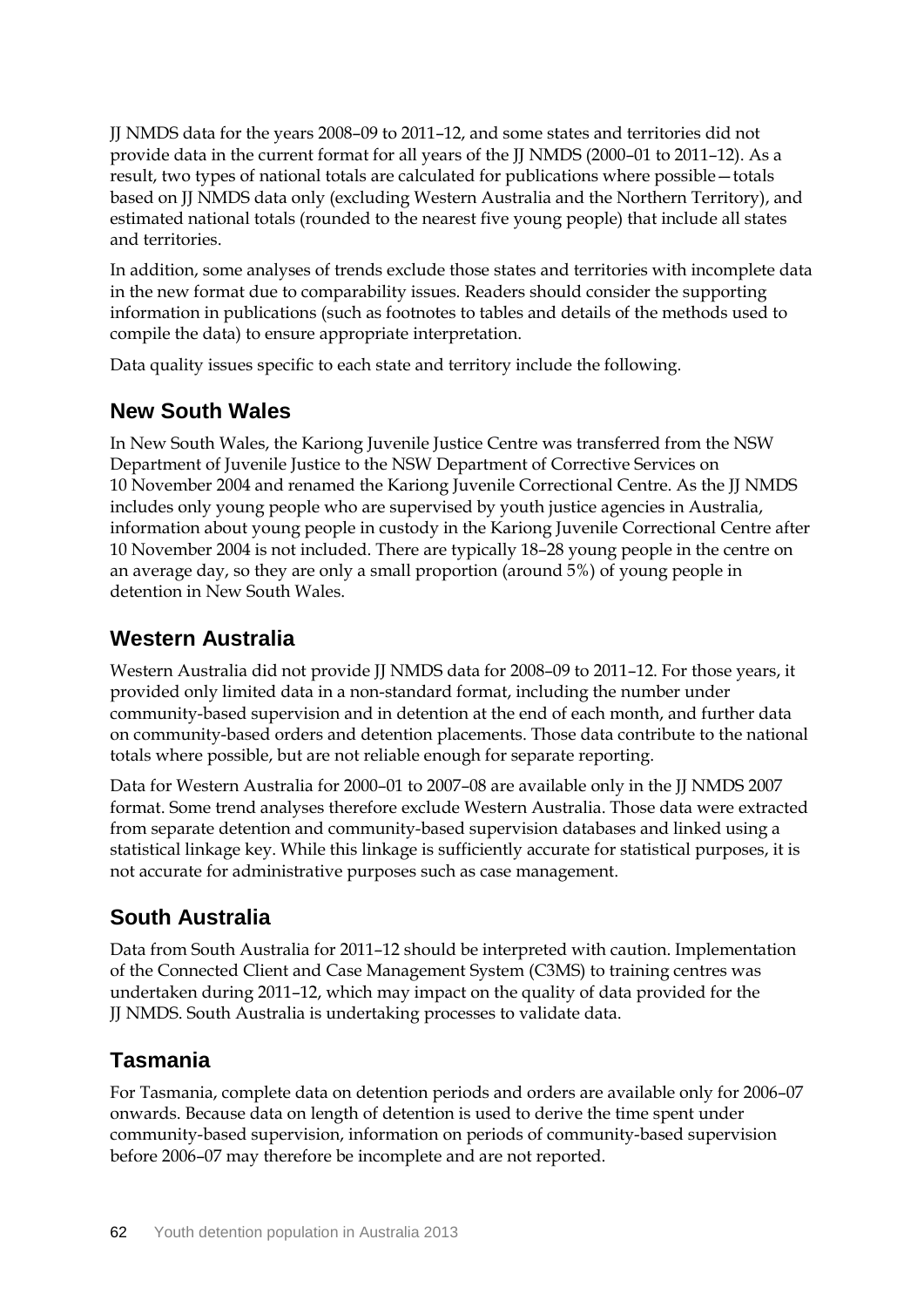JJ NMDS data for the years 2008–09 to 2011–12, and some states and territories did not provide data in the current format for all years of the JJ NMDS (2000–01 to 2011–12). As a result, two types of national totals are calculated for publications where possible—totals based on JJ NMDS data only (excluding Western Australia and the Northern Territory), and estimated national totals (rounded to the nearest five young people) that include all states and territories.

In addition, some analyses of trends exclude those states and territories with incomplete data in the new format due to comparability issues. Readers should consider the supporting information in publications (such as footnotes to tables and details of the methods used to compile the data) to ensure appropriate interpretation.

Data quality issues specific to each state and territory include the following.

## New South Wales

In New South Wales, the Kariong Juvenile Justice Centre was transferred from the NSW Department of Juvenile Justice to the NSW Department of Corrective Services on 10 November 2004 and renamed the Kariong Juvenile Correctional Centre. As the JJ NMDS includes only young people who are supervised by youth justice agencies in Australia, information about young people in custody in the Kariong Juvenile Correctional Centre after 10 November 2004 is not included. There are typically 18–28 young people in the centre on an average day, so they are only a small proportion (around 5%) of young people in detention in New South Wales.

## Western Australia

Western Australia did not provide JJ NMDS data for 2008–09 to 2011–12. For those years, it provided only limited data in a non-standard format, including the number under community-based supervision and in detention at the end of each month, and further data on community-based orders and detention placements. Those data contribute to the national totals where possible, but are not reliable enough for separate reporting.

Data for Western Australia for 2000–01 to 2007–08 are available only in the JJ NMDS 2007 format. Some trend analyses therefore exclude Western Australia. Those data were extracted from separate detention and community-based supervision databases and linked using a statistical linkage key. While this linkage is sufficiently accurate for statistical purposes, it is not accurate for administrative purposes such as case management.

## South Australia

Data from South Australia for 2011–12 should be interpreted with caution. Implementation of the Connected Client and Case Management System (C3MS) to training centres was undertaken during 2011–12, which may impact on the quality of data provided for the JJ NMDS. South Australia is undertaking processes to validate data.

## Tasmania

For Tasmania, complete data on detention periods and orders are available only for 2006–07 onwards. Because data on length of detention is used to derive the time spent under community-based supervision, information on periods of community-based supervision before 2006–07 may therefore be incomplete and are not reported.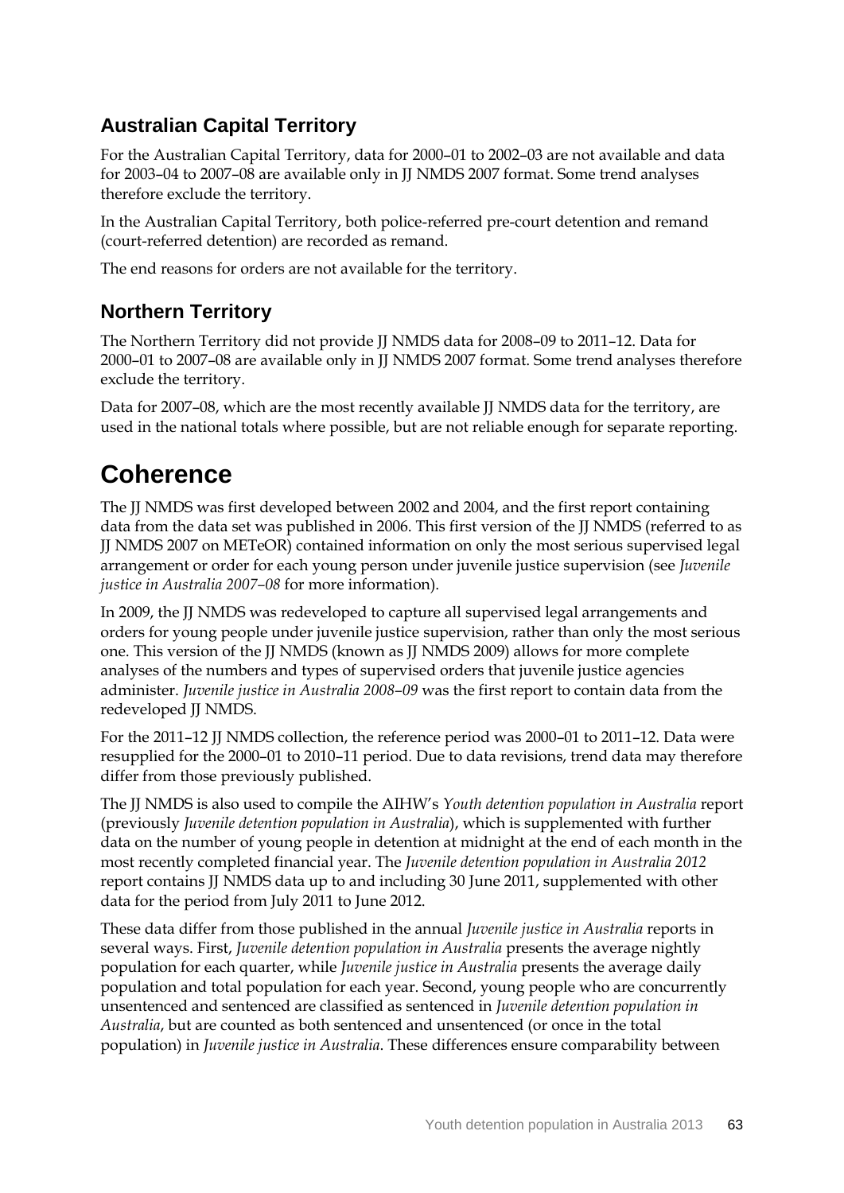### Australian Capital Territory

For the Australian Capital Territory, data for 2000–01 to 2002–03 are not available and data for 2003–04 to 2007–08 are available only in JJ NMDS 2007 format. Some trend analyses therefore exclude the territory.

In the Australian Capital Territory, both police-referred pre-court detention and remand (court-referred detention) are recorded as remand.

The end reasons for orders are not available for the territory.

### Northern Territory

The Northern Territory did not provide JJ NMDS data for 2008–09 to 2011–12. Data for 2000–01 to 2007–08 are available only in JJ NMDS 2007 format. Some trend analyses therefore exclude the territory.

Data for 2007–08, which are the most recently available JJ NMDS data for the territory, are used in the national totals where possible, but are not reliable enough for separate reporting.

## Coherence

The JJ NMDS was first developed between 2002 and 2004, and the first report containing data from the data set was published in 2006. This first version of the JJ NMDS (referred to as JJ NMDS 2007 on METeOR) contained information on only the most serious supervised legal arrangement or order for each young person under juvenile justice supervision (see *Juvenile justice in Australia 2007–08* for more information).

In 2009, the JJ NMDS was redeveloped to capture all supervised legal arrangements and orders for young people under juvenile justice supervision, rather than only the most serious one. This version of the JJ NMDS (known as JJ NMDS 2009) allows for more complete analyses of the numbers and types of supervised orders that juvenile justice agencies administer. *Juvenile justice in Australia 2008–09* was the first report to contain data from the redeveloped JJ NMDS.

For the 2011–12 JJ NMDS collection, the reference period was 2000–01 to 2011–12. Data were resupplied for the 2000–01 to 2010–11 period. Due to data revisions, trend data may therefore differ from those previously published.

The JJ NMDS is also used to compile the AIHW's *Youth detention population in Australia* report (previously *Juvenile detention population in Australia*), which is supplemented with further data on the number of young people in detention at midnight at the end of each month in the most recently completed financial year. The *Juvenile detention population in Australia 2012* report contains JJ NMDS data up to and including 30 June 2011, supplemented with other data for the period from July 2011 to June 2012.

These data differ from those published in the annual *Juvenile justice in Australia* reports in several ways. First, *Juvenile detention population in Australia* presents the average nightly population for each quarter, while *Juvenile justice in Australia* presents the average daily population and total population for each year. Second, young people who are concurrently unsentenced and sentenced are classified as sentenced in *Juvenile detention population in Australia*, but are counted as both sentenced and unsentenced (or once in the total population) in *Juvenile justice in Australia*. These differences ensure comparability between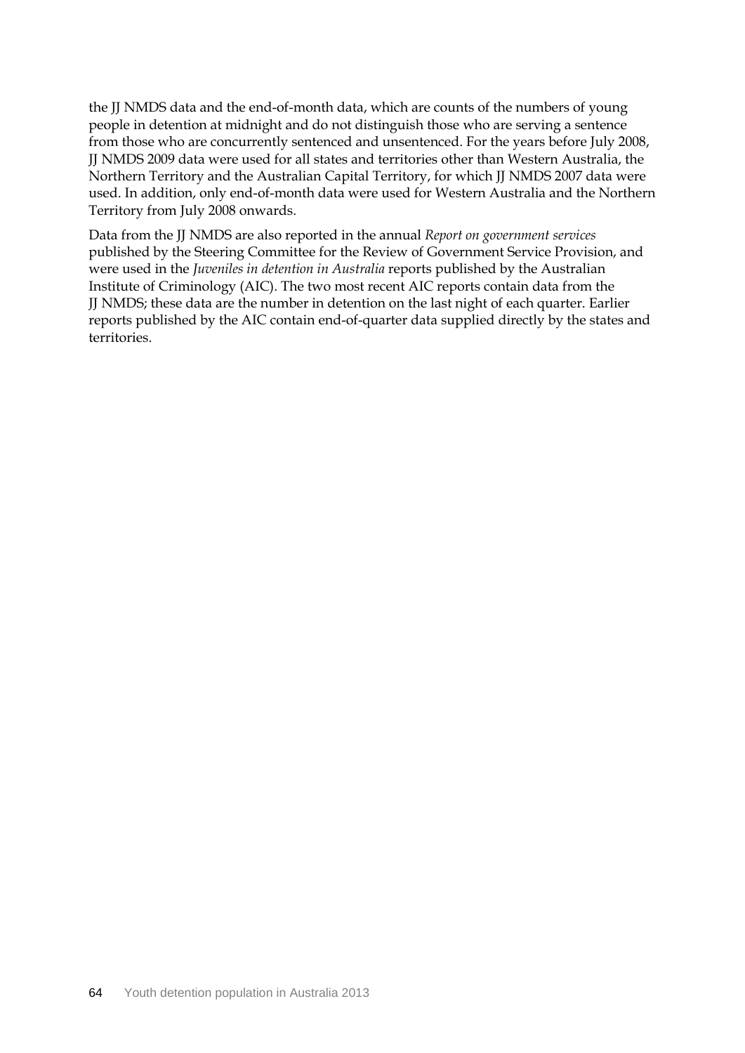the JJ NMDS data and the end-of-month data, which are counts of the numbers of young people in detention at midnight and do not distinguish those who are serving a sentence from those who are concurrently sentenced and unsentenced. For the years before July 2008, JJ NMDS 2009 data were used for all states and territories other than Western Australia, the Northern Territory and the Australian Capital Territory, for which JJ NMDS 2007 data were used. In addition, only end-of-month data were used for Western Australia and the Northern Territory from July 2008 onwards.

Data from the JJ NMDS are also reported in the annual *Report on government services* published by the Steering Committee for the Review of Government Service Provision, and were used in the *Juveniles in detention in Australia* reports published by the Australian Institute of Criminology (AIC). The two most recent AIC reports contain data from the JJ NMDS; these data are the number in detention on the last night of each quarter. Earlier reports published by the AIC contain end-of-quarter data supplied directly by the states and territories.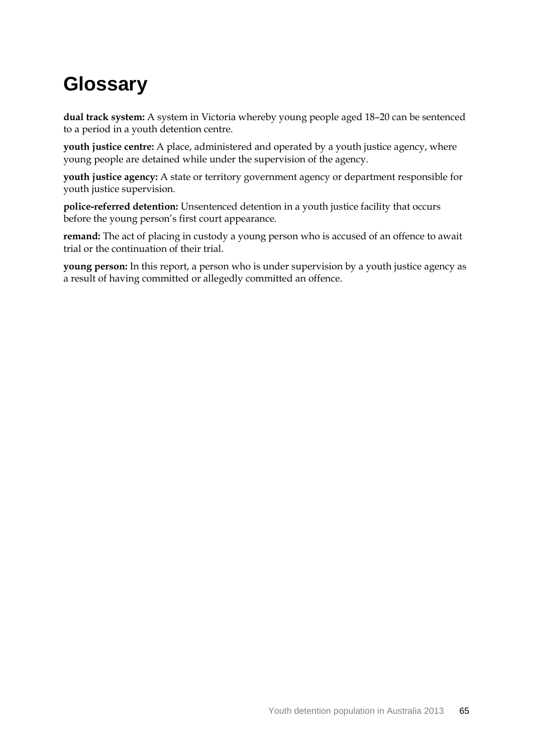# Glossary

**dual track system:** A system in Victoria whereby young people aged 18–20 can be sentenced to a period in a youth detention centre.

**youth justice centre:** A place, administered and operated by a youth justice agency, where young people are detained while under the supervision of the agency.

**youth justice agency:** A state or territory government agency or department responsible for youth justice supervision.

**police-referred detention:** Unsentenced detention in a youth justice facility that occurs before the young person's first court appearance.

**remand:** The act of placing in custody a young person who is accused of an offence to await trial or the continuation of their trial.

**young person:** In this report, a person who is under supervision by a youth justice agency as a result of having committed or allegedly committed an offence.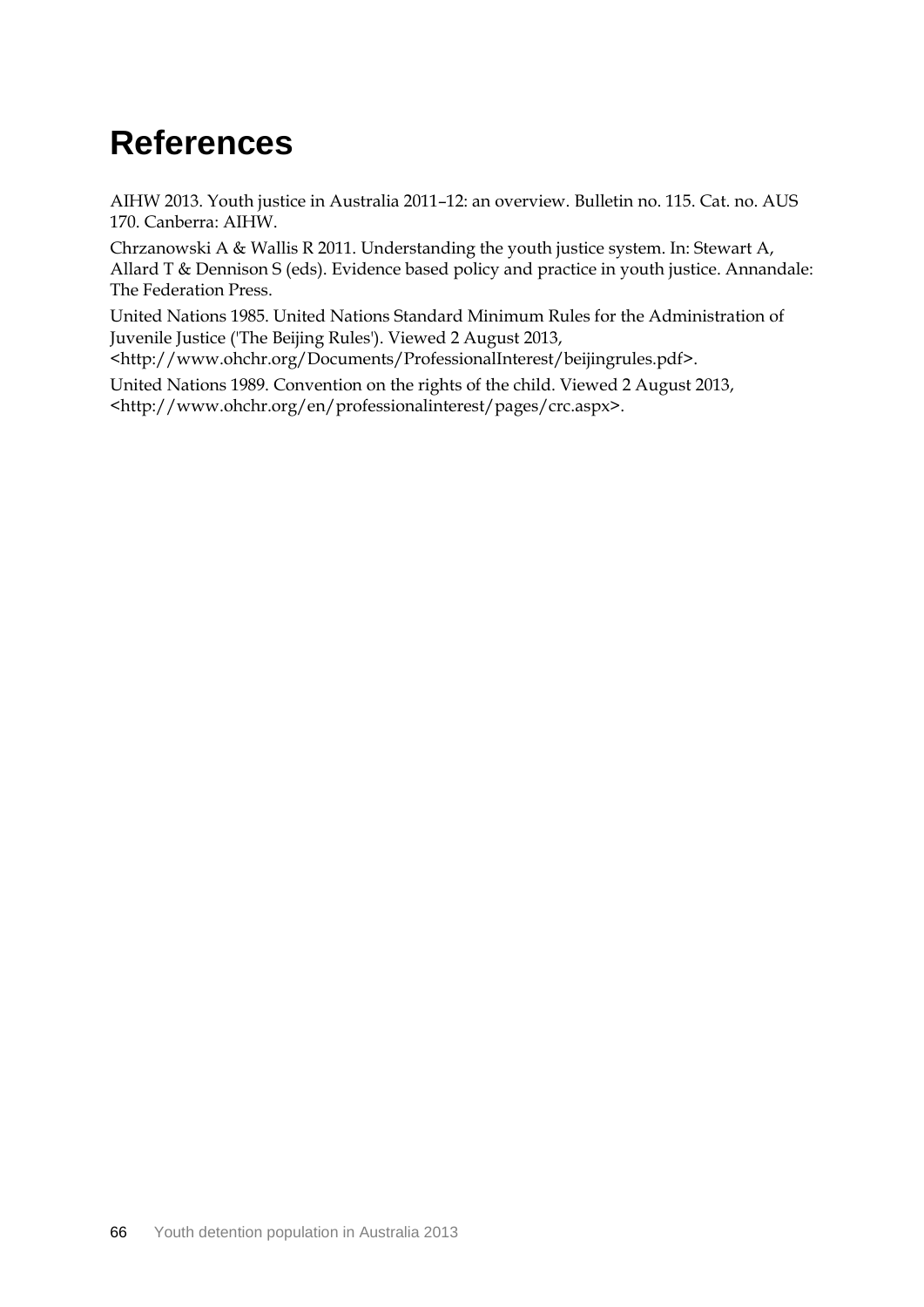# References

AIHW 2013. Youth justice in Australia 2011–12: an overview. Bulletin no. 115. Cat. no. AUS 170. Canberra: AIHW.

Chrzanowski A & Wallis R 2011. Understanding the youth justice system. In: Stewart A, Allard T & Dennison S (eds). Evidence based policy and practice in youth justice. Annandale: The Federation Press.

United Nations 1985. United Nations Standard Minimum Rules for the Administration of Juvenile Justice ('The Beijing Rules'). Viewed 2 August 2013, <http://www.ohchr.org/Documents/ProfessionalInterest/beijingrules.pdf>.

United Nations 1989. Convention on the rights of the child. Viewed 2 August 2013, <http://www.ohchr.org/en/professionalinterest/pages/crc.aspx>.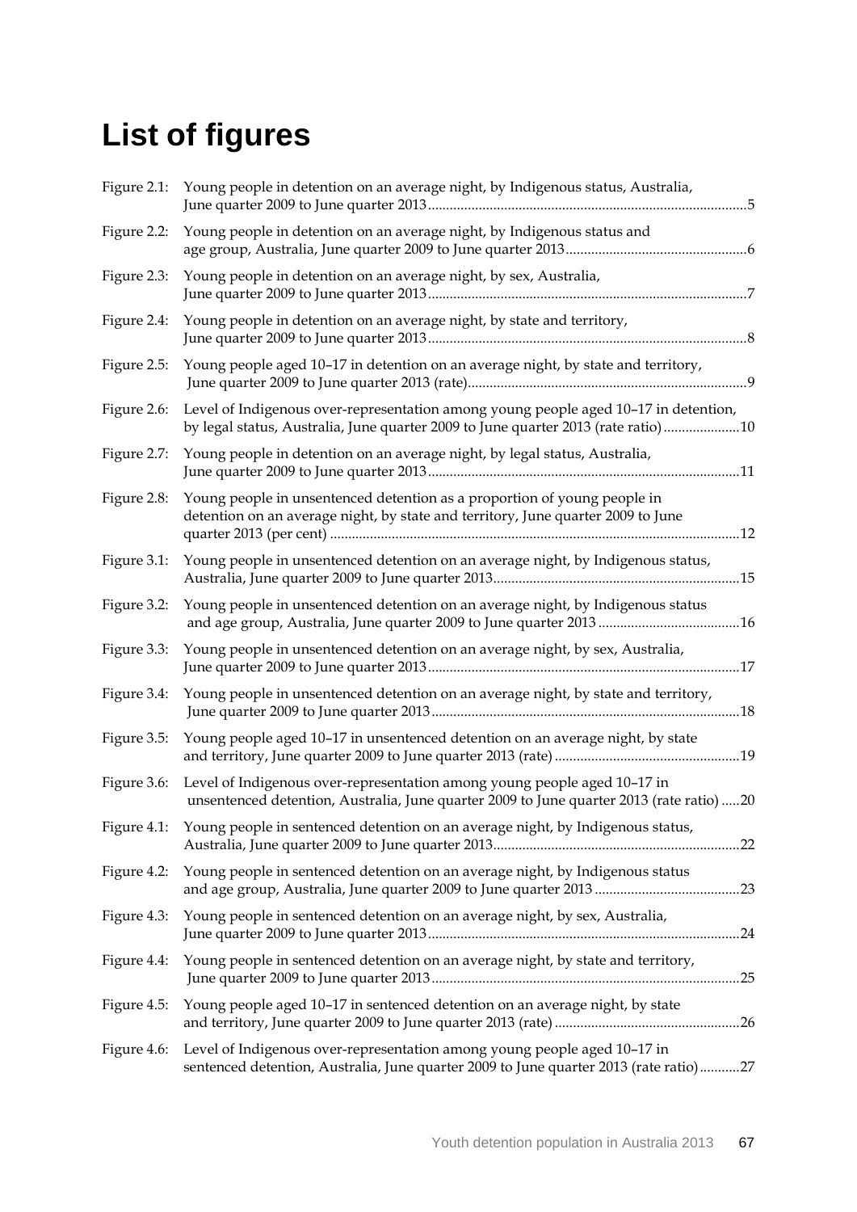# List of figures

Figure 2.1: Young people in detention on an average night, by Indigenous status, Australia, June quarter 2009 to June quarter 2013 ....... 5

Figure 2.2: Young people in detention on an average night, by Indigenous status and age group, Australia, June quarter 2009 to June quarter 2013 ....... 6

Figure 2.3: Young people in detention on an average night, by sex, Australia, June quarter 2009 to June quarter 2013 ....... 7

Figure 2.4: Young people in detention on an average night, by state and territory, June quarter 2009 to June quarter 2013 ....... 8

Figure 2.5: Young people aged 10–17 in detention on an average night, by state and territory, June quarter 2009 to June quarter 2013 (rate) ....... 9

Figure 2.6: Level of Indigenous over-representation among young people aged 10–17 in detention, by legal status, Australia, June quarter 2009 to June quarter 2013 (rate ratio) ....... 10

Figure 2.7: Young people in detention on an average night, by legal status, Australia, June quarter 2009 to June quarter 2013 ....... 11

Figure 2.8: Young people in unsentenced detention as a proportion of young people in detention on an average night, by state and territory, June quarter 2009 to June quarter 2013 (per cent) ....... 12

Figure 3.1: Young people in unsentenced detention on an average night, by Indigenous status, Australia, June quarter 2009 to June quarter 2013 ....... 15

Figure 3.2: Young people in unsentenced detention on an average night, by Indigenous status and age group, Australia, June quarter 2009 to June quarter 2013 ....... 16

Figure 3.3: Young people in unsentenced detention on an average night, by sex, Australia, June quarter 2009 to June quarter 2013 ....... 17

Figure 3.4: Young people in unsentenced detention on an average night, by state and territory, June quarter 2009 to June quarter 2013 ....... 18

Figure 3.5: Young people aged 10–17 in unsentenced detention on an average night, by state and territory, June quarter 2009 to June quarter 2013 (rate) ....... 19

Figure 3.6: Level of Indigenous over-representation among young people aged 10–17 in unsentenced detention, Australia, June quarter 2009 to June quarter 2013 (rate ratio) ....... 20

Figure 4.1: Young people in sentenced detention on an average night, by Indigenous status, Australia, June quarter 2009 to June quarter 2013 ....... 22

Figure 4.2: Young people in sentenced detention on an average night, by Indigenous status and age group, Australia, June quarter 2009 to June quarter 2013 ....... 23

Figure 4.3: Young people in sentenced detention on an average night, by sex, Australia, June quarter 2009 to June quarter 2013 ....... 24

Figure 4.4: Young people in sentenced detention on an average night, by state and territory, June quarter 2009 to June quarter 2013 ....... 25

Figure 4.5: Young people aged 10–17 in sentenced detention on an average night, by state and territory, June quarter 2009 to June quarter 2013 (rate) ....... 26

Figure 4.6: Level of Indigenous over-representation among young people aged 10–17 in sentenced detention, Australia, June quarter 2009 to June quarter 2013 (rate ratio) ....... 27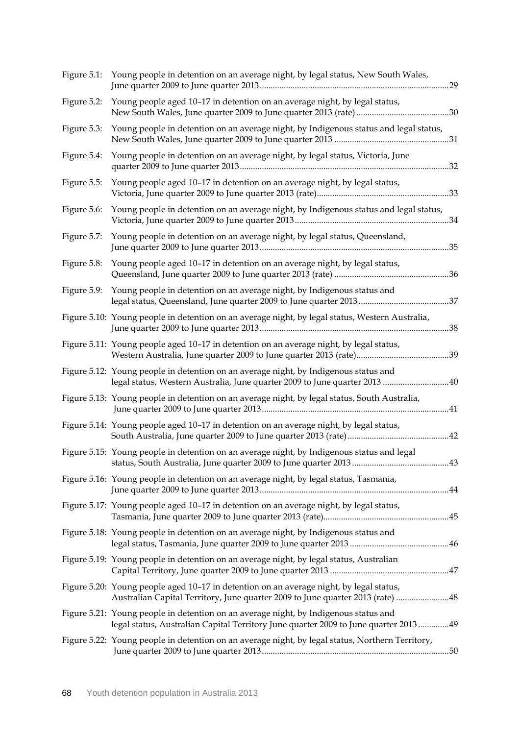Figure 5.1: Young people in detention on an average night, by legal status, New South Wales, June quarter 2009 to June quarter 2013 ....................................................................................29

Figure 5.2: Young people aged 10–17 in detention on an average night, by legal status, New South Wales, June quarter 2009 to June quarter 2013 (rate) ..........................................30

Figure 5.3: Young people in detention on an average night, by Indigenous status and legal status, New South Wales, June quarter 2009 to June quarter 2013 ....................................................31

Figure 5.4: Young people in detention on an average night, by legal status, Victoria, June quarter 2009 to June quarter 2013..............................................................................................32

Figure 5.5: Young people aged 10–17 in detention on an average night, by legal status, Victoria, June quarter 2009 to June quarter 2013 (rate)...........................................................33

Figure 5.6: Young people in detention on an average night, by Indigenous status and legal status, Victoria, June quarter 2009 to June quarter 2013.....................................................................34

Figure 5.7: Young people in detention on an average night, by legal status, Queensland, June quarter 2009 to June quarter 2013.....................................................................................35

Figure 5.8: Young people aged 10–17 in detention on an average night, by legal status, Queensland, June quarter 2009 to June quarter 2013 (rate) ...................................................36

Figure 5.9: Young people in detention on an average night, by Indigenous status and legal status, Queensland, June quarter 2009 to June quarter 2013 .........................................37

Figure 5.10: Young people in detention on an average night, by legal status, Western Australia, June quarter 2009 to June quarter 2013.....................................................................................38

Figure 5.11: Young people aged 10–17 in detention on an average night, by legal status, Western Australia, June quarter 2009 to June quarter 2013 (rate)..........................................39

Figure 5.12: Young people in detention on an average night, by Indigenous status and legal status, Western Australia, June quarter 2009 to June quarter 2013 ..............................40

Figure 5.13: Young people in detention on an average night, by legal status, South Australia, June quarter 2009 to June quarter 2013....................................................................................41

Figure 5.14: Young people aged 10–17 in detention on an average night, by legal status, South Australia, June quarter 2009 to June quarter 2013 (rate).............................................42

Figure 5.15: Young people in detention on an average night, by Indigenous status and legal status, South Australia, June quarter 2009 to June quarter 2013............................................43

Figure 5.16: Young people in detention on an average night, by legal status, Tasmania, June quarter 2009 to June quarter 2013.....................................................................................44

Figure 5.17: Young people aged 10–17 in detention on an average night, by legal status, Tasmania, June quarter 2009 to June quarter 2013 (rate).........................................................45

Figure 5.18: Young people in detention on an average night, by Indigenous status and legal status, Tasmania, June quarter 2009 to June quarter 2013 ............................................46

Figure 5.19: Young people in detention on an average night, by legal status, Australian Capital Territory, June quarter 2009 to June quarter 2013 .....................................................47

Figure 5.20: Young people aged 10–17 in detention on an average night, by legal status, Australian Capital Territory, June quarter 2009 to June quarter 2013 (rate) ........................48

Figure 5.21: Young people in detention on an average night, by Indigenous status and legal status, Australian Capital Territory June quarter 2009 to June quarter 2013..............49

Figure 5.22: Young people in detention on an average night, by legal status, Northern Territory, June quarter 2009 to June quarter 2013....................................................................................50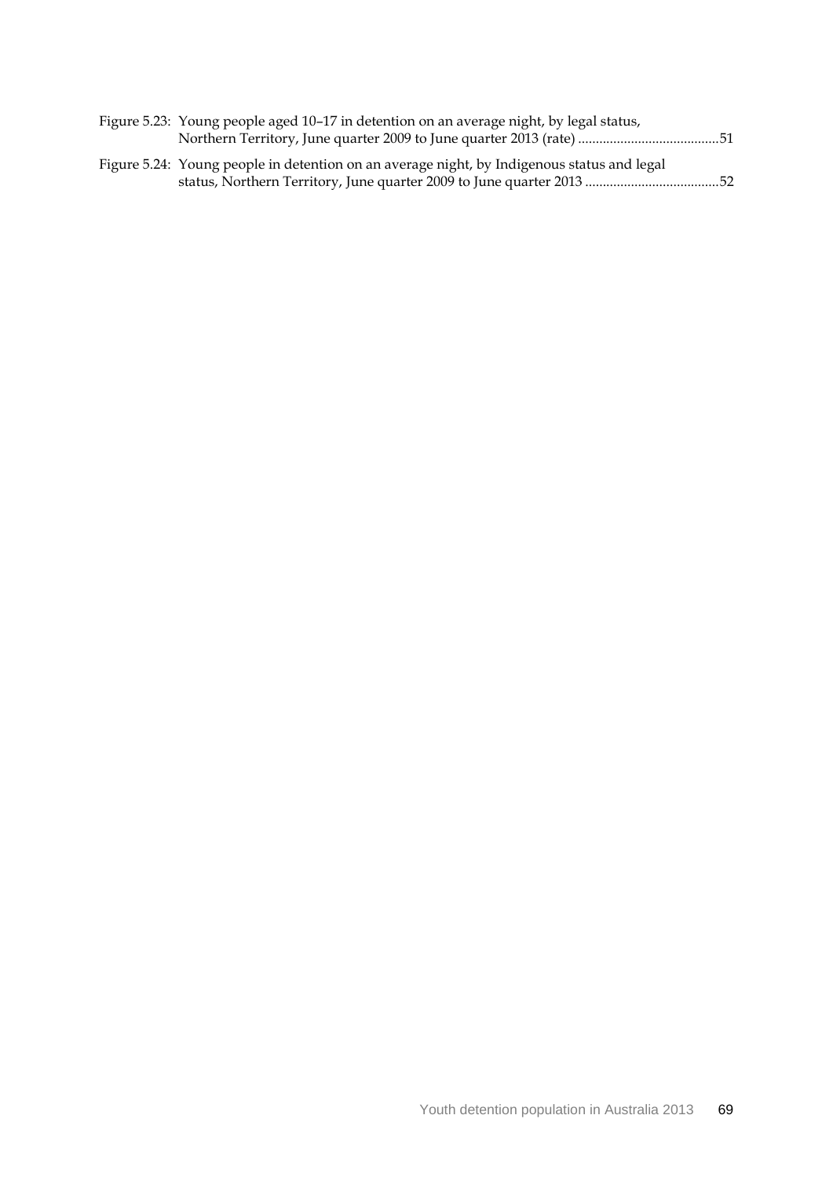Figure 5.23: Young people aged 10–17 in detention on an average night, by legal status, Northern Territory, June quarter 2009 to June quarter 2013 (rate) ........................................51

Figure 5.24: Young people in detention on an average night, by Indigenous status and legal status, Northern Territory, June quarter 2009 to June quarter 2013 ......................................52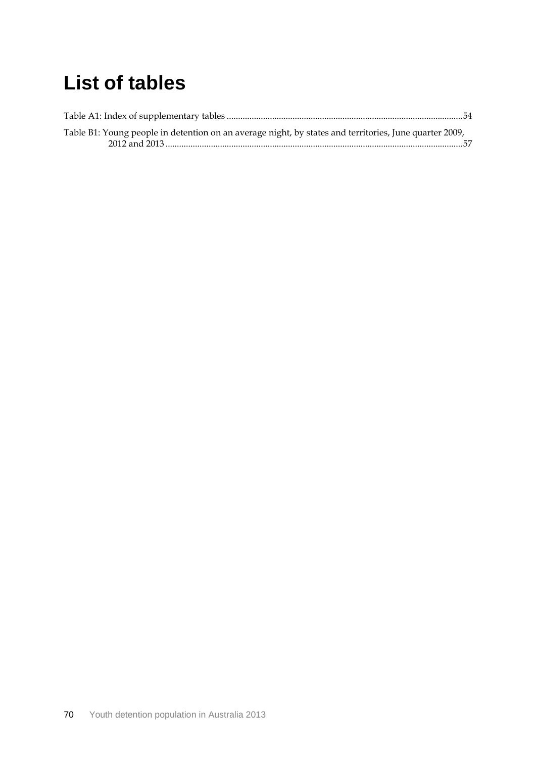# List of tables

Table A1: Index of supplementary tables ......................................................................................................54

Table B1: Young people in detention on an average night, by states and territories, June quarter 2009, 2012 and 2013 ..................................................................................................................................57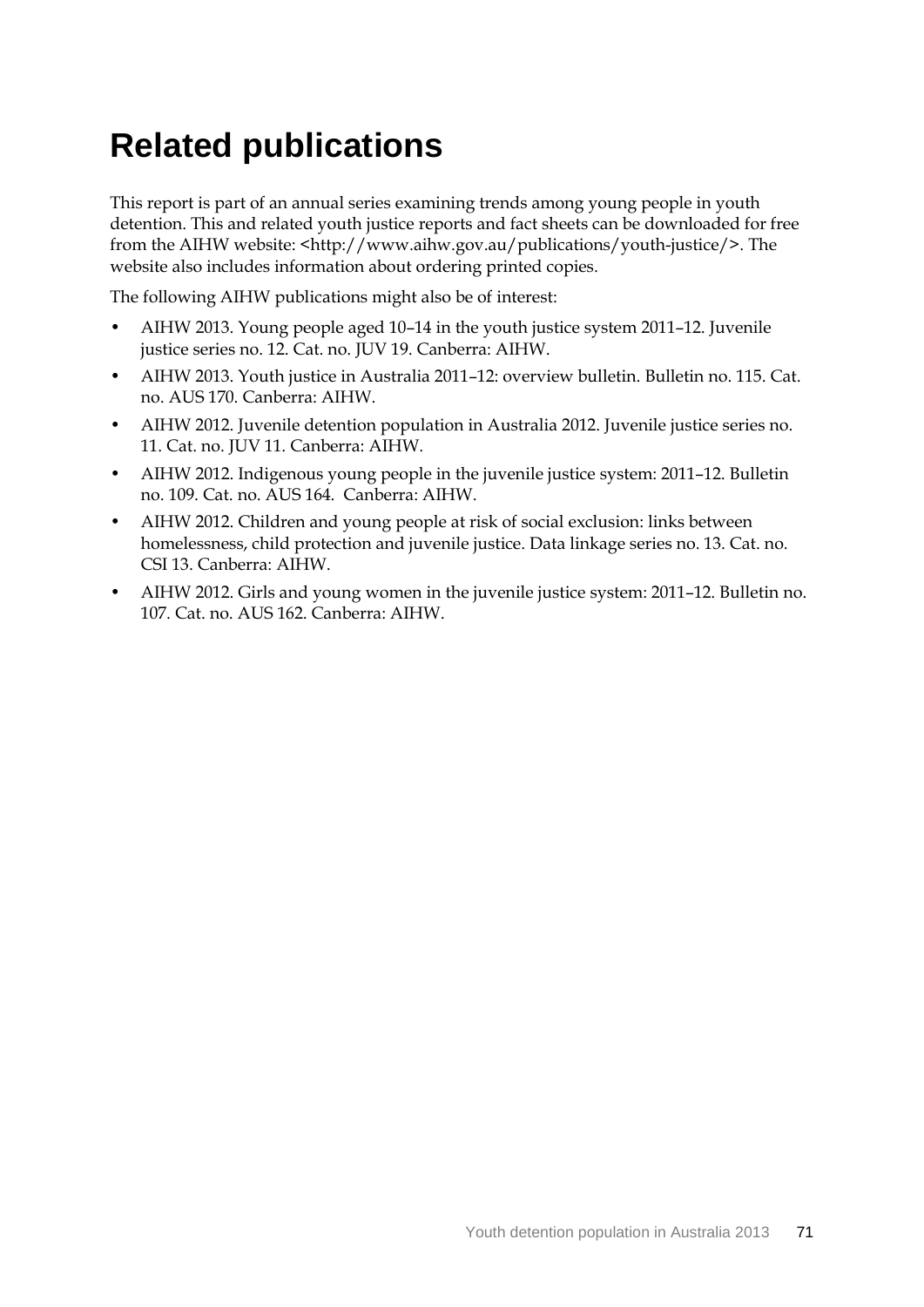# Related publications

This report is part of an annual series examining trends among young people in youth detention. This and related youth justice reports and fact sheets can be downloaded for free from the AIHW website: <http://www.aihw.gov.au/publications/youth-justice/>. The website also includes information about ordering printed copies.

The following AIHW publications might also be of interest:

- AIHW 2013. Young people aged 10–14 in the youth justice system 2011–12. Juvenile justice series no. 12. Cat. no. JUV 19. Canberra: AIHW.
- AIHW 2013. Youth justice in Australia 2011–12: overview bulletin. Bulletin no. 115. Cat. no. AUS 170. Canberra: AIHW.
- AIHW 2012. Juvenile detention population in Australia 2012. Juvenile justice series no. 11. Cat. no. JUV 11. Canberra: AIHW.
- AIHW 2012. Indigenous young people in the juvenile justice system: 2011–12. Bulletin no. 109. Cat. no. AUS 164. Canberra: AIHW.
- AIHW 2012. Children and young people at risk of social exclusion: links between homelessness, child protection and juvenile justice. Data linkage series no. 13. Cat. no. CSI 13. Canberra: AIHW.
- AIHW 2012. Girls and young women in the juvenile justice system: 2011–12. Bulletin no. 107. Cat. no. AUS 162. Canberra: AIHW.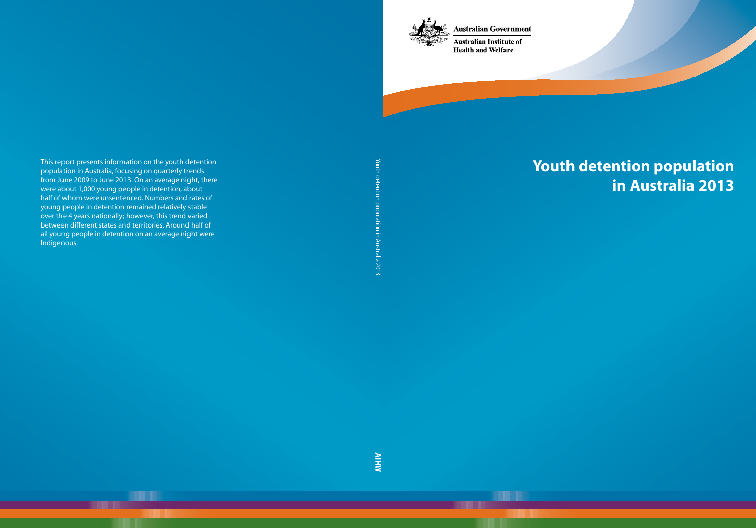Australian Government

Australian Institute of Health and Welfare

# Youth detention population in Australia 2013

This report presents information on the youth detention population in Australia, focusing on quarterly trends from June 2009 to June 2013. On an average night, there were about 1,000 young people in detention, about half of whom were unsentenced. Numbers and rates of young people in detention remained relatively stable over the 4 years nationally; however, this trend varied between different states and territories. Around half of all young people in detention on an average night were Indigenous.

Youth detention population in Australia 2013

AIHW